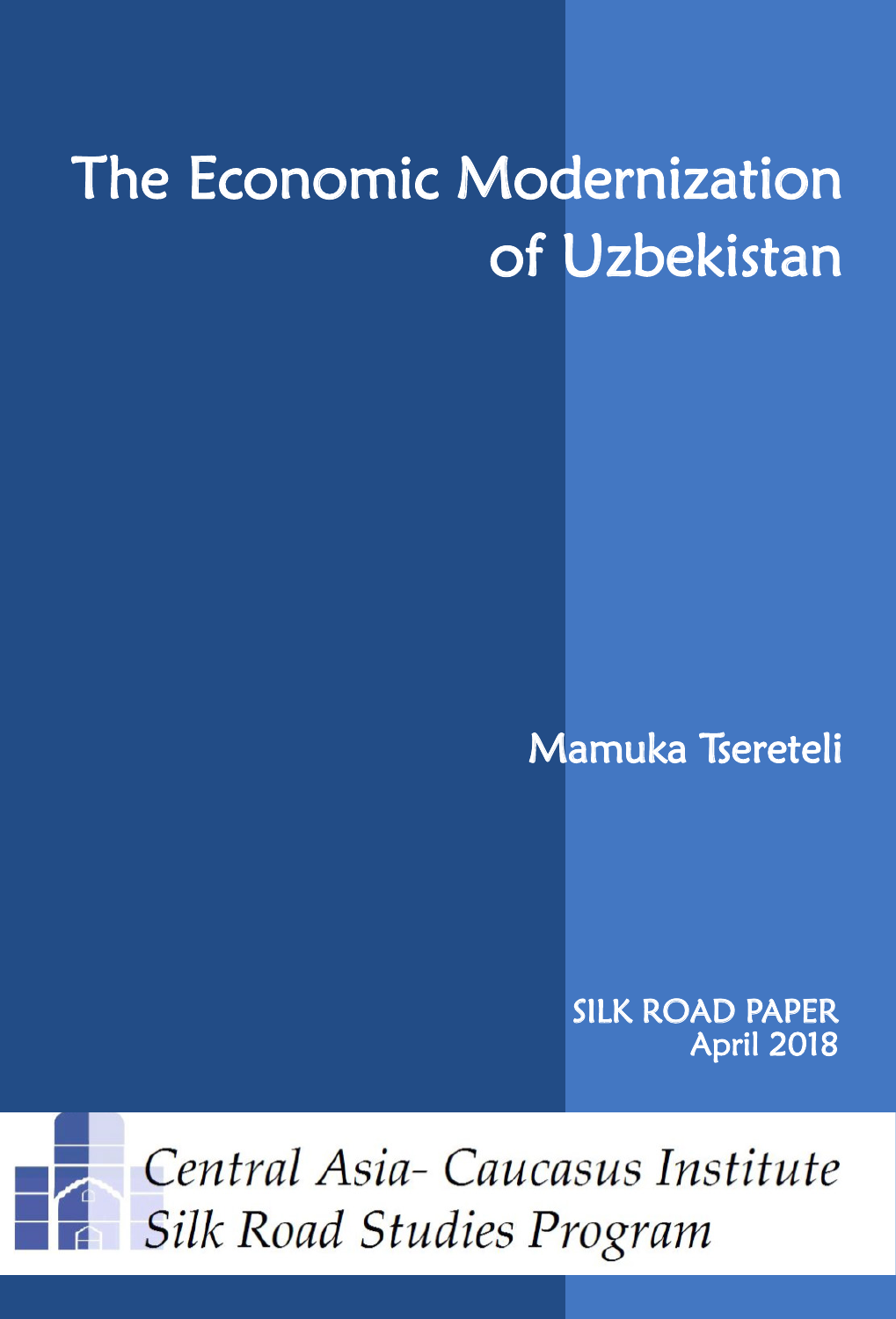# The Economic Modernization of Uzbekistan

Mamuka Tsereteli

SILK ROAD PAPER
April 2018

Central Asia- Caucasus Institute
Silk Road Studies Program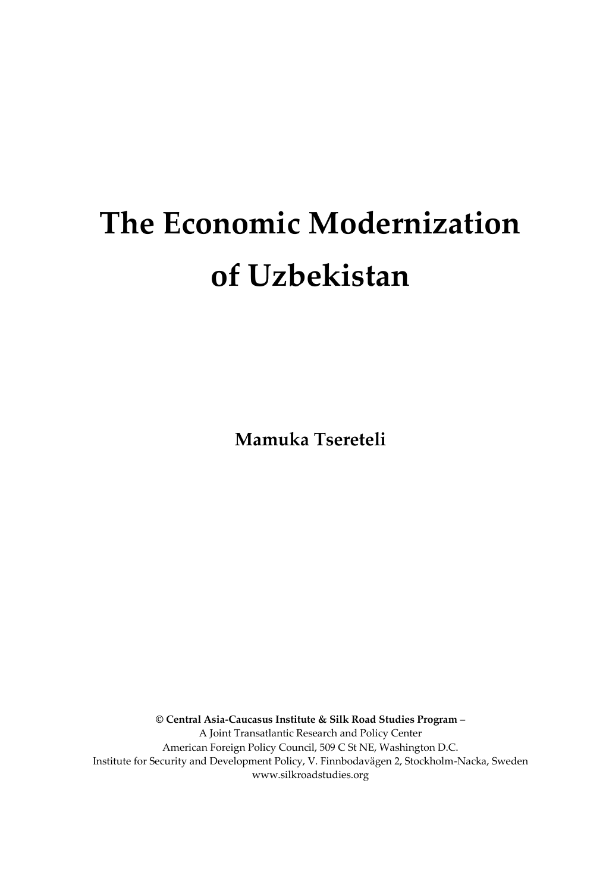# The Economic Modernization of Uzbekistan

**Mamuka Tsereteli**

© **Central Asia-Caucasus Institute & Silk Road Studies Program –**
A Joint Transatlantic Research and Policy Center
American Foreign Policy Council, 509 C St NE, Washington D.C.
Institute for Security and Development Policy, V. Finnbodavägen 2, Stockholm-Nacka, Sweden
www.silkroadstudies.org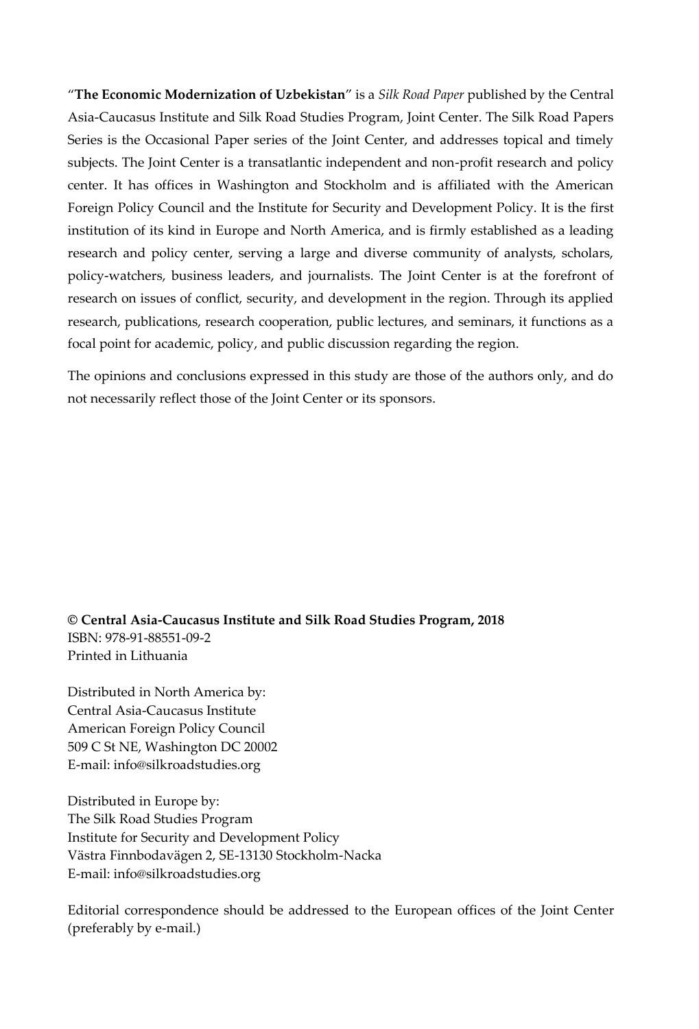"**The Economic Modernization of Uzbekistan**" is a *Silk Road Paper* published by the Central Asia-Caucasus Institute and Silk Road Studies Program, Joint Center. The Silk Road Papers Series is the Occasional Paper series of the Joint Center, and addresses topical and timely subjects. The Joint Center is a transatlantic independent and non-profit research and policy center. It has offices in Washington and Stockholm and is affiliated with the American Foreign Policy Council and the Institute for Security and Development Policy. It is the first institution of its kind in Europe and North America, and is firmly established as a leading research and policy center, serving a large and diverse community of analysts, scholars, policy-watchers, business leaders, and journalists. The Joint Center is at the forefront of research on issues of conflict, security, and development in the region. Through its applied research, publications, research cooperation, public lectures, and seminars, it functions as a focal point for academic, policy, and public discussion regarding the region.

The opinions and conclusions expressed in this study are those of the authors only, and do not necessarily reflect those of the Joint Center or its sponsors.

**© Central Asia-Caucasus Institute and Silk Road Studies Program, 2018**
ISBN: 978-91-88551-09-2
Printed in Lithuania

Distributed in North America by:
Central Asia-Caucasus Institute
American Foreign Policy Council
509 C St NE, Washington DC 20002
E-mail: info@silkroadstudies.org

Distributed in Europe by:
The Silk Road Studies Program
Institute for Security and Development Policy
Västra Finnbodavägen 2, SE-13130 Stockholm-Nacka
E-mail: info@silkroadstudies.org

Editorial correspondence should be addressed to the European offices of the Joint Center (preferably by e-mail.)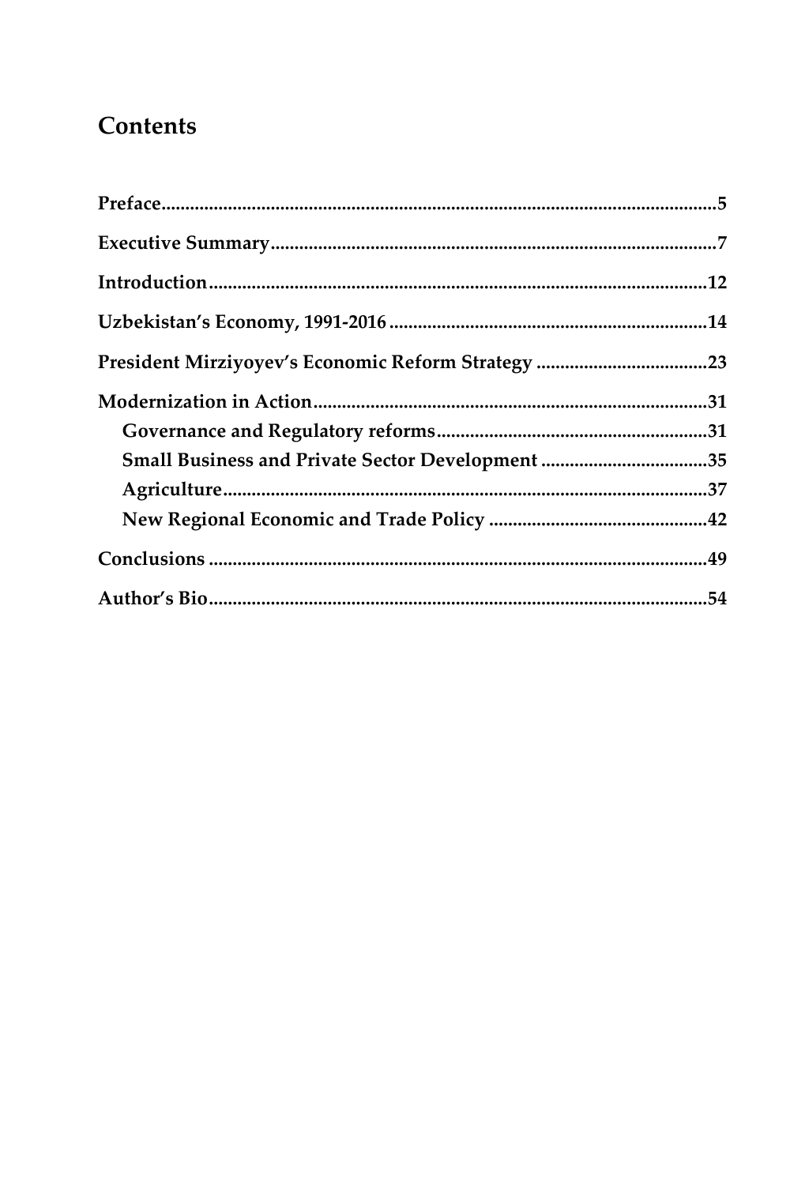# Contents

**Preface** .....5

**Executive Summary** .....7

**Introduction** .....12

**Uzbekistan's Economy, 1991-2016** .....14

**President Mirziyoyev's Economic Reform Strategy** .....23

**Modernization in Action** .....31

- **Governance and Regulatory reforms** .....31
- **Small Business and Private Sector Development** .....35
- **Agriculture** .....37
- **New Regional Economic and Trade Policy** .....42

**Conclusions** .....49

**Author's Bio** .....54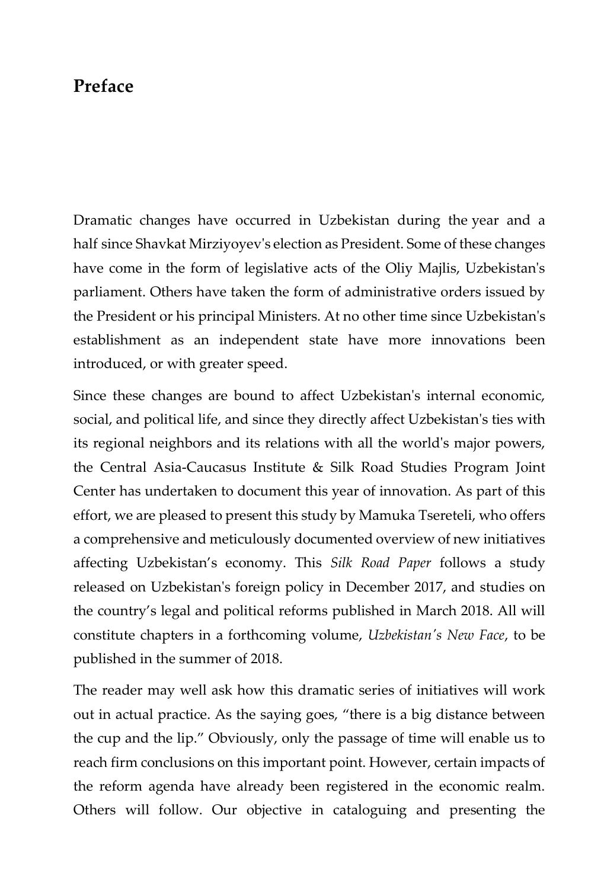# Preface

Dramatic changes have occurred in Uzbekistan during the year and a half since Shavkat Mirziyoyev's election as President. Some of these changes have come in the form of legislative acts of the Oliy Majlis, Uzbekistan's parliament. Others have taken the form of administrative orders issued by the President or his principal Ministers. At no other time since Uzbekistan's establishment as an independent state have more innovations been introduced, or with greater speed.

Since these changes are bound to affect Uzbekistan's internal economic, social, and political life, and since they directly affect Uzbekistan's ties with its regional neighbors and its relations with all the world's major powers, the Central Asia-Caucasus Institute & Silk Road Studies Program Joint Center has undertaken to document this year of innovation. As part of this effort, we are pleased to present this study by Mamuka Tsereteli, who offers a comprehensive and meticulously documented overview of new initiatives affecting Uzbekistan's economy. This *Silk Road Paper* follows a study released on Uzbekistan's foreign policy in December 2017, and studies on the country's legal and political reforms published in March 2018. All will constitute chapters in a forthcoming volume, *Uzbekistan's New Face*, to be published in the summer of 2018.

The reader may well ask how this dramatic series of initiatives will work out in actual practice. As the saying goes, "there is a big distance between the cup and the lip." Obviously, only the passage of time will enable us to reach firm conclusions on this important point. However, certain impacts of the reform agenda have already been registered in the economic realm. Others will follow. Our objective in cataloguing and presenting the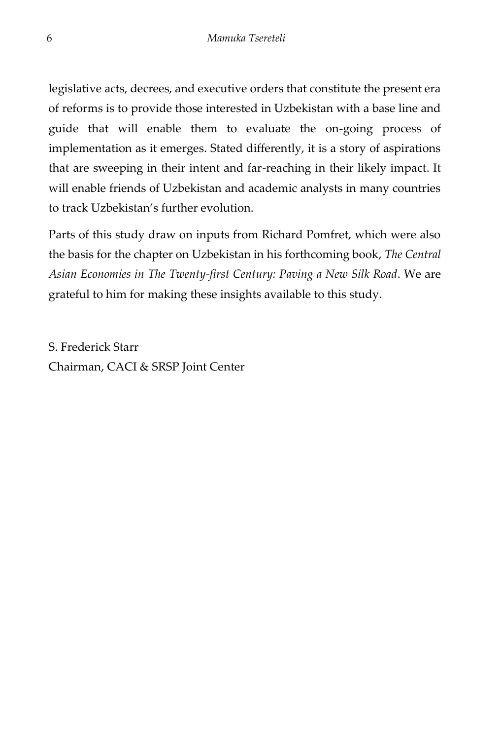legislative acts, decrees, and executive orders that constitute the present era of reforms is to provide those interested in Uzbekistan with a base line and guide that will enable them to evaluate the on-going process of implementation as it emerges. Stated differently, it is a story of aspirations that are sweeping in their intent and far-reaching in their likely impact. It will enable friends of Uzbekistan and academic analysts in many countries to track Uzbekistan's further evolution.

Parts of this study draw on inputs from Richard Pomfret, which were also the basis for the chapter on Uzbekistan in his forthcoming book, *The Central Asian Economies in The Twenty-first Century: Paving a New Silk Road*. We are grateful to him for making these insights available to this study.

S. Frederick Starr
Chairman, CACI & SRSP Joint Center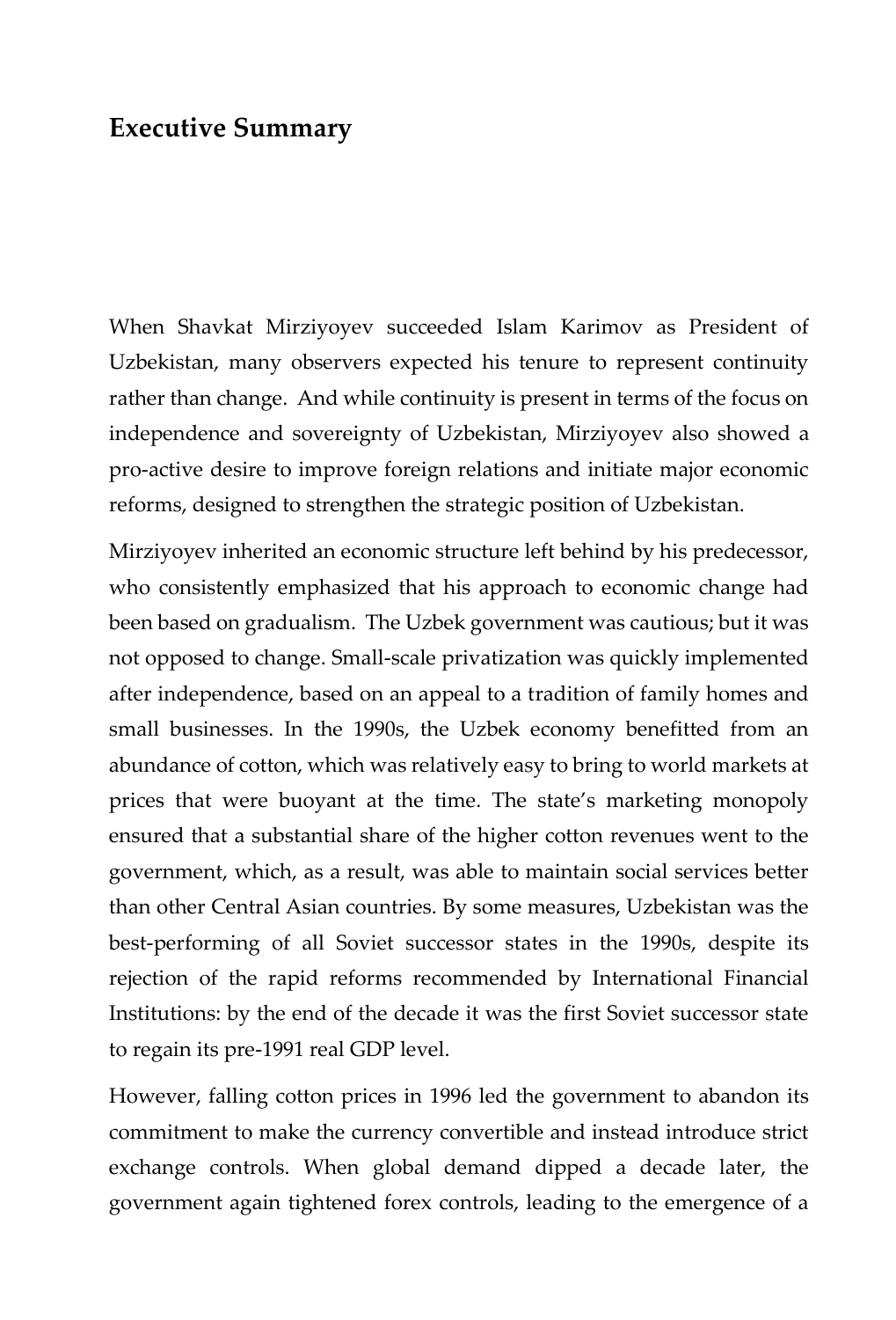# Executive Summary

When Shavkat Mirziyoyev succeeded Islam Karimov as President of Uzbekistan, many observers expected his tenure to represent continuity rather than change. And while continuity is present in terms of the focus on independence and sovereignty of Uzbekistan, Mirziyoyev also showed a pro-active desire to improve foreign relations and initiate major economic reforms, designed to strengthen the strategic position of Uzbekistan.

Mirziyoyev inherited an economic structure left behind by his predecessor, who consistently emphasized that his approach to economic change had been based on gradualism. The Uzbek government was cautious; but it was not opposed to change. Small-scale privatization was quickly implemented after independence, based on an appeal to a tradition of family homes and small businesses. In the 1990s, the Uzbek economy benefitted from an abundance of cotton, which was relatively easy to bring to world markets at prices that were buoyant at the time. The state's marketing monopoly ensured that a substantial share of the higher cotton revenues went to the government, which, as a result, was able to maintain social services better than other Central Asian countries. By some measures, Uzbekistan was the best-performing of all Soviet successor states in the 1990s, despite its rejection of the rapid reforms recommended by International Financial Institutions: by the end of the decade it was the first Soviet successor state to regain its pre-1991 real GDP level.

However, falling cotton prices in 1996 led the government to abandon its commitment to make the currency convertible and instead introduce strict exchange controls. When global demand dipped a decade later, the government again tightened forex controls, leading to the emergence of a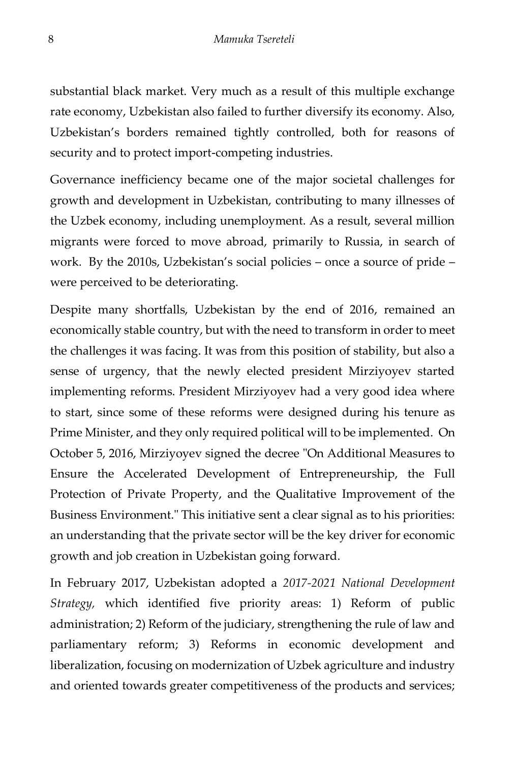substantial black market. Very much as a result of this multiple exchange rate economy, Uzbekistan also failed to further diversify its economy. Also, Uzbekistan's borders remained tightly controlled, both for reasons of security and to protect import-competing industries.

Governance inefficiency became one of the major societal challenges for growth and development in Uzbekistan, contributing to many illnesses of the Uzbek economy, including unemployment. As a result, several million migrants were forced to move abroad, primarily to Russia, in search of work. By the 2010s, Uzbekistan's social policies – once a source of pride – were perceived to be deteriorating.

Despite many shortfalls, Uzbekistan by the end of 2016, remained an economically stable country, but with the need to transform in order to meet the challenges it was facing. It was from this position of stability, but also a sense of urgency, that the newly elected president Mirziyoyev started implementing reforms. President Mirziyoyev had a very good idea where to start, since some of these reforms were designed during his tenure as Prime Minister, and they only required political will to be implemented. On October 5, 2016, Mirziyoyev signed the decree "On Additional Measures to Ensure the Accelerated Development of Entrepreneurship, the Full Protection of Private Property, and the Qualitative Improvement of the Business Environment." This initiative sent a clear signal as to his priorities: an understanding that the private sector will be the key driver for economic growth and job creation in Uzbekistan going forward.

In February 2017, Uzbekistan adopted a *2017-2021 National Development Strategy,* which identified five priority areas: 1) Reform of public administration; 2) Reform of the judiciary, strengthening the rule of law and parliamentary reform; 3) Reforms in economic development and liberalization, focusing on modernization of Uzbek agriculture and industry and oriented towards greater competitiveness of the products and services;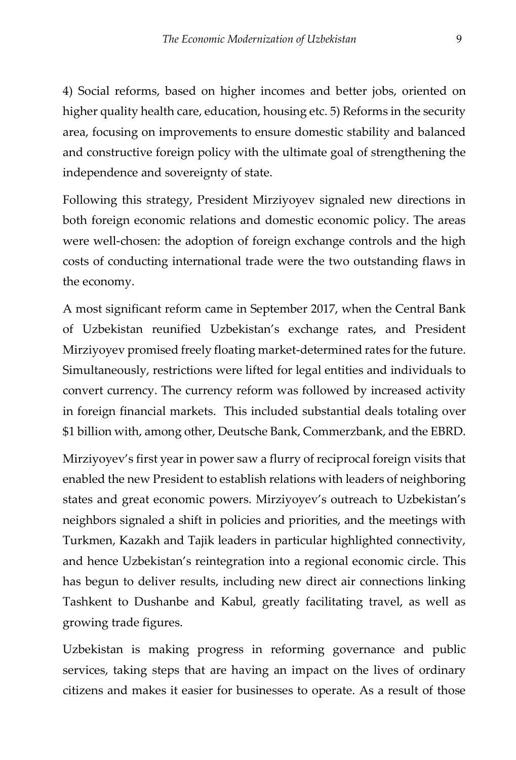4) Social reforms, based on higher incomes and better jobs, oriented on higher quality health care, education, housing etc. 5) Reforms in the security area, focusing on improvements to ensure domestic stability and balanced and constructive foreign policy with the ultimate goal of strengthening the independence and sovereignty of state.

Following this strategy, President Mirziyoyev signaled new directions in both foreign economic relations and domestic economic policy. The areas were well-chosen: the adoption of foreign exchange controls and the high costs of conducting international trade were the two outstanding flaws in the economy.

A most significant reform came in September 2017, when the Central Bank of Uzbekistan reunified Uzbekistan's exchange rates, and President Mirziyoyev promised freely floating market-determined rates for the future. Simultaneously, restrictions were lifted for legal entities and individuals to convert currency. The currency reform was followed by increased activity in foreign financial markets. This included substantial deals totaling over $1 billion with, among other, Deutsche Bank, Commerzbank, and the EBRD.

Mirziyoyev's first year in power saw a flurry of reciprocal foreign visits that enabled the new President to establish relations with leaders of neighboring states and great economic powers. Mirziyoyev's outreach to Uzbekistan's neighbors signaled a shift in policies and priorities, and the meetings with Turkmen, Kazakh and Tajik leaders in particular highlighted connectivity, and hence Uzbekistan's reintegration into a regional economic circle. This has begun to deliver results, including new direct air connections linking Tashkent to Dushanbe and Kabul, greatly facilitating travel, as well as growing trade figures.

Uzbekistan is making progress in reforming governance and public services, taking steps that are having an impact on the lives of ordinary citizens and makes it easier for businesses to operate. As a result of those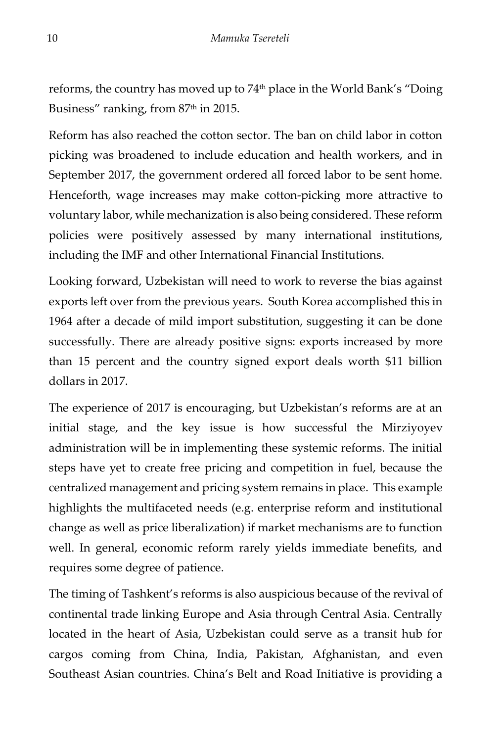reforms, the country has moved up to 74th place in the World Bank's "Doing Business" ranking, from 87th in 2015.

Reform has also reached the cotton sector. The ban on child labor in cotton picking was broadened to include education and health workers, and in September 2017, the government ordered all forced labor to be sent home. Henceforth, wage increases may make cotton-picking more attractive to voluntary labor, while mechanization is also being considered. These reform policies were positively assessed by many international institutions, including the IMF and other International Financial Institutions.

Looking forward, Uzbekistan will need to work to reverse the bias against exports left over from the previous years. South Korea accomplished this in 1964 after a decade of mild import substitution, suggesting it can be done successfully. There are already positive signs: exports increased by more than 15 percent and the country signed export deals worth $11 billion dollars in 2017.

The experience of 2017 is encouraging, but Uzbekistan's reforms are at an initial stage, and the key issue is how successful the Mirziyoyev administration will be in implementing these systemic reforms. The initial steps have yet to create free pricing and competition in fuel, because the centralized management and pricing system remains in place. This example highlights the multifaceted needs (e.g. enterprise reform and institutional change as well as price liberalization) if market mechanisms are to function well. In general, economic reform rarely yields immediate benefits, and requires some degree of patience.

The timing of Tashkent's reforms is also auspicious because of the revival of continental trade linking Europe and Asia through Central Asia. Centrally located in the heart of Asia, Uzbekistan could serve as a transit hub for cargos coming from China, India, Pakistan, Afghanistan, and even Southeast Asian countries. China's Belt and Road Initiative is providing a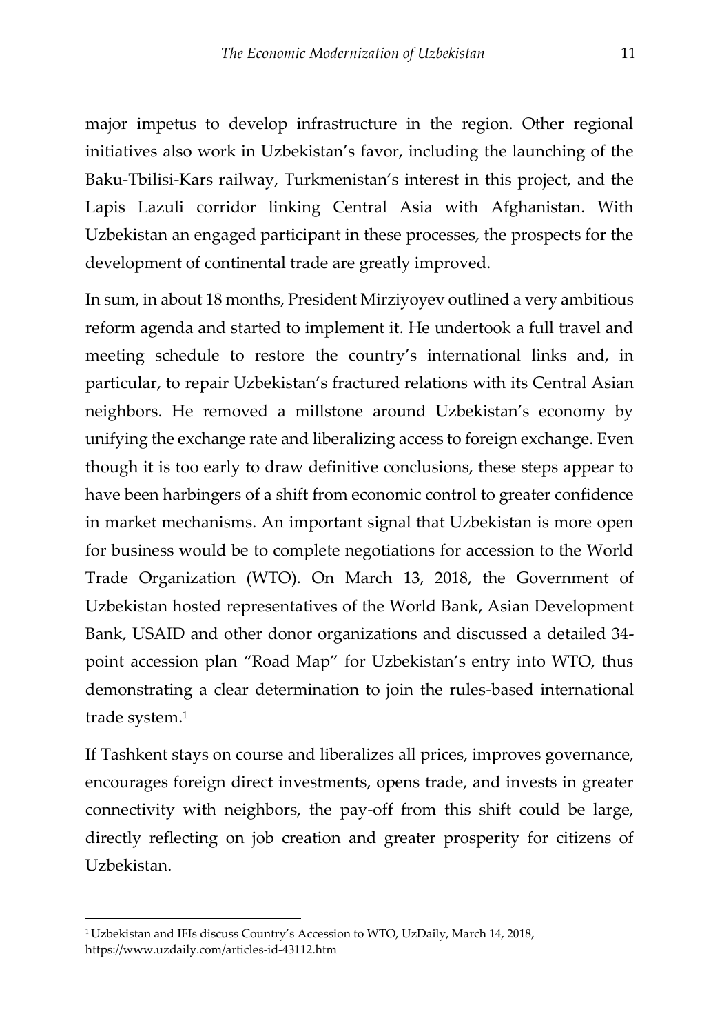major impetus to develop infrastructure in the region. Other regional initiatives also work in Uzbekistan's favor, including the launching of the Baku-Tbilisi-Kars railway, Turkmenistan's interest in this project, and the Lapis Lazuli corridor linking Central Asia with Afghanistan. With Uzbekistan an engaged participant in these processes, the prospects for the development of continental trade are greatly improved.

In sum, in about 18 months, President Mirziyoyev outlined a very ambitious reform agenda and started to implement it. He undertook a full travel and meeting schedule to restore the country's international links and, in particular, to repair Uzbekistan's fractured relations with its Central Asian neighbors. He removed a millstone around Uzbekistan's economy by unifying the exchange rate and liberalizing access to foreign exchange. Even though it is too early to draw definitive conclusions, these steps appear to have been harbingers of a shift from economic control to greater confidence in market mechanisms. An important signal that Uzbekistan is more open for business would be to complete negotiations for accession to the World Trade Organization (WTO). On March 13, 2018, the Government of Uzbekistan hosted representatives of the World Bank, Asian Development Bank, USAID and other donor organizations and discussed a detailed 34-point accession plan "Road Map" for Uzbekistan's entry into WTO, thus demonstrating a clear determination to join the rules-based international trade system.[1]

If Tashkent stays on course and liberalizes all prices, improves governance, encourages foreign direct investments, opens trade, and invests in greater connectivity with neighbors, the pay-off from this shift could be large, directly reflecting on job creation and greater prosperity for citizens of Uzbekistan.

---

[1] Uzbekistan and IFIs discuss Country's Accession to WTO, UzDaily, March 14, 2018, https://www.uzdaily.com/articles-id-43112.htm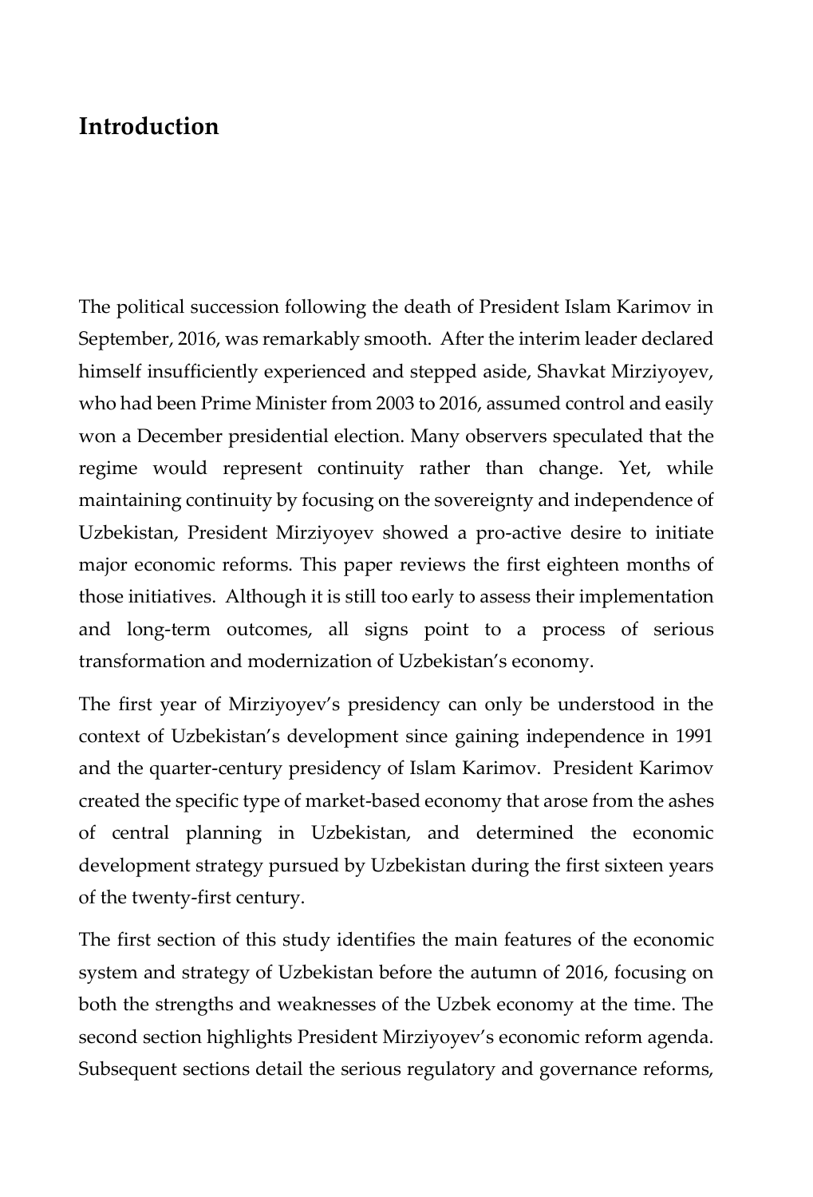## Introduction

The political succession following the death of President Islam Karimov in September, 2016, was remarkably smooth. After the interim leader declared himself insufficiently experienced and stepped aside, Shavkat Mirziyoyev, who had been Prime Minister from 2003 to 2016, assumed control and easily won a December presidential election. Many observers speculated that the regime would represent continuity rather than change. Yet, while maintaining continuity by focusing on the sovereignty and independence of Uzbekistan, President Mirziyoyev showed a pro-active desire to initiate major economic reforms. This paper reviews the first eighteen months of those initiatives. Although it is still too early to assess their implementation and long-term outcomes, all signs point to a process of serious transformation and modernization of Uzbekistan's economy.

The first year of Mirziyoyev's presidency can only be understood in the context of Uzbekistan's development since gaining independence in 1991 and the quarter-century presidency of Islam Karimov. President Karimov created the specific type of market-based economy that arose from the ashes of central planning in Uzbekistan, and determined the economic development strategy pursued by Uzbekistan during the first sixteen years of the twenty-first century.

The first section of this study identifies the main features of the economic system and strategy of Uzbekistan before the autumn of 2016, focusing on both the strengths and weaknesses of the Uzbek economy at the time. The second section highlights President Mirziyoyev's economic reform agenda. Subsequent sections detail the serious regulatory and governance reforms,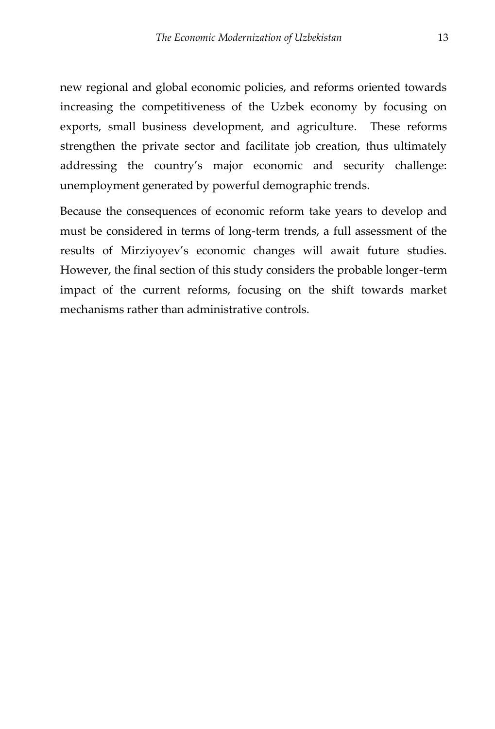new regional and global economic policies, and reforms oriented towards increasing the competitiveness of the Uzbek economy by focusing on exports, small business development, and agriculture. These reforms strengthen the private sector and facilitate job creation, thus ultimately addressing the country's major economic and security challenge: unemployment generated by powerful demographic trends.

Because the consequences of economic reform take years to develop and must be considered in terms of long-term trends, a full assessment of the results of Mirziyoyev's economic changes will await future studies. However, the final section of this study considers the probable longer-term impact of the current reforms, focusing on the shift towards market mechanisms rather than administrative controls.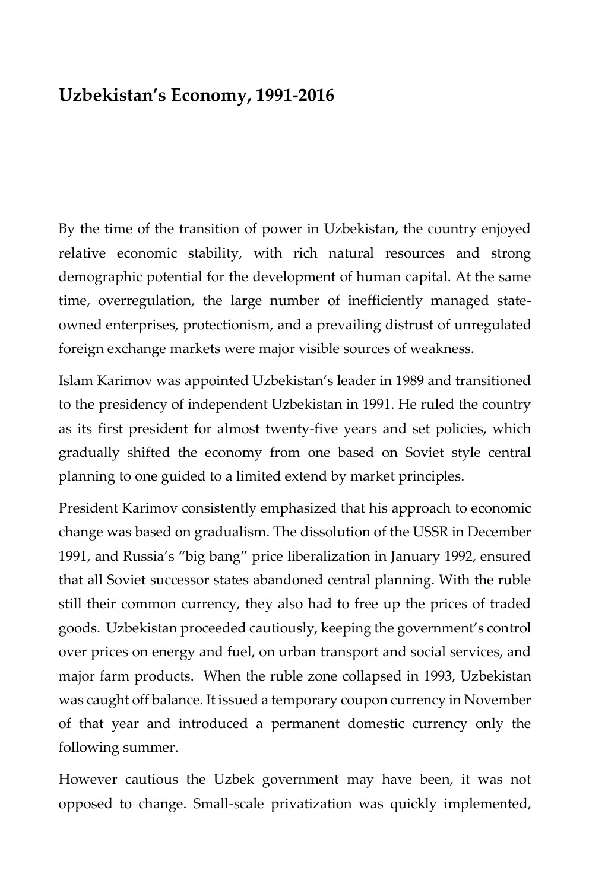# Uzbekistan's Economy, 1991-2016

By the time of the transition of power in Uzbekistan, the country enjoyed relative economic stability, with rich natural resources and strong demographic potential for the development of human capital. At the same time, overregulation, the large number of inefficiently managed state-owned enterprises, protectionism, and a prevailing distrust of unregulated foreign exchange markets were major visible sources of weakness.

Islam Karimov was appointed Uzbekistan's leader in 1989 and transitioned to the presidency of independent Uzbekistan in 1991. He ruled the country as its first president for almost twenty-five years and set policies, which gradually shifted the economy from one based on Soviet style central planning to one guided to a limited extend by market principles.

President Karimov consistently emphasized that his approach to economic change was based on gradualism. The dissolution of the USSR in December 1991, and Russia's "big bang" price liberalization in January 1992, ensured that all Soviet successor states abandoned central planning. With the ruble still their common currency, they also had to free up the prices of traded goods. Uzbekistan proceeded cautiously, keeping the government's control over prices on energy and fuel, on urban transport and social services, and major farm products. When the ruble zone collapsed in 1993, Uzbekistan was caught off balance. It issued a temporary coupon currency in November of that year and introduced a permanent domestic currency only the following summer.

However cautious the Uzbek government may have been, it was not opposed to change. Small-scale privatization was quickly implemented,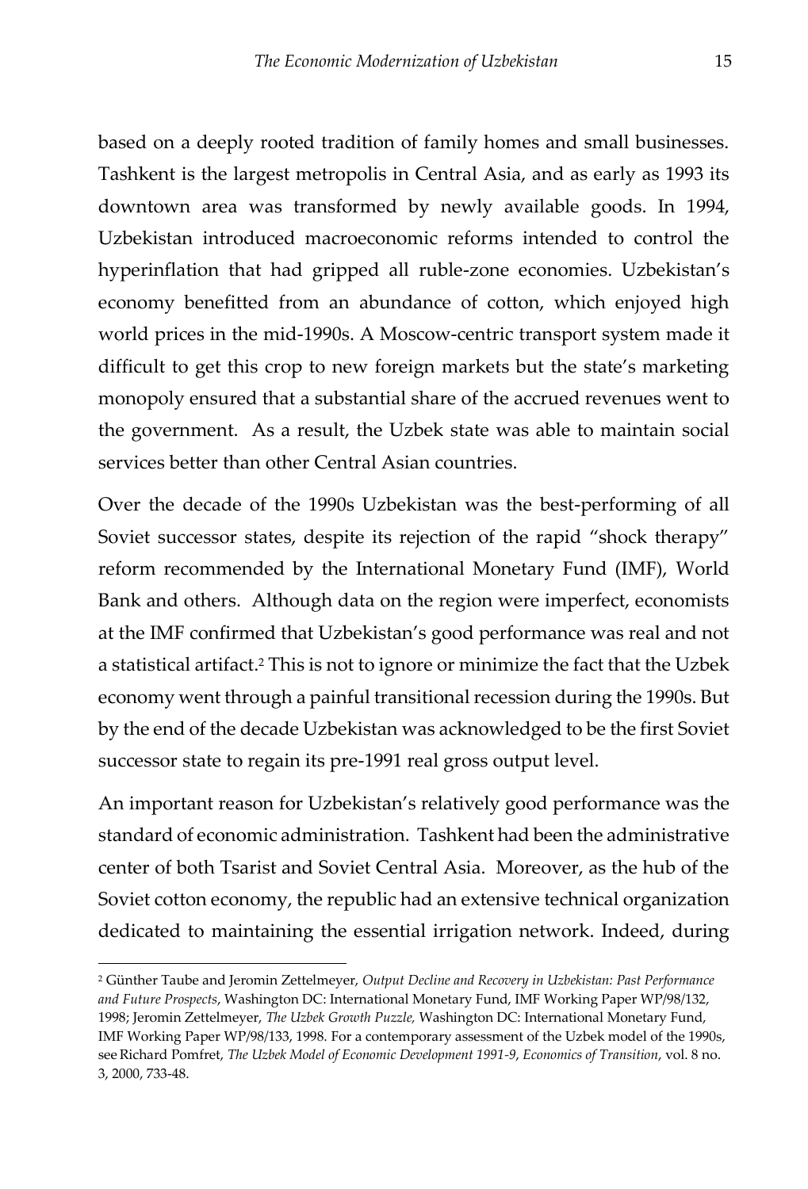based on a deeply rooted tradition of family homes and small businesses. Tashkent is the largest metropolis in Central Asia, and as early as 1993 its downtown area was transformed by newly available goods. In 1994, Uzbekistan introduced macroeconomic reforms intended to control the hyperinflation that had gripped all ruble-zone economies. Uzbekistan's economy benefitted from an abundance of cotton, which enjoyed high world prices in the mid-1990s. A Moscow-centric transport system made it difficult to get this crop to new foreign markets but the state's marketing monopoly ensured that a substantial share of the accrued revenues went to the government. As a result, the Uzbek state was able to maintain social services better than other Central Asian countries.

Over the decade of the 1990s Uzbekistan was the best-performing of all Soviet successor states, despite its rejection of the rapid "shock therapy" reform recommended by the International Monetary Fund (IMF), World Bank and others. Although data on the region were imperfect, economists at the IMF confirmed that Uzbekistan's good performance was real and not a statistical artifact.[2] This is not to ignore or minimize the fact that the Uzbek economy went through a painful transitional recession during the 1990s. But by the end of the decade Uzbekistan was acknowledged to be the first Soviet successor state to regain its pre-1991 real gross output level.

An important reason for Uzbekistan's relatively good performance was the standard of economic administration. Tashkent had been the administrative center of both Tsarist and Soviet Central Asia. Moreover, as the hub of the Soviet cotton economy, the republic had an extensive technical organization dedicated to maintaining the essential irrigation network. Indeed, during

---

[2] Günther Taube and Jeromin Zettelmeyer, *Output Decline and Recovery in Uzbekistan: Past Performance and Future Prospects*, Washington DC: International Monetary Fund, IMF Working Paper WP/98/132, 1998; Jeromin Zettelmeyer, *The Uzbek Growth Puzzle,* Washington DC: International Monetary Fund, IMF Working Paper WP/98/133, 1998. For a contemporary assessment of the Uzbek model of the 1990s, see Richard Pomfret, *The Uzbek Model of Economic Development 1991-9*, *Economics of Transition*, vol. 8 no. 3, 2000, 733-48.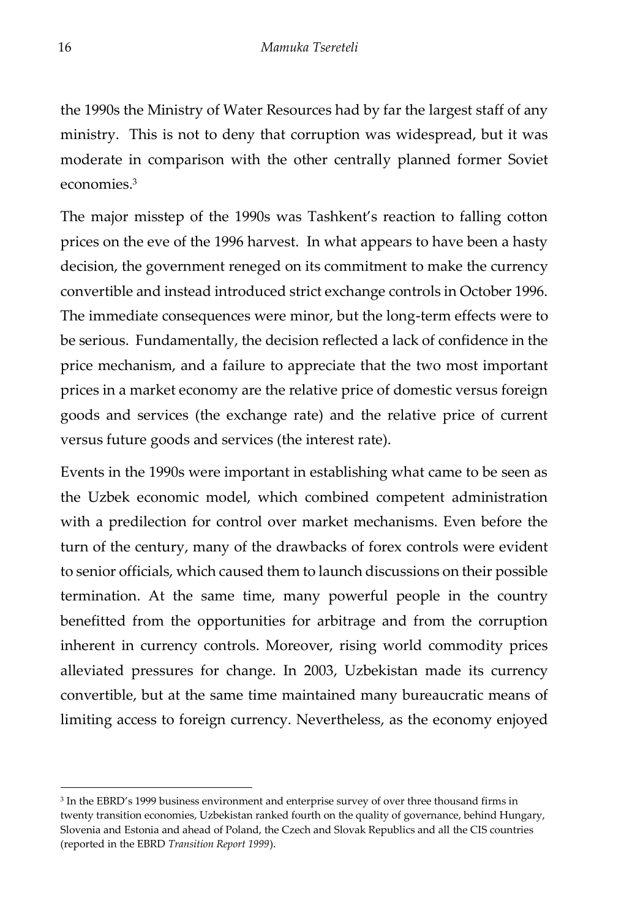the 1990s the Ministry of Water Resources had by far the largest staff of any ministry. This is not to deny that corruption was widespread, but it was moderate in comparison with the other centrally planned former Soviet economies.[3]

The major misstep of the 1990s was Tashkent's reaction to falling cotton prices on the eve of the 1996 harvest. In what appears to have been a hasty decision, the government reneged on its commitment to make the currency convertible and instead introduced strict exchange controls in October 1996. The immediate consequences were minor, but the long-term effects were to be serious. Fundamentally, the decision reflected a lack of confidence in the price mechanism, and a failure to appreciate that the two most important prices in a market economy are the relative price of domestic versus foreign goods and services (the exchange rate) and the relative price of current versus future goods and services (the interest rate).

Events in the 1990s were important in establishing what came to be seen as the Uzbek economic model, which combined competent administration with a predilection for control over market mechanisms. Even before the turn of the century, many of the drawbacks of forex controls were evident to senior officials, which caused them to launch discussions on their possible termination. At the same time, many powerful people in the country benefitted from the opportunities for arbitrage and from the corruption inherent in currency controls. Moreover, rising world commodity prices alleviated pressures for change. In 2003, Uzbekistan made its currency convertible, but at the same time maintained many bureaucratic means of limiting access to foreign currency. Nevertheless, as the economy enjoyed

[3] In the EBRD's 1999 business environment and enterprise survey of over three thousand firms in twenty transition economies, Uzbekistan ranked fourth on the quality of governance, behind Hungary, Slovenia and Estonia and ahead of Poland, the Czech and Slovak Republics and all the CIS countries (reported in the EBRD *Transition Report 1999*).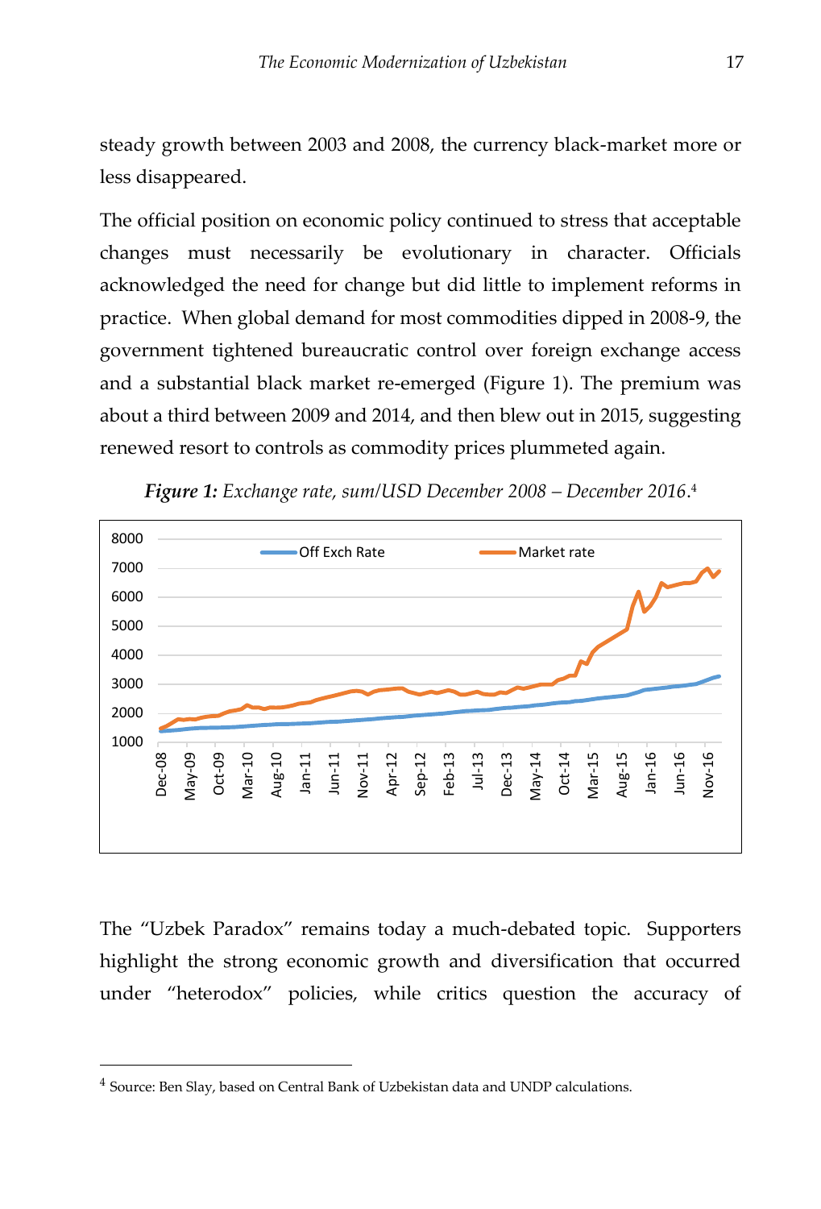steady growth between 2003 and 2008, the currency black-market more or less disappeared.

The official position on economic policy continued to stress that acceptable changes must necessarily be evolutionary in character. Officials acknowledged the need for change but did little to implement reforms in practice. When global demand for most commodities dipped in 2008-9, the government tightened bureaucratic control over foreign exchange access and a substantial black market re-emerged (Figure 1). The premium was about a third between 2009 and 2014, and then blew out in 2015, suggesting renewed resort to controls as commodity prices plummeted again.

***Figure 1:*** *Exchange rate, sum/USD December 2008 – December 2016.*[4]

The "Uzbek Paradox" remains today a much-debated topic. Supporters highlight the strong economic growth and diversification that occurred under "heterodox" policies, while critics question the accuracy of

[4] Source: Ben Slay, based on Central Bank of Uzbekistan data and UNDP calculations.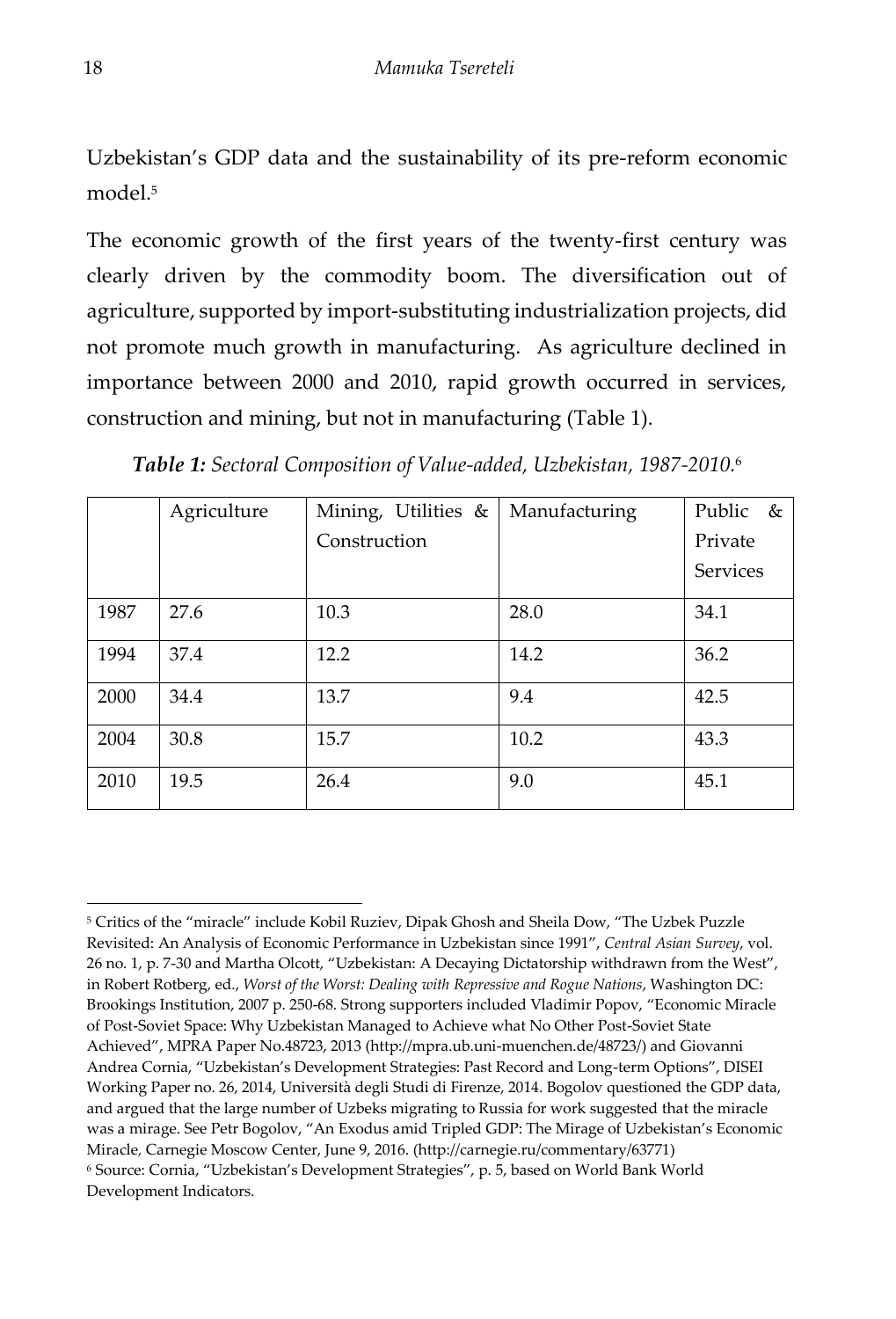Uzbekistan's GDP data and the sustainability of its pre-reform economic model.[5]

The economic growth of the first years of the twenty-first century was clearly driven by the commodity boom. The diversification out of agriculture, supported by import-substituting industrialization projects, did not promote much growth in manufacturing. As agriculture declined in importance between 2000 and 2010, rapid growth occurred in services, construction and mining, but not in manufacturing (Table 1).

***Table 1:*** *Sectoral Composition of Value-added, Uzbekistan, 1987-2010.*[6]

| | Agriculture | Mining, Utilities & Construction | Manufacturing | Public & Private Services |
|---|---|---|---|---|
| 1987 | 27.6 | 10.3 | 28.0 | 34.1 |
| 1994 | 37.4 | 12.2 | 14.2 | 36.2 |
| 2000 | 34.4 | 13.7 | 9.4 | 42.5 |
| 2004 | 30.8 | 15.7 | 10.2 | 43.3 |
| 2010 | 19.5 | 26.4 | 9.0 | 45.1 |

---

[5] Critics of the "miracle" include Kobil Ruziev, Dipak Ghosh and Sheila Dow, "The Uzbek Puzzle Revisited: An Analysis of Economic Performance in Uzbekistan since 1991", *Central Asian Survey*, vol. 26 no. 1, p. 7-30 and Martha Olcott, "Uzbekistan: A Decaying Dictatorship withdrawn from the West", in Robert Rotberg, ed., *Worst of the Worst: Dealing with Repressive and Rogue Nations*, Washington DC: Brookings Institution, 2007 p. 250-68. Strong supporters included Vladimir Popov, "Economic Miracle of Post-Soviet Space: Why Uzbekistan Managed to Achieve what No Other Post-Soviet State Achieved", MPRA Paper No.48723, 2013 (http://mpra.ub.uni-muenchen.de/48723/) and Giovanni Andrea Cornia, "Uzbekistan's Development Strategies: Past Record and Long-term Options", DISEI Working Paper no. 26, 2014, Università degli Studi di Firenze, 2014. Bogolov questioned the GDP data, and argued that the large number of Uzbeks migrating to Russia for work suggested that the miracle was a mirage. See Petr Bogolov, "An Exodus amid Tripled GDP: The Mirage of Uzbekistan's Economic Miracle, Carnegie Moscow Center, June 9, 2016. (http://carnegie.ru/commentary/63771)

[6] Source: Cornia, "Uzbekistan's Development Strategies", p. 5, based on World Bank World Development Indicators.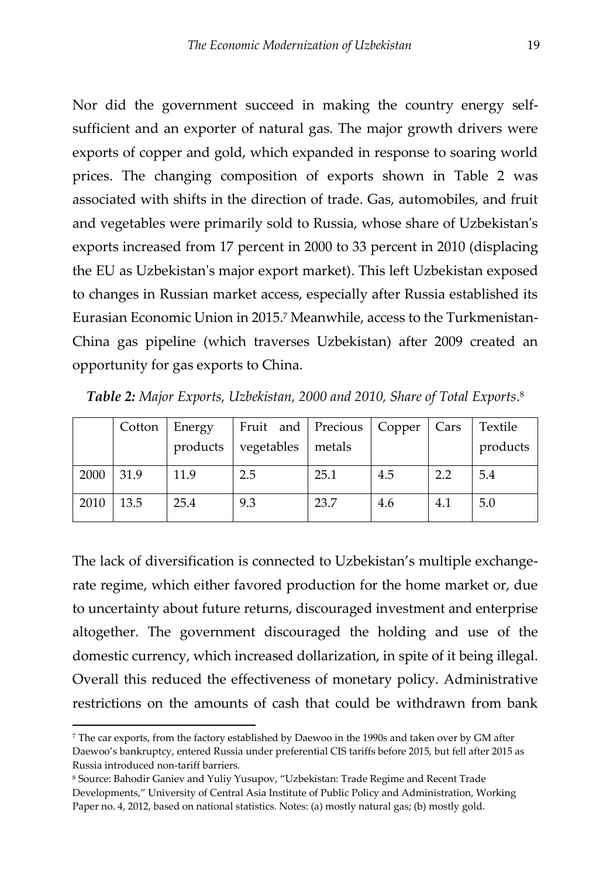Nor did the government succeed in making the country energy self-sufficient and an exporter of natural gas. The major growth drivers were exports of copper and gold, which expanded in response to soaring world prices. The changing composition of exports shown in Table 2 was associated with shifts in the direction of trade. Gas, automobiles, and fruit and vegetables were primarily sold to Russia, whose share of Uzbekistan's exports increased from 17 percent in 2000 to 33 percent in 2010 (displacing the EU as Uzbekistan's major export market). This left Uzbekistan exposed to changes in Russian market access, especially after Russia established its Eurasian Economic Union in 2015.[7] Meanwhile, access to the Turkmenistan-China gas pipeline (which traverses Uzbekistan) after 2009 created an opportunity for gas exports to China.

***Table 2:*** *Major Exports, Uzbekistan, 2000 and 2010, Share of Total Exports.*[8]

| | Cotton | Energy products | Fruit and vegetables | Precious metals | Copper | Cars | Textile products |
|---|---|---|---|---|---|---|---|
| 2000 | 31.9 | 11.9 | 2.5 | 25.1 | 4.5 | 2.2 | 5.4 |
| 2010 | 13.5 | 25.4 | 9.3 | 23.7 | 4.6 | 4.1 | 5.0 |

The lack of diversification is connected to Uzbekistan's multiple exchange-rate regime, which either favored production for the home market or, due to uncertainty about future returns, discouraged investment and enterprise altogether. The government discouraged the holding and use of the domestic currency, which increased dollarization, in spite of it being illegal. Overall this reduced the effectiveness of monetary policy. Administrative restrictions on the amounts of cash that could be withdrawn from bank

[7] The car exports, from the factory established by Daewoo in the 1990s and taken over by GM after Daewoo's bankruptcy, entered Russia under preferential CIS tariffs before 2015, but fell after 2015 as Russia introduced non-tariff barriers.

[8] Source: Bahodir Ganiev and Yuliy Yusupov, "Uzbekistan: Trade Regime and Recent Trade Developments," University of Central Asia Institute of Public Policy and Administration, Working Paper no. 4, 2012, based on national statistics. Notes: (a) mostly natural gas; (b) mostly gold.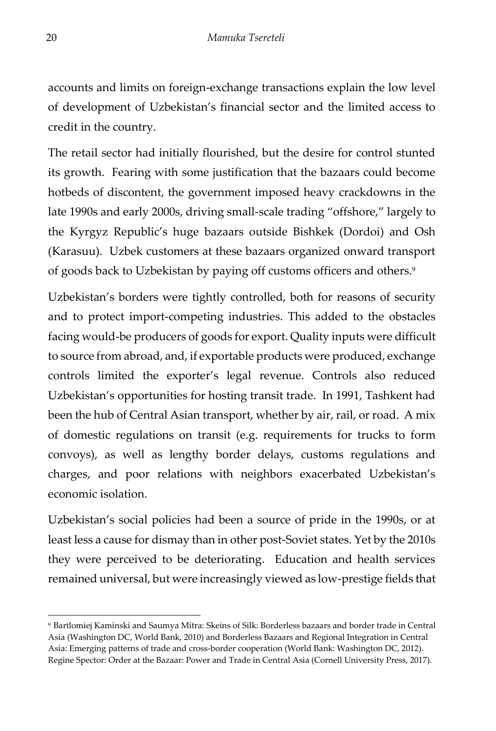accounts and limits on foreign-exchange transactions explain the low level of development of Uzbekistan's financial sector and the limited access to credit in the country.

The retail sector had initially flourished, but the desire for control stunted its growth. Fearing with some justification that the bazaars could become hotbeds of discontent, the government imposed heavy crackdowns in the late 1990s and early 2000s, driving small-scale trading "offshore," largely to the Kyrgyz Republic's huge bazaars outside Bishkek (Dordoi) and Osh (Karasuu). Uzbek customers at these bazaars organized onward transport of goods back to Uzbekistan by paying off customs officers and others.[9]

Uzbekistan's borders were tightly controlled, both for reasons of security and to protect import-competing industries. This added to the obstacles facing would-be producers of goods for export. Quality inputs were difficult to source from abroad, and, if exportable products were produced, exchange controls limited the exporter's legal revenue. Controls also reduced Uzbekistan's opportunities for hosting transit trade. In 1991, Tashkent had been the hub of Central Asian transport, whether by air, rail, or road. A mix of domestic regulations on transit (e.g. requirements for trucks to form convoys), as well as lengthy border delays, customs regulations and charges, and poor relations with neighbors exacerbated Uzbekistan's economic isolation.

Uzbekistan's social policies had been a source of pride in the 1990s, or at least less a cause for dismay than in other post-Soviet states. Yet by the 2010s they were perceived to be deteriorating. Education and health services remained universal, but were increasingly viewed as low-prestige fields that

[9] Bartlomiej Kaminski and Saumya Mitra: Skeins of Silk: Borderless bazaars and border trade in Central Asia (Washington DC, World Bank, 2010) and Borderless Bazaars and Regional Integration in Central Asia: Emerging patterns of trade and cross-border cooperation (World Bank: Washington DC, 2012). Regine Spector: Order at the Bazaar: Power and Trade in Central Asia (Cornell University Press, 2017).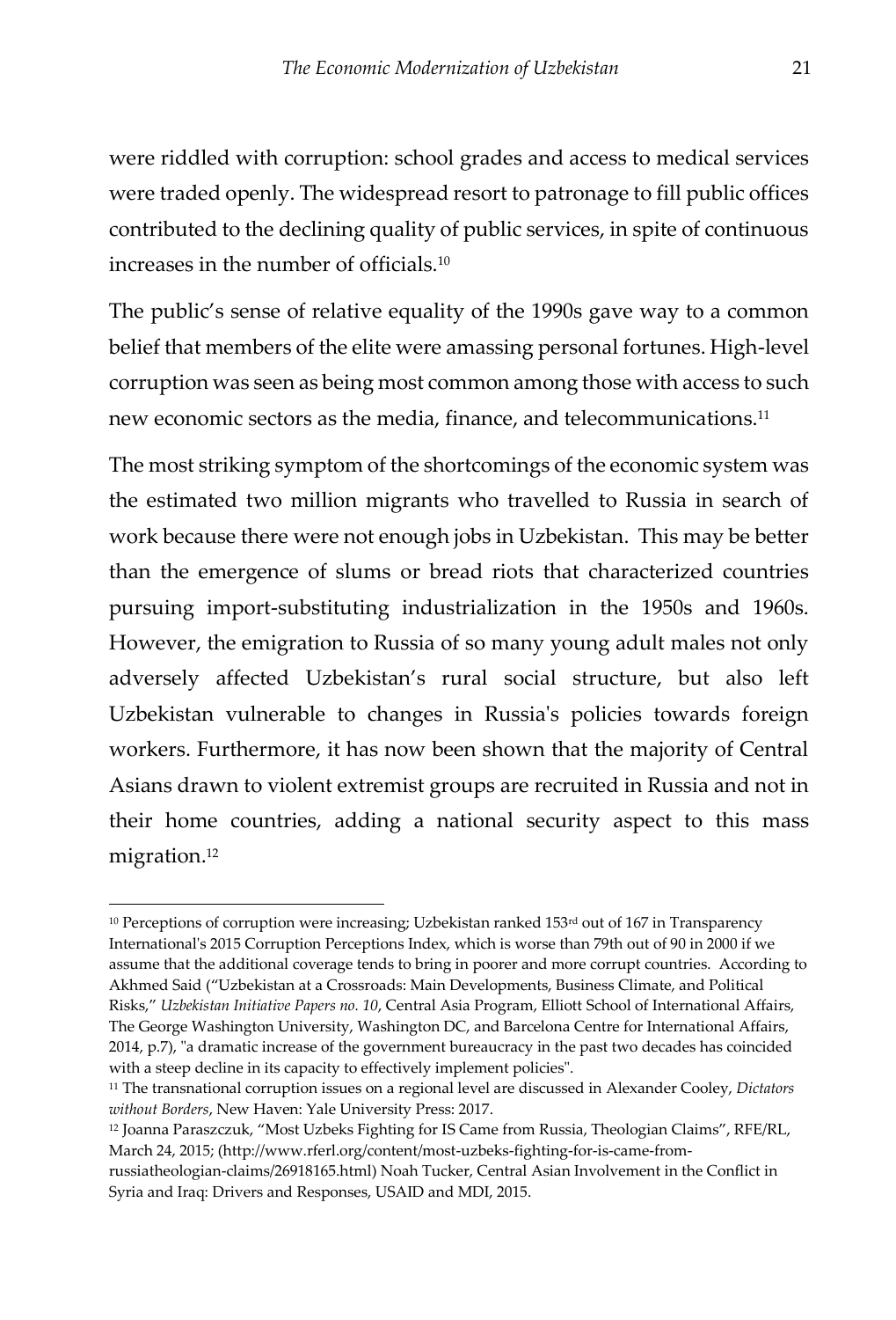were riddled with corruption: school grades and access to medical services were traded openly. The widespread resort to patronage to fill public offices contributed to the declining quality of public services, in spite of continuous increases in the number of officials.[10]

The public's sense of relative equality of the 1990s gave way to a common belief that members of the elite were amassing personal fortunes. High-level corruption was seen as being most common among those with access to such new economic sectors as the media, finance, and telecommunications.[11]

The most striking symptom of the shortcomings of the economic system was the estimated two million migrants who travelled to Russia in search of work because there were not enough jobs in Uzbekistan. This may be better than the emergence of slums or bread riots that characterized countries pursuing import-substituting industrialization in the 1950s and 1960s. However, the emigration to Russia of so many young adult males not only adversely affected Uzbekistan's rural social structure, but also left Uzbekistan vulnerable to changes in Russia's policies towards foreign workers. Furthermore, it has now been shown that the majority of Central Asians drawn to violent extremist groups are recruited in Russia and not in their home countries, adding a national security aspect to this mass migration.[12]

---

[10] Perceptions of corruption were increasing; Uzbekistan ranked 153rd out of 167 in Transparency International's 2015 Corruption Perceptions Index, which is worse than 79th out of 90 in 2000 if we assume that the additional coverage tends to bring in poorer and more corrupt countries. According to Akhmed Said ("Uzbekistan at a Crossroads: Main Developments, Business Climate, and Political Risks," *Uzbekistan Initiative Papers no. 10*, Central Asia Program, Elliott School of International Affairs, The George Washington University, Washington DC, and Barcelona Centre for International Affairs, 2014, p.7), "a dramatic increase of the government bureaucracy in the past two decades has coincided with a steep decline in its capacity to effectively implement policies".

[11] The transnational corruption issues on a regional level are discussed in Alexander Cooley, *Dictators without Borders*, New Haven: Yale University Press: 2017.

[12] Joanna Paraszczuk, "Most Uzbeks Fighting for IS Came from Russia, Theologian Claims", RFE/RL, March 24, 2015; (http://www.rferl.org/content/most-uzbeks-fighting-for-is-came-from-russiatheologian-claims/26918165.html) Noah Tucker, Central Asian Involvement in the Conflict in Syria and Iraq: Drivers and Responses, USAID and MDI, 2015.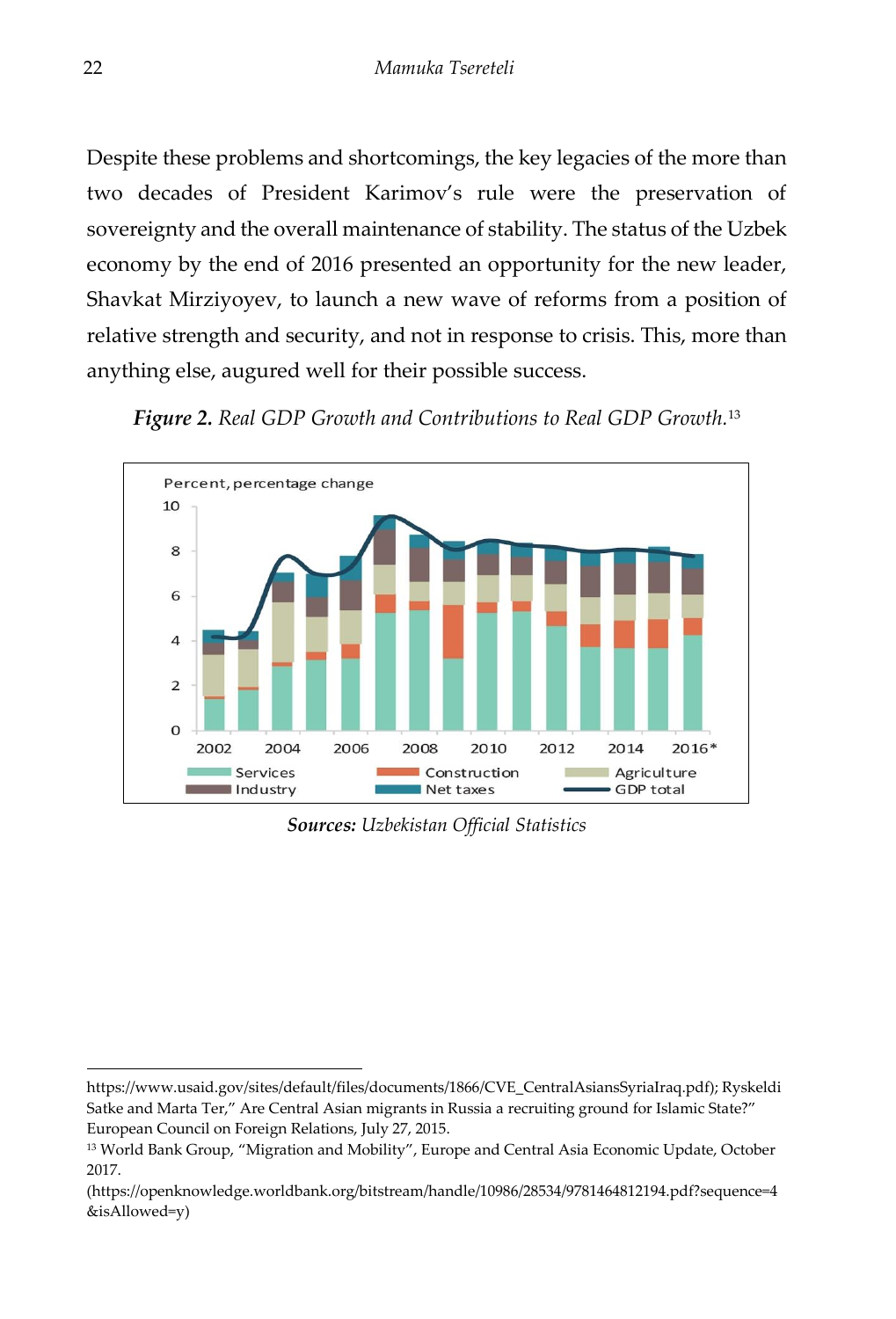Despite these problems and shortcomings, the key legacies of the more than two decades of President Karimov's rule were the preservation of sovereignty and the overall maintenance of stability. The status of the Uzbek economy by the end of 2016 presented an opportunity for the new leader, Shavkat Mirziyoyev, to launch a new wave of reforms from a position of relative strength and security, and not in response to crisis. This, more than anything else, augured well for their possible success.

***Figure 2.*** *Real GDP Growth and Contributions to Real GDP Growth.*[13]

***Sources:*** *Uzbekistan Official Statistics*

---

https://www.usaid.gov/sites/default/files/documents/1866/CVE_CentralAsiansSyriaIraq.pdf); Ryskeldi Satke and Marta Ter," Are Central Asian migrants in Russia a recruiting ground for Islamic State?" European Council on Foreign Relations, July 27, 2015.

[13] World Bank Group, "Migration and Mobility", Europe and Central Asia Economic Update, October 2017.
(https://openknowledge.worldbank.org/bitstream/handle/10986/28534/9781464812194.pdf?sequence=4&isAllowed=y)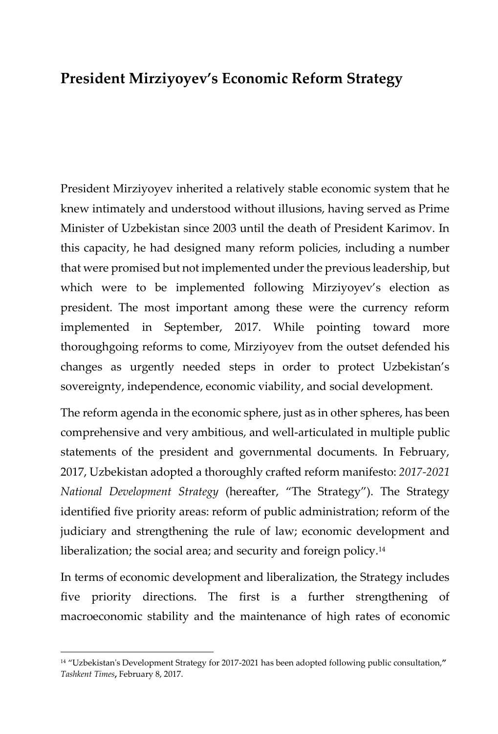## President Mirziyoyev's Economic Reform Strategy

President Mirziyoyev inherited a relatively stable economic system that he knew intimately and understood without illusions, having served as Prime Minister of Uzbekistan since 2003 until the death of President Karimov. In this capacity, he had designed many reform policies, including a number that were promised but not implemented under the previous leadership, but which were to be implemented following Mirziyoyev's election as president. The most important among these were the currency reform implemented in September, 2017. While pointing toward more thoroughgoing reforms to come, Mirziyoyev from the outset defended his changes as urgently needed steps in order to protect Uzbekistan's sovereignty, independence, economic viability, and social development.

The reform agenda in the economic sphere, just as in other spheres, has been comprehensive and very ambitious, and well-articulated in multiple public statements of the president and governmental documents. In February, 2017, Uzbekistan adopted a thoroughly crafted reform manifesto: *2017-2021 National Development Strategy* (hereafter, "The Strategy"). The Strategy identified five priority areas: reform of public administration; reform of the judiciary and strengthening the rule of law; economic development and liberalization; the social area; and security and foreign policy.[14]

In terms of economic development and liberalization, the Strategy includes five priority directions. The first is a further strengthening of macroeconomic stability and the maintenance of high rates of economic

---

[14] "Uzbekistan's Development Strategy for 2017-2021 has been adopted following public consultation," *Tashkent Times*, February 8, 2017.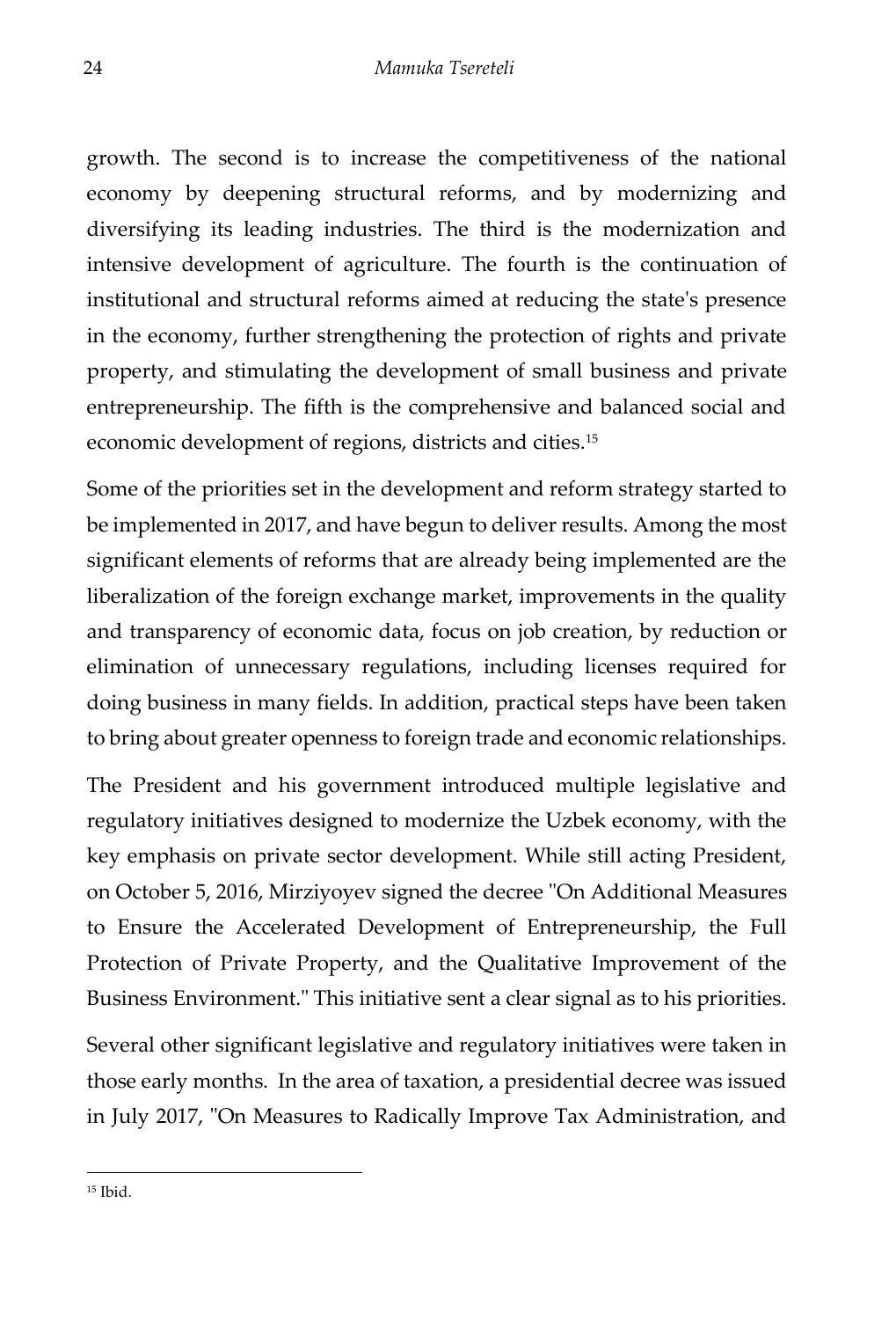growth. The second is to increase the competitiveness of the national economy by deepening structural reforms, and by modernizing and diversifying its leading industries. The third is the modernization and intensive development of agriculture. The fourth is the continuation of institutional and structural reforms aimed at reducing the state's presence in the economy, further strengthening the protection of rights and private property, and stimulating the development of small business and private entrepreneurship. The fifth is the comprehensive and balanced social and economic development of regions, districts and cities.[15]

Some of the priorities set in the development and reform strategy started to be implemented in 2017, and have begun to deliver results. Among the most significant elements of reforms that are already being implemented are the liberalization of the foreign exchange market, improvements in the quality and transparency of economic data, focus on job creation, by reduction or elimination of unnecessary regulations, including licenses required for doing business in many fields. In addition, practical steps have been taken to bring about greater openness to foreign trade and economic relationships.

The President and his government introduced multiple legislative and regulatory initiatives designed to modernize the Uzbek economy, with the key emphasis on private sector development. While still acting President, on October 5, 2016, Mirziyoyev signed the decree "On Additional Measures to Ensure the Accelerated Development of Entrepreneurship, the Full Protection of Private Property, and the Qualitative Improvement of the Business Environment." This initiative sent a clear signal as to his priorities.

Several other significant legislative and regulatory initiatives were taken in those early months. In the area of taxation, a presidential decree was issued in July 2017, "On Measures to Radically Improve Tax Administration, and

[15] Ibid.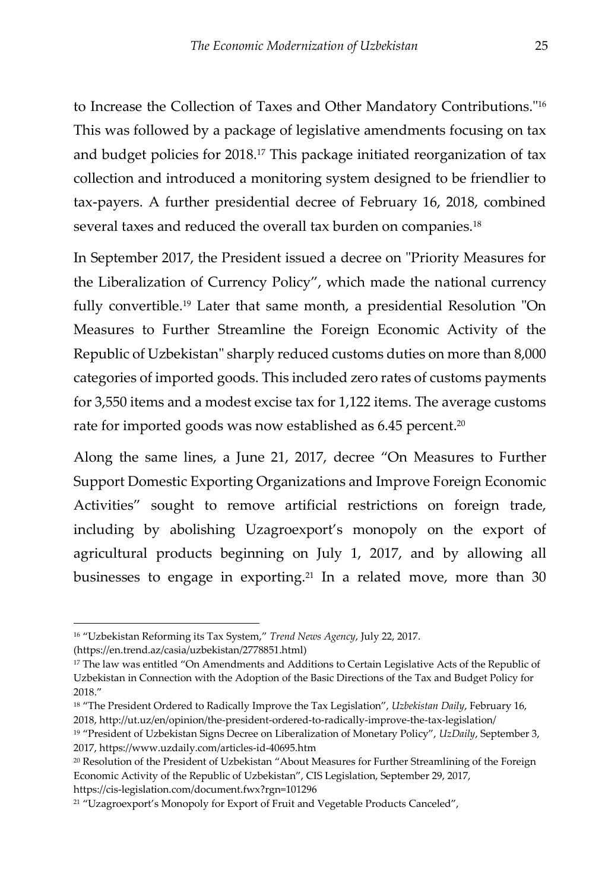to Increase the Collection of Taxes and Other Mandatory Contributions."[16] This was followed by a package of legislative amendments focusing on tax and budget policies for 2018.[17] This package initiated reorganization of tax collection and introduced a monitoring system designed to be friendlier to tax-payers. A further presidential decree of February 16, 2018, combined several taxes and reduced the overall tax burden on companies.[18]

In September 2017, the President issued a decree on "Priority Measures for the Liberalization of Currency Policy", which made the national currency fully convertible.[19] Later that same month, a presidential Resolution "On Measures to Further Streamline the Foreign Economic Activity of the Republic of Uzbekistan" sharply reduced customs duties on more than 8,000 categories of imported goods. This included zero rates of customs payments for 3,550 items and a modest excise tax for 1,122 items. The average customs rate for imported goods was now established as 6.45 percent.[20]

Along the same lines, a June 21, 2017, decree "On Measures to Further Support Domestic Exporting Organizations and Improve Foreign Economic Activities" sought to remove artificial restrictions on foreign trade, including by abolishing Uzagroexport's monopoly on the export of agricultural products beginning on July 1, 2017, and by allowing all businesses to engage in exporting.[21] In a related move, more than 30

---

[16] "Uzbekistan Reforming its Tax System," *Trend News Agency*, July 22, 2017. (https://en.trend.az/casia/uzbekistan/2778851.html)

[17] The law was entitled "On Amendments and Additions to Certain Legislative Acts of the Republic of Uzbekistan in Connection with the Adoption of the Basic Directions of the Tax and Budget Policy for 2018."

[18] "The President Ordered to Radically Improve the Tax Legislation", *Uzbekistan Daily*, February 16, 2018, http://ut.uz/en/opinion/the-president-ordered-to-radically-improve-the-tax-legislation/

[19] "President of Uzbekistan Signs Decree on Liberalization of Monetary Policy", *UzDaily*, September 3, 2017, https://www.uzdaily.com/articles-id-40695.htm

[20] Resolution of the President of Uzbekistan "About Measures for Further Streamlining of the Foreign Economic Activity of the Republic of Uzbekistan", CIS Legislation, September 29, 2017, https://cis-legislation.com/document.fwx?rgn=101296

[21] "Uzagroexport's Monopoly for Export of Fruit and Vegetable Products Canceled",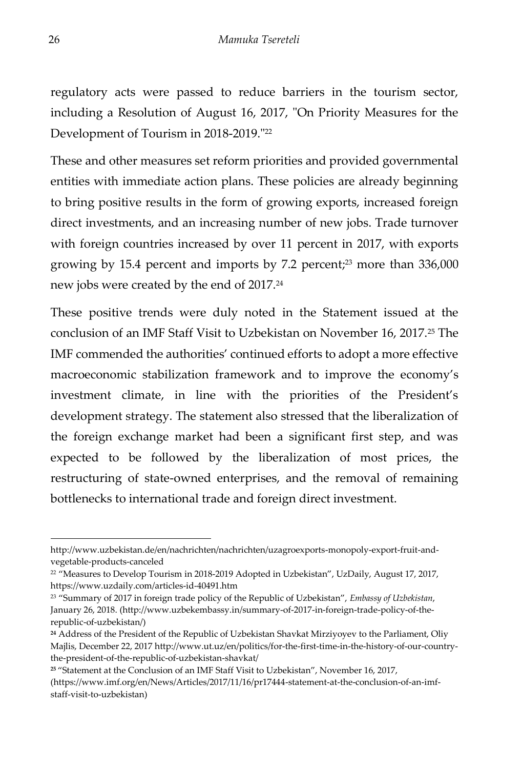regulatory acts were passed to reduce barriers in the tourism sector, including a Resolution of August 16, 2017, "On Priority Measures for the Development of Tourism in 2018-2019."[22]

These and other measures set reform priorities and provided governmental entities with immediate action plans. These policies are already beginning to bring positive results in the form of growing exports, increased foreign direct investments, and an increasing number of new jobs. Trade turnover with foreign countries increased by over 11 percent in 2017, with exports growing by 15.4 percent and imports by 7.2 percent;[23] more than 336,000 new jobs were created by the end of 2017.[24]

These positive trends were duly noted in the Statement issued at the conclusion of an IMF Staff Visit to Uzbekistan on November 16, 2017.[25] The IMF commended the authorities' continued efforts to adopt a more effective macroeconomic stabilization framework and to improve the economy's investment climate, in line with the priorities of the President's development strategy. The statement also stressed that the liberalization of the foreign exchange market had been a significant first step, and was expected to be followed by the liberalization of most prices, the restructuring of state-owned enterprises, and the removal of remaining bottlenecks to international trade and foreign direct investment.

---

http://www.uzbekistan.de/en/nachrichten/nachrichten/uzagroexports-monopoly-export-fruit-and-vegetable-products-canceled

[22] "Measures to Develop Tourism in 2018-2019 Adopted in Uzbekistan", UzDaily, August 17, 2017, https://www.uzdaily.com/articles-id-40491.htm

[23] "Summary of 2017 in foreign trade policy of the Republic of Uzbekistan", *Embassy of Uzbekistan*, January 26, 2018. (http://www.uzbekembassy.in/summary-of-2017-in-foreign-trade-policy-of-the-republic-of-uzbekistan/)

[24] Address of the President of the Republic of Uzbekistan Shavkat Mirziyoyev to the Parliament, Oliy Majlis, December 22, 2017 http://www.ut.uz/en/politics/for-the-first-time-in-the-history-of-our-country-the-president-of-the-republic-of-uzbekistan-shavkat/

[25] "Statement at the Conclusion of an IMF Staff Visit to Uzbekistan", November 16, 2017, (https://www.imf.org/en/News/Articles/2017/11/16/pr17444-statement-at-the-conclusion-of-an-imf-staff-visit-to-uzbekistan)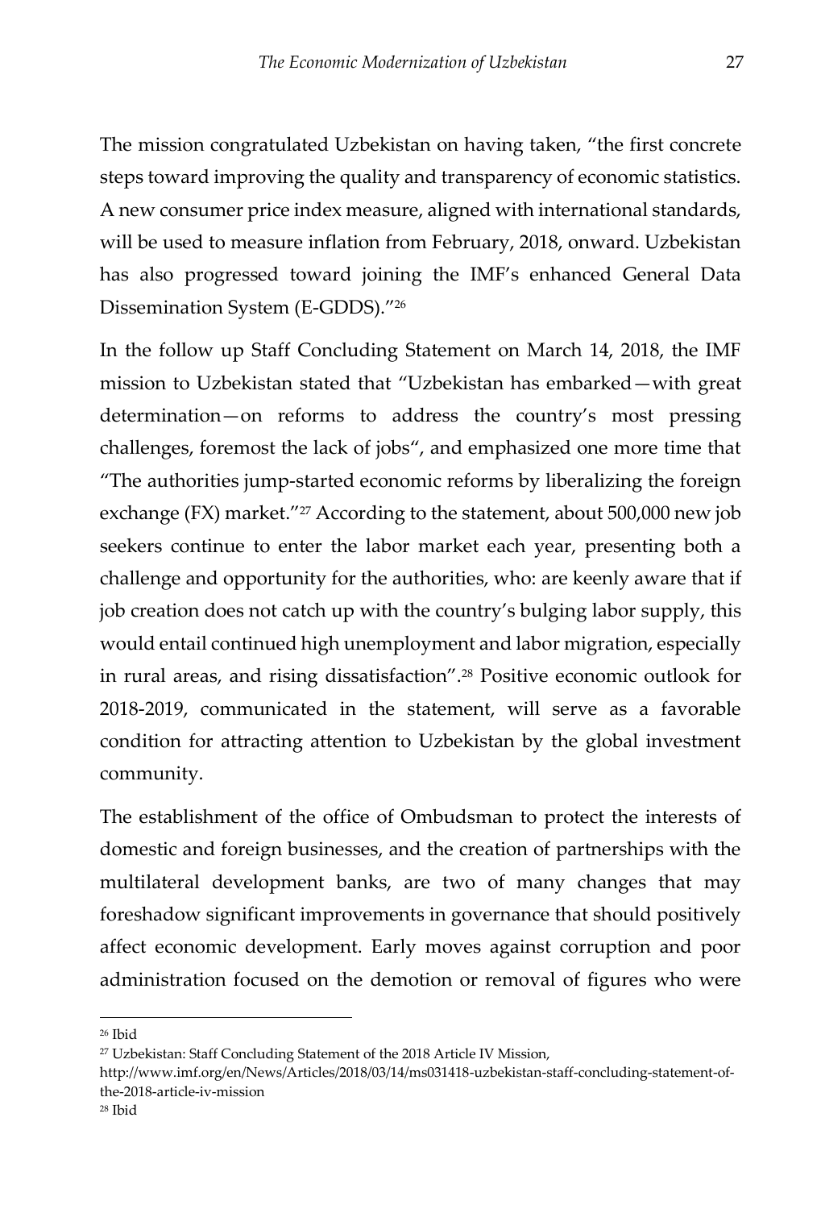The mission congratulated Uzbekistan on having taken, "the first concrete steps toward improving the quality and transparency of economic statistics. A new consumer price index measure, aligned with international standards, will be used to measure inflation from February, 2018, onward. Uzbekistan has also progressed toward joining the IMF's enhanced General Data Dissemination System (E-GDDS)."[26]

In the follow up Staff Concluding Statement on March 14, 2018, the IMF mission to Uzbekistan stated that "Uzbekistan has embarked—with great determination—on reforms to address the country's most pressing challenges, foremost the lack of jobs", and emphasized one more time that "The authorities jump-started economic reforms by liberalizing the foreign exchange (FX) market."[27] According to the statement, about 500,000 new job seekers continue to enter the labor market each year, presenting both a challenge and opportunity for the authorities, who: are keenly aware that if job creation does not catch up with the country's bulging labor supply, this would entail continued high unemployment and labor migration, especially in rural areas, and rising dissatisfaction".[28] Positive economic outlook for 2018-2019, communicated in the statement, will serve as a favorable condition for attracting attention to Uzbekistan by the global investment community.

The establishment of the office of Ombudsman to protect the interests of domestic and foreign businesses, and the creation of partnerships with the multilateral development banks, are two of many changes that may foreshadow significant improvements in governance that should positively affect economic development. Early moves against corruption and poor administration focused on the demotion or removal of figures who were

---

[26] Ibid

[27] Uzbekistan: Staff Concluding Statement of the 2018 Article IV Mission, http://www.imf.org/en/News/Articles/2018/03/14/ms031418-uzbekistan-staff-concluding-statement-of-the-2018-article-iv-mission

[28] Ibid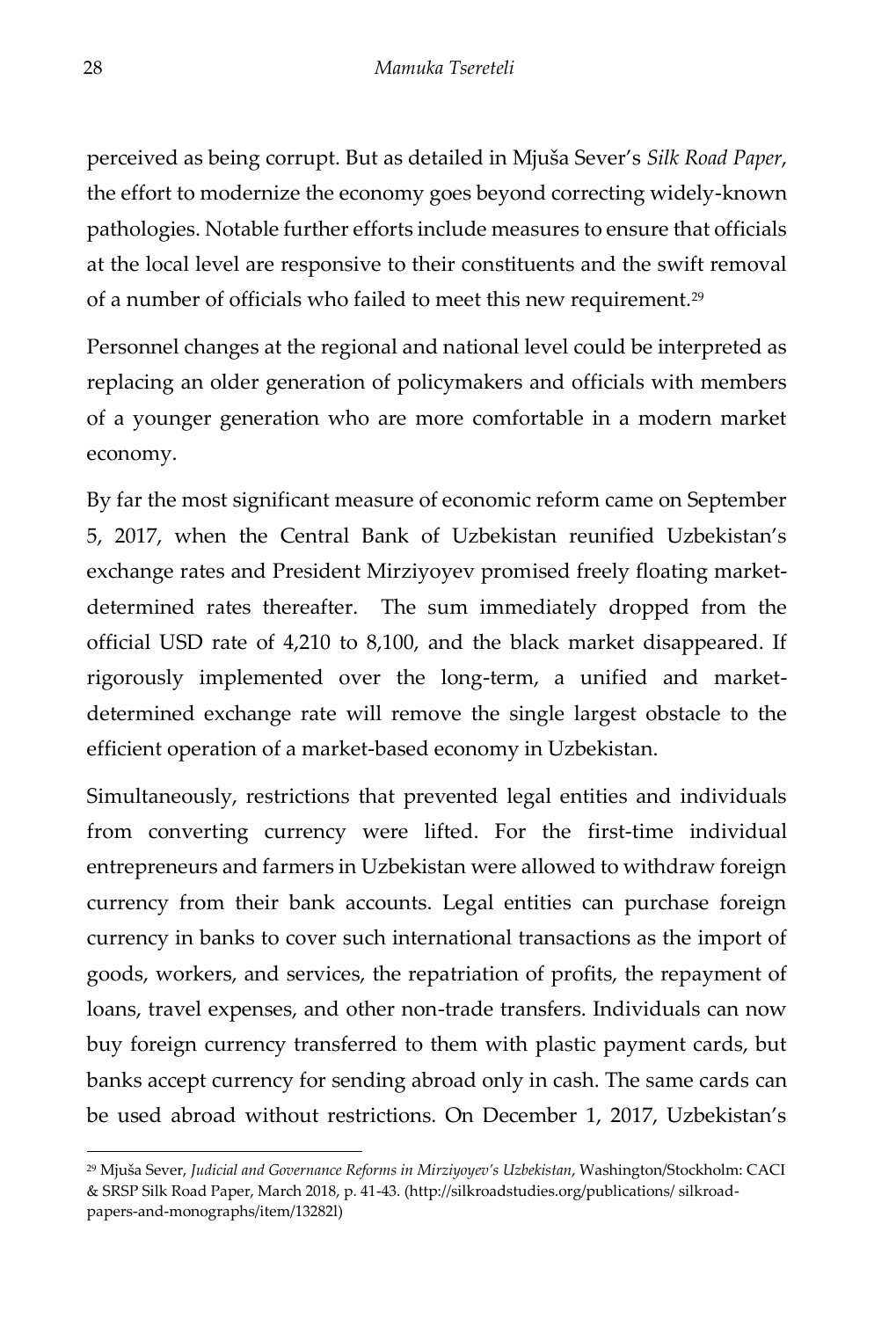perceived as being corrupt. But as detailed in Mjuša Sever's *Silk Road Paper*, the effort to modernize the economy goes beyond correcting widely-known pathologies. Notable further efforts include measures to ensure that officials at the local level are responsive to their constituents and the swift removal of a number of officials who failed to meet this new requirement.[29]

Personnel changes at the regional and national level could be interpreted as replacing an older generation of policymakers and officials with members of a younger generation who are more comfortable in a modern market economy.

By far the most significant measure of economic reform came on September 5, 2017, when the Central Bank of Uzbekistan reunified Uzbekistan's exchange rates and President Mirziyoyev promised freely floating market-determined rates thereafter. The sum immediately dropped from the official USD rate of 4,210 to 8,100, and the black market disappeared. If rigorously implemented over the long-term, a unified and market-determined exchange rate will remove the single largest obstacle to the efficient operation of a market-based economy in Uzbekistan.

Simultaneously, restrictions that prevented legal entities and individuals from converting currency were lifted. For the first-time individual entrepreneurs and farmers in Uzbekistan were allowed to withdraw foreign currency from their bank accounts. Legal entities can purchase foreign currency in banks to cover such international transactions as the import of goods, workers, and services, the repatriation of profits, the repayment of loans, travel expenses, and other non-trade transfers. Individuals can now buy foreign currency transferred to them with plastic payment cards, but banks accept currency for sending abroad only in cash. The same cards can be used abroad without restrictions. On December 1, 2017, Uzbekistan's

---

[29] Mjuša Sever, *Judicial and Governance Reforms in Mirziyoyev's Uzbekistan*, Washington/Stockholm: CACI & SRSP Silk Road Paper, March 2018, p. 41-43. (http://silkroadstudies.org/publications/ silkroad-papers-and-monographs/item/13282l)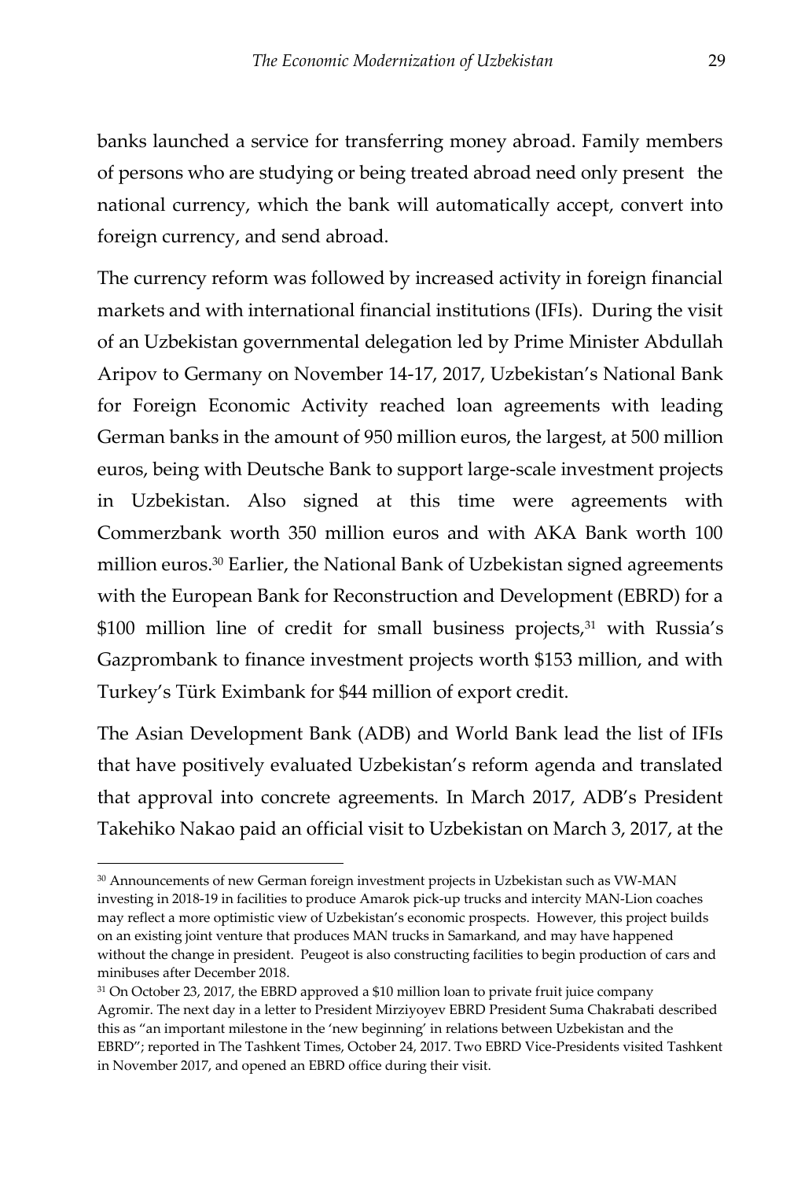banks launched a service for transferring money abroad. Family members of persons who are studying or being treated abroad need only present the national currency, which the bank will automatically accept, convert into foreign currency, and send abroad.

The currency reform was followed by increased activity in foreign financial markets and with international financial institutions (IFIs). During the visit of an Uzbekistan governmental delegation led by Prime Minister Abdullah Aripov to Germany on November 14-17, 2017, Uzbekistan's National Bank for Foreign Economic Activity reached loan agreements with leading German banks in the amount of 950 million euros, the largest, at 500 million euros, being with Deutsche Bank to support large-scale investment projects in Uzbekistan. Also signed at this time were agreements with Commerzbank worth 350 million euros and with AKA Bank worth 100 million euros.[30] Earlier, the National Bank of Uzbekistan signed agreements with the European Bank for Reconstruction and Development (EBRD) for a $100 million line of credit for small business projects,[31] with Russia's Gazprombank to finance investment projects worth $153 million, and with Turkey's Türk Eximbank for $44 million of export credit.

The Asian Development Bank (ADB) and World Bank lead the list of IFIs that have positively evaluated Uzbekistan's reform agenda and translated that approval into concrete agreements. In March 2017, ADB's President Takehiko Nakao paid an official visit to Uzbekistan on March 3, 2017, at the

---

[30] Announcements of new German foreign investment projects in Uzbekistan such as VW-MAN investing in 2018-19 in facilities to produce Amarok pick-up trucks and intercity MAN-Lion coaches may reflect a more optimistic view of Uzbekistan's economic prospects. However, this project builds on an existing joint venture that produces MAN trucks in Samarkand, and may have happened without the change in president. Peugeot is also constructing facilities to begin production of cars and minibuses after December 2018.

[31] On October 23, 2017, the EBRD approved a $10 million loan to private fruit juice company Agromir. The next day in a letter to President Mirziyoyev EBRD President Suma Chakrabati described this as "an important milestone in the 'new beginning' in relations between Uzbekistan and the EBRD"; reported in The Tashkent Times, October 24, 2017. Two EBRD Vice-Presidents visited Tashkent in November 2017, and opened an EBRD office during their visit.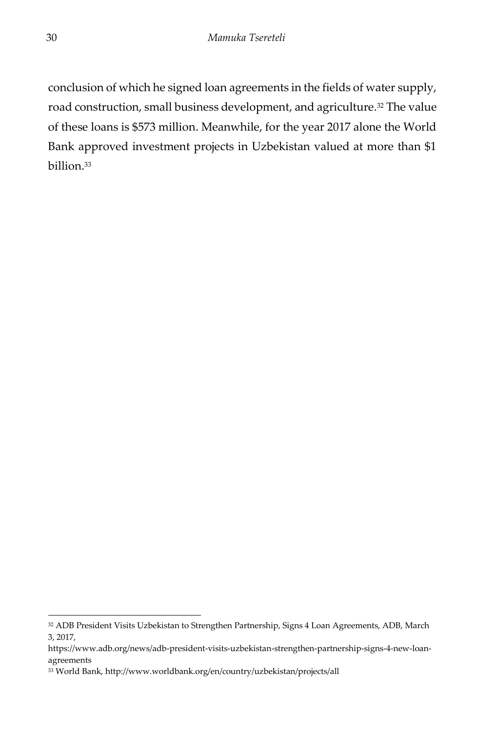conclusion of which he signed loan agreements in the fields of water supply, road construction, small business development, and agriculture.[32] The value of these loans is $573 million. Meanwhile, for the year 2017 alone the World Bank approved investment projects in Uzbekistan valued at more than $1 billion.[33]

---

[32] ADB President Visits Uzbekistan to Strengthen Partnership, Signs 4 Loan Agreements, ADB, March 3, 2017, https://www.adb.org/news/adb-president-visits-uzbekistan-strengthen-partnership-signs-4-new-loan-agreements

[33] World Bank, http://www.worldbank.org/en/country/uzbekistan/projects/all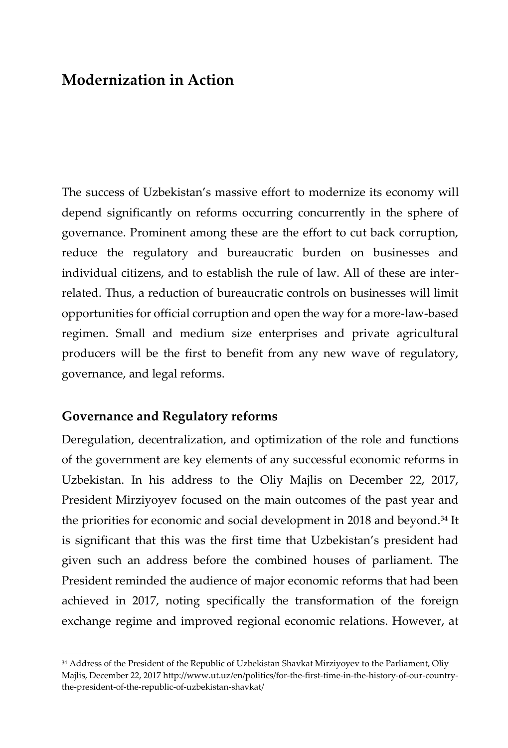# Modernization in Action

The success of Uzbekistan's massive effort to modernize its economy will depend significantly on reforms occurring concurrently in the sphere of governance. Prominent among these are the effort to cut back corruption, reduce the regulatory and bureaucratic burden on businesses and individual citizens, and to establish the rule of law. All of these are inter-related. Thus, a reduction of bureaucratic controls on businesses will limit opportunities for official corruption and open the way for a more-law-based regimen. Small and medium size enterprises and private agricultural producers will be the first to benefit from any new wave of regulatory, governance, and legal reforms.

## Governance and Regulatory reforms

Deregulation, decentralization, and optimization of the role and functions of the government are key elements of any successful economic reforms in Uzbekistan. In his address to the Oliy Majlis on December 22, 2017, President Mirziyoyev focused on the main outcomes of the past year and the priorities for economic and social development in 2018 and beyond.[34] It is significant that this was the first time that Uzbekistan's president had given such an address before the combined houses of parliament. The President reminded the audience of major economic reforms that had been achieved in 2017, noting specifically the transformation of the foreign exchange regime and improved regional economic relations. However, at

[34] Address of the President of the Republic of Uzbekistan Shavkat Mirziyoyev to the Parliament, Oliy Majlis, December 22, 2017 http://www.ut.uz/en/politics/for-the-first-time-in-the-history-of-our-country-the-president-of-the-republic-of-uzbekistan-shavkat/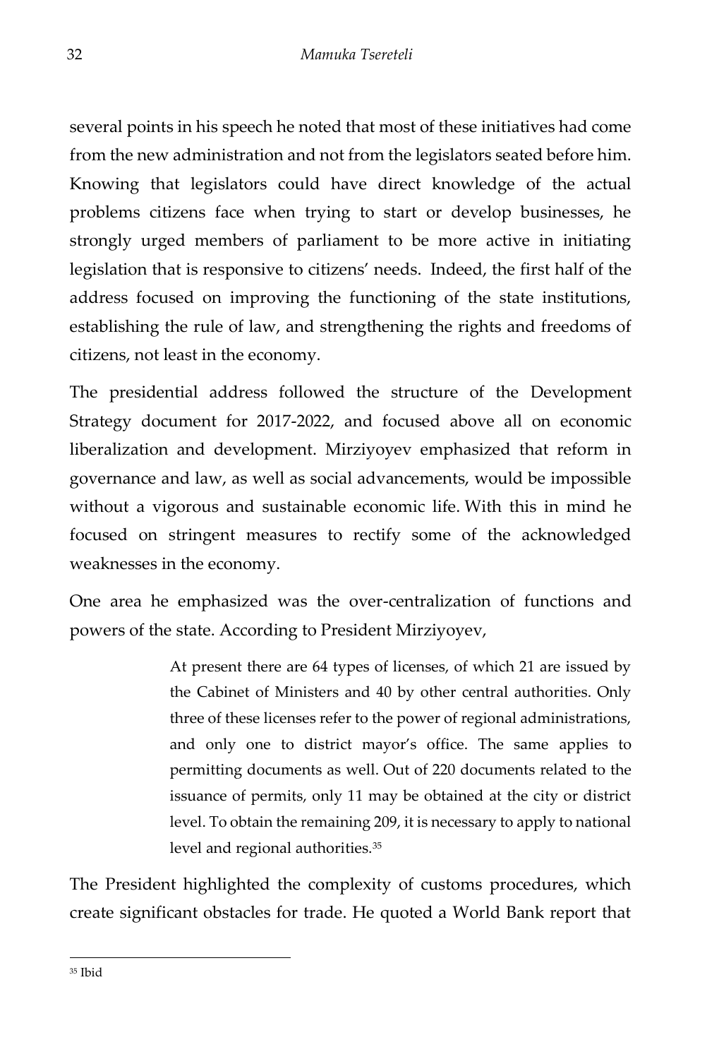several points in his speech he noted that most of these initiatives had come from the new administration and not from the legislators seated before him. Knowing that legislators could have direct knowledge of the actual problems citizens face when trying to start or develop businesses, he strongly urged members of parliament to be more active in initiating legislation that is responsive to citizens' needs. Indeed, the first half of the address focused on improving the functioning of the state institutions, establishing the rule of law, and strengthening the rights and freedoms of citizens, not least in the economy.

The presidential address followed the structure of the Development Strategy document for 2017-2022, and focused above all on economic liberalization and development. Mirziyoyev emphasized that reform in governance and law, as well as social advancements, would be impossible without a vigorous and sustainable economic life. With this in mind he focused on stringent measures to rectify some of the acknowledged weaknesses in the economy.

One area he emphasized was the over-centralization of functions and powers of the state. According to President Mirziyoyev,

> At present there are 64 types of licenses, of which 21 are issued by the Cabinet of Ministers and 40 by other central authorities. Only three of these licenses refer to the power of regional administrations, and only one to district mayor's office. The same applies to permitting documents as well. Out of 220 documents related to the issuance of permits, only 11 may be obtained at the city or district level. To obtain the remaining 209, it is necessary to apply to national level and regional authorities.[35]

The President highlighted the complexity of customs procedures, which create significant obstacles for trade. He quoted a World Bank report that

[35] Ibid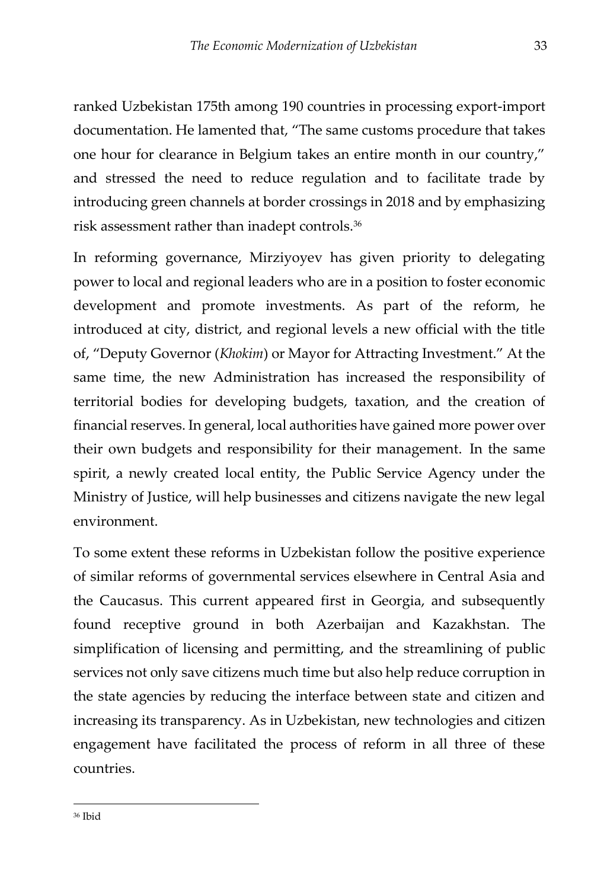ranked Uzbekistan 175th among 190 countries in processing export-import documentation. He lamented that, "The same customs procedure that takes one hour for clearance in Belgium takes an entire month in our country," and stressed the need to reduce regulation and to facilitate trade by introducing green channels at border crossings in 2018 and by emphasizing risk assessment rather than inadept controls.[36]

In reforming governance, Mirziyoyev has given priority to delegating power to local and regional leaders who are in a position to foster economic development and promote investments. As part of the reform, he introduced at city, district, and regional levels a new official with the title of, "Deputy Governor (*Khokim*) or Mayor for Attracting Investment." At the same time, the new Administration has increased the responsibility of territorial bodies for developing budgets, taxation, and the creation of financial reserves. In general, local authorities have gained more power over their own budgets and responsibility for their management. In the same spirit, a newly created local entity, the Public Service Agency under the Ministry of Justice, will help businesses and citizens navigate the new legal environment.

To some extent these reforms in Uzbekistan follow the positive experience of similar reforms of governmental services elsewhere in Central Asia and the Caucasus. This current appeared first in Georgia, and subsequently found receptive ground in both Azerbaijan and Kazakhstan. The simplification of licensing and permitting, and the streamlining of public services not only save citizens much time but also help reduce corruption in the state agencies by reducing the interface between state and citizen and increasing its transparency. As in Uzbekistan, new technologies and citizen engagement have facilitated the process of reform in all three of these countries.

[36] Ibid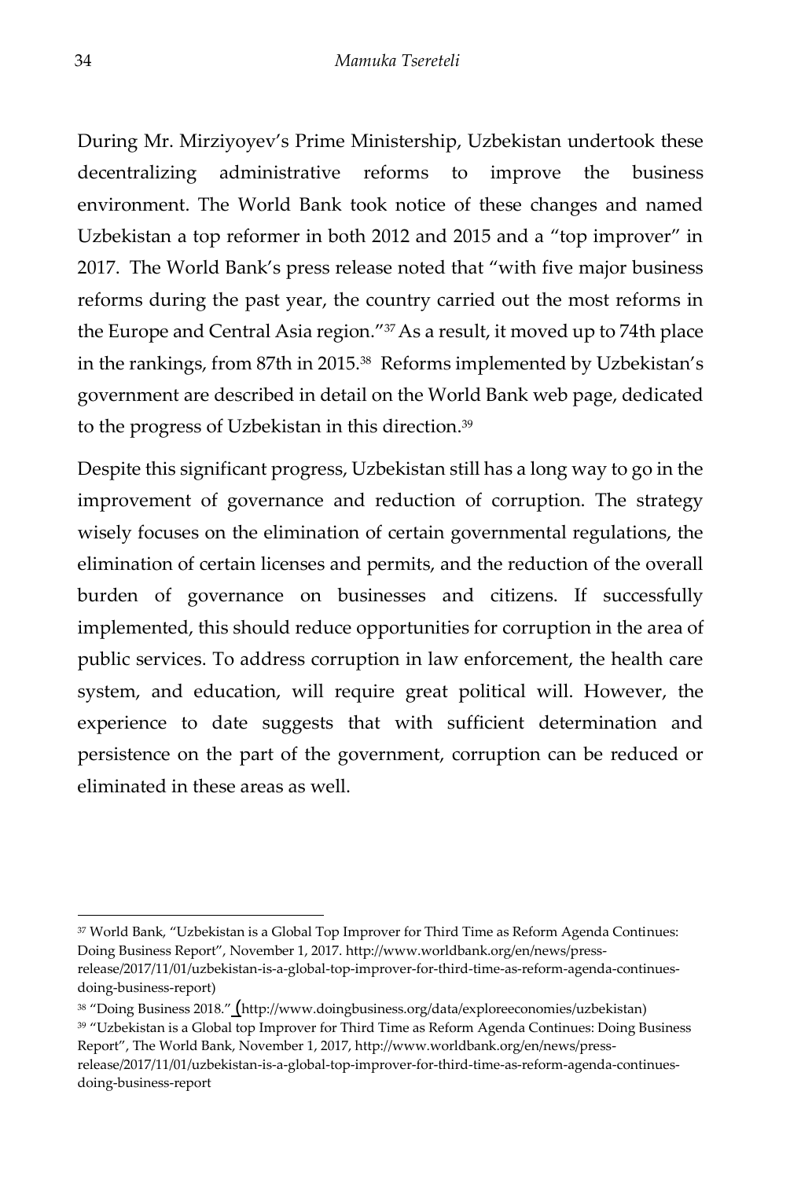During Mr. Mirziyoyev's Prime Ministership, Uzbekistan undertook these decentralizing administrative reforms to improve the business environment. The World Bank took notice of these changes and named Uzbekistan a top reformer in both 2012 and 2015 and a "top improver" in 2017. The World Bank's press release noted that "with five major business reforms during the past year, the country carried out the most reforms in the Europe and Central Asia region."[37] As a result, it moved up to 74th place in the rankings, from 87th in 2015.[38] Reforms implemented by Uzbekistan's government are described in detail on the World Bank web page, dedicated to the progress of Uzbekistan in this direction.[39]

Despite this significant progress, Uzbekistan still has a long way to go in the improvement of governance and reduction of corruption. The strategy wisely focuses on the elimination of certain governmental regulations, the elimination of certain licenses and permits, and the reduction of the overall burden of governance on businesses and citizens. If successfully implemented, this should reduce opportunities for corruption in the area of public services. To address corruption in law enforcement, the health care system, and education, will require great political will. However, the experience to date suggests that with sufficient determination and persistence on the part of the government, corruption can be reduced or eliminated in these areas as well.

---

[37] World Bank, "Uzbekistan is a Global Top Improver for Third Time as Reform Agenda Continues: Doing Business Report", November 1, 2017. http://www.worldbank.org/en/news/press-release/2017/11/01/uzbekistan-is-a-global-top-improver-for-third-time-as-reform-agenda-continues-doing-business-report)

[38] "Doing Business 2018." (http://www.doingbusiness.org/data/exploreeconomies/uzbekistan)

[39] "Uzbekistan is a Global top Improver for Third Time as Reform Agenda Continues: Doing Business Report", The World Bank, November 1, 2017, http://www.worldbank.org/en/news/press-release/2017/11/01/uzbekistan-is-a-global-top-improver-for-third-time-as-reform-agenda-continues-doing-business-report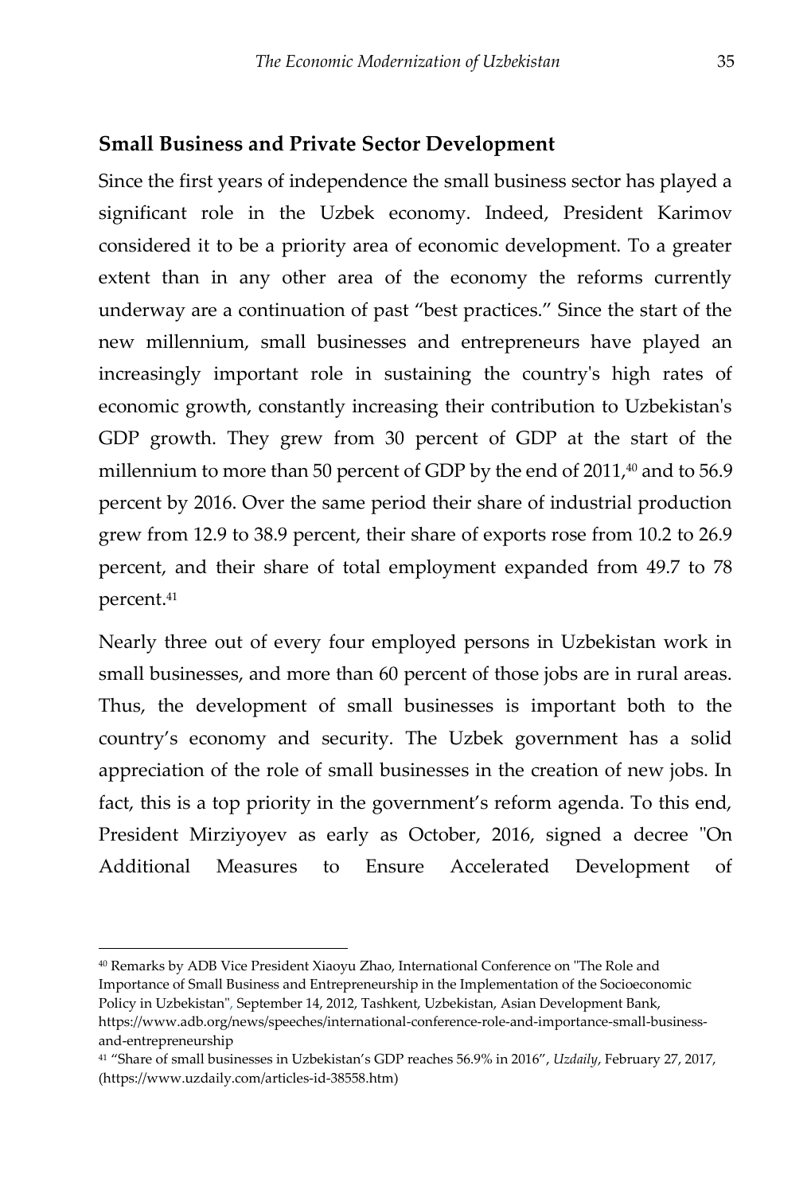## Small Business and Private Sector Development

Since the first years of independence the small business sector has played a significant role in the Uzbek economy. Indeed, President Karimov considered it to be a priority area of economic development. To a greater extent than in any other area of the economy the reforms currently underway are a continuation of past "best practices." Since the start of the new millennium, small businesses and entrepreneurs have played an increasingly important role in sustaining the country's high rates of economic growth, constantly increasing their contribution to Uzbekistan's GDP growth. They grew from 30 percent of GDP at the start of the millennium to more than 50 percent of GDP by the end of 2011,[40] and to 56.9 percent by 2016. Over the same period their share of industrial production grew from 12.9 to 38.9 percent, their share of exports rose from 10.2 to 26.9 percent, and their share of total employment expanded from 49.7 to 78 percent.[41]

Nearly three out of every four employed persons in Uzbekistan work in small businesses, and more than 60 percent of those jobs are in rural areas. Thus, the development of small businesses is important both to the country's economy and security. The Uzbek government has a solid appreciation of the role of small businesses in the creation of new jobs. In fact, this is a top priority in the government's reform agenda. To this end, President Mirziyoyev as early as October, 2016, signed a decree "On Additional Measures to Ensure Accelerated Development of

---

[40] Remarks by ADB Vice President Xiaoyu Zhao, International Conference on "The Role and Importance of Small Business and Entrepreneurship in the Implementation of the Socioeconomic Policy in Uzbekistan", September 14, 2012, Tashkent, Uzbekistan, Asian Development Bank, https://www.adb.org/news/speeches/international-conference-role-and-importance-small-business-and-entrepreneurship

[41] "Share of small businesses in Uzbekistan's GDP reaches 56.9% in 2016", *Uzdaily*, February 27, 2017, (https://www.uzdaily.com/articles-id-38558.htm)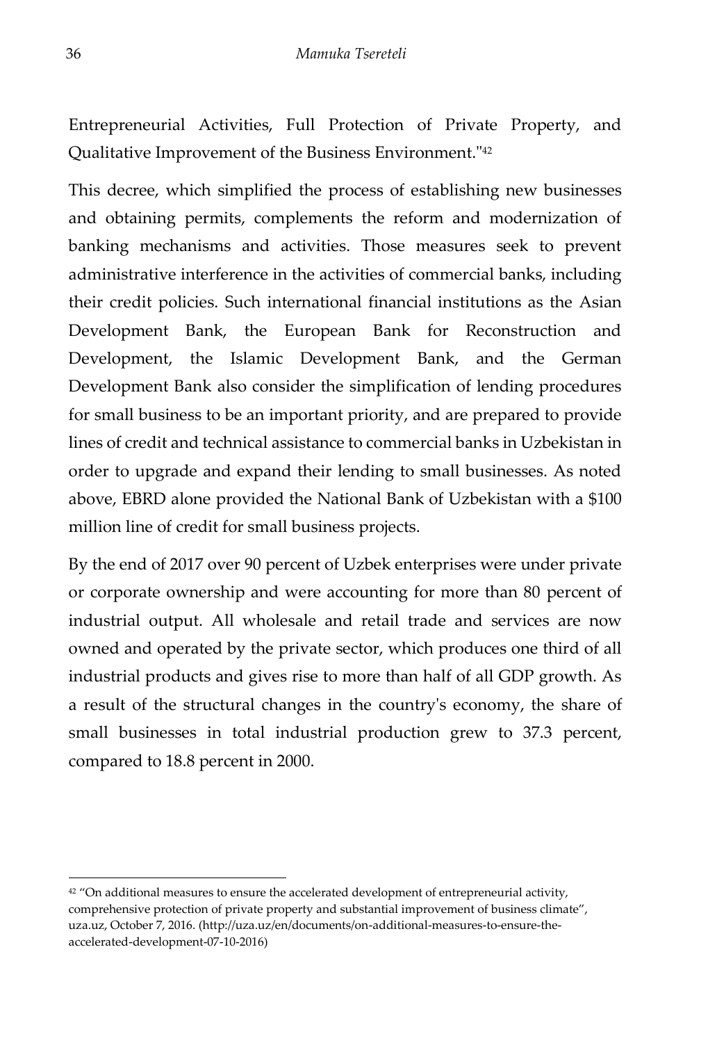Entrepreneurial Activities, Full Protection of Private Property, and Qualitative Improvement of the Business Environment."[42]

This decree, which simplified the process of establishing new businesses and obtaining permits, complements the reform and modernization of banking mechanisms and activities. Those measures seek to prevent administrative interference in the activities of commercial banks, including their credit policies. Such international financial institutions as the Asian Development Bank, the European Bank for Reconstruction and Development, the Islamic Development Bank, and the German Development Bank also consider the simplification of lending procedures for small business to be an important priority, and are prepared to provide lines of credit and technical assistance to commercial banks in Uzbekistan in order to upgrade and expand their lending to small businesses. As noted above, EBRD alone provided the National Bank of Uzbekistan with a $100 million line of credit for small business projects.

By the end of 2017 over 90 percent of Uzbek enterprises were under private or corporate ownership and were accounting for more than 80 percent of industrial output. All wholesale and retail trade and services are now owned and operated by the private sector, which produces one third of all industrial products and gives rise to more than half of all GDP growth. As a result of the structural changes in the country's economy, the share of small businesses in total industrial production grew to 37.3 percent, compared to 18.8 percent in 2000.

---

[42] "On additional measures to ensure the accelerated development of entrepreneurial activity, comprehensive protection of private property and substantial improvement of business climate", uza.uz, October 7, 2016. (http://uza.uz/en/documents/on-additional-measures-to-ensure-the-accelerated-development-07-10-2016)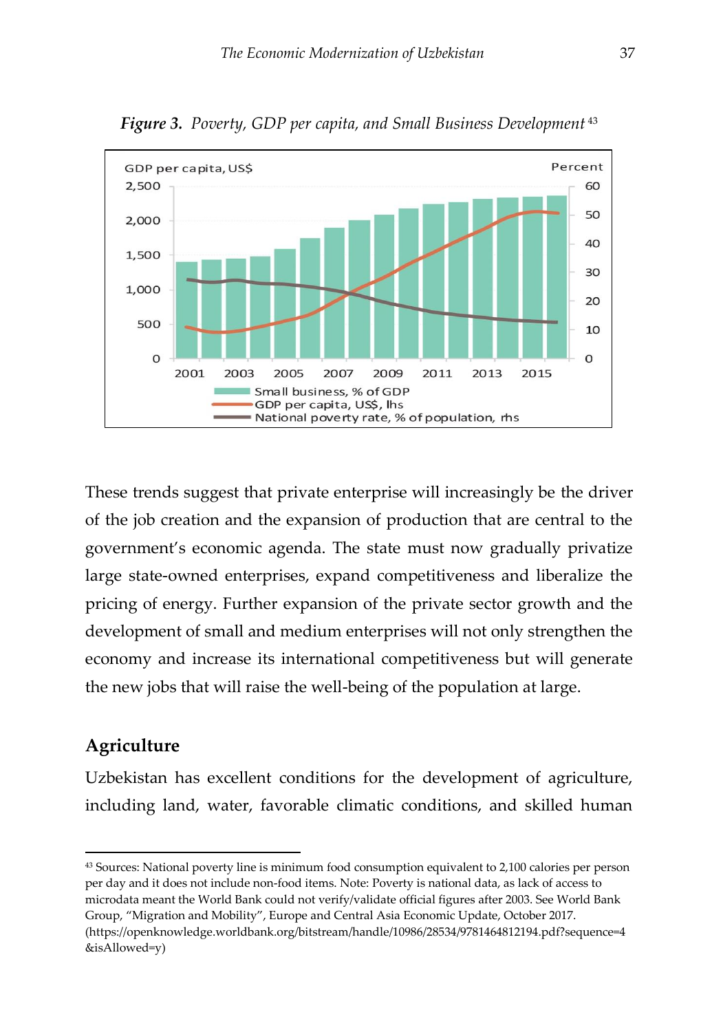***Figure 3.*** *Poverty, GDP per capita, and Small Business Development*[43]

These trends suggest that private enterprise will increasingly be the driver of the job creation and the expansion of production that are central to the government's economic agenda. The state must now gradually privatize large state-owned enterprises, expand competitiveness and liberalize the pricing of energy. Further expansion of the private sector growth and the development of small and medium enterprises will not only strengthen the economy and increase its international competitiveness but will generate the new jobs that will raise the well-being of the population at large.

## Agriculture

Uzbekistan has excellent conditions for the development of agriculture, including land, water, favorable climatic conditions, and skilled human

[43] Sources: National poverty line is minimum food consumption equivalent to 2,100 calories per person per day and it does not include non-food items. Note: Poverty is national data, as lack of access to microdata meant the World Bank could not verify/validate official figures after 2003. See World Bank Group, "Migration and Mobility", Europe and Central Asia Economic Update, October 2017. (https://openknowledge.worldbank.org/bitstream/handle/10986/28534/9781464812194.pdf?sequence=4&isAllowed=y)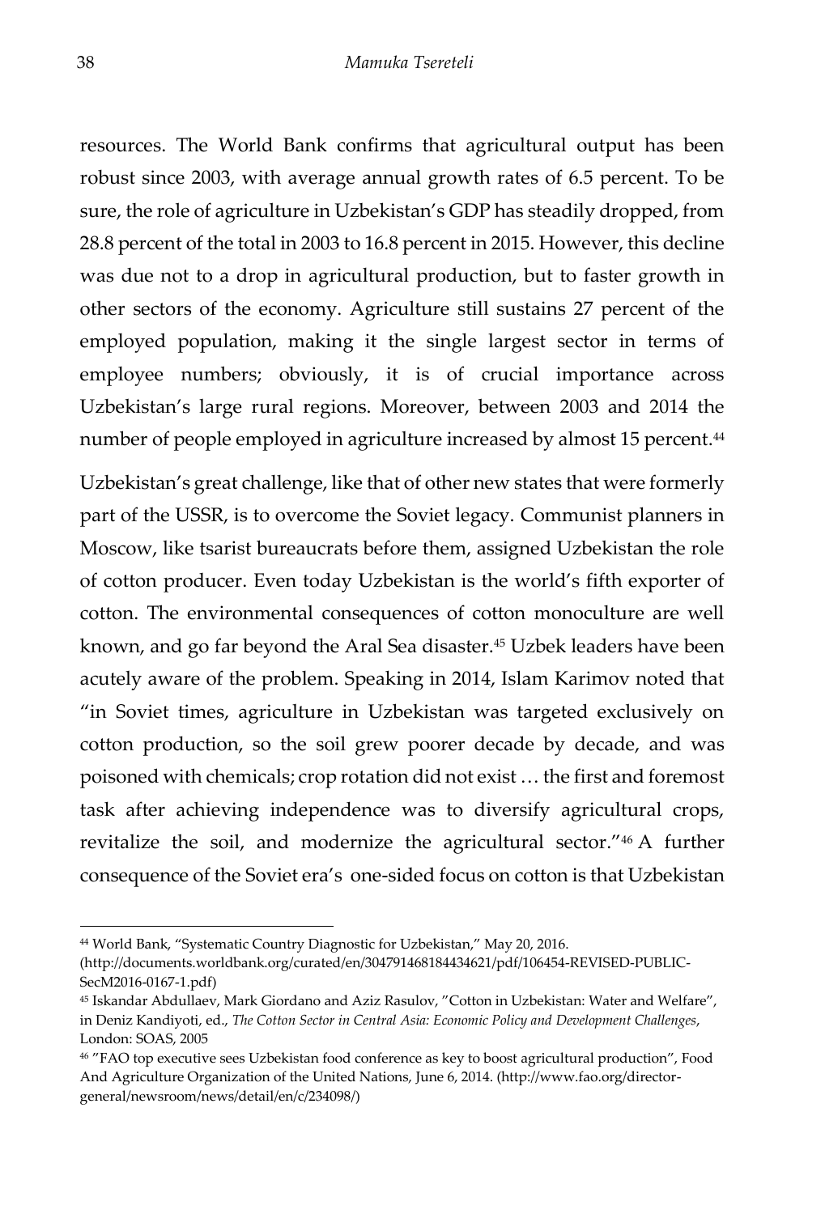resources. The World Bank confirms that agricultural output has been robust since 2003, with average annual growth rates of 6.5 percent. To be sure, the role of agriculture in Uzbekistan's GDP has steadily dropped, from 28.8 percent of the total in 2003 to 16.8 percent in 2015. However, this decline was due not to a drop in agricultural production, but to faster growth in other sectors of the economy. Agriculture still sustains 27 percent of the employed population, making it the single largest sector in terms of employee numbers; obviously, it is of crucial importance across Uzbekistan's large rural regions. Moreover, between 2003 and 2014 the number of people employed in agriculture increased by almost 15 percent.[44]

Uzbekistan's great challenge, like that of other new states that were formerly part of the USSR, is to overcome the Soviet legacy. Communist planners in Moscow, like tsarist bureaucrats before them, assigned Uzbekistan the role of cotton producer. Even today Uzbekistan is the world's fifth exporter of cotton. The environmental consequences of cotton monoculture are well known, and go far beyond the Aral Sea disaster.[45] Uzbek leaders have been acutely aware of the problem. Speaking in 2014, Islam Karimov noted that "in Soviet times, agriculture in Uzbekistan was targeted exclusively on cotton production, so the soil grew poorer decade by decade, and was poisoned with chemicals; crop rotation did not exist … the first and foremost task after achieving independence was to diversify agricultural crops, revitalize the soil, and modernize the agricultural sector."[46] A further consequence of the Soviet era's one-sided focus on cotton is that Uzbekistan

---

[44] World Bank, "Systematic Country Diagnostic for Uzbekistan," May 20, 2016. (http://documents.worldbank.org/curated/en/304791468184434621/pdf/106454-REVISED-PUBLIC-SecM2016-0167-1.pdf)

[45] Iskandar Abdullaev, Mark Giordano and Aziz Rasulov, "Cotton in Uzbekistan: Water and Welfare", in Deniz Kandiyoti, ed., *The Cotton Sector in Central Asia: Economic Policy and Development Challenges*, London: SOAS, 2005

[46] "FAO top executive sees Uzbekistan food conference as key to boost agricultural production", Food And Agriculture Organization of the United Nations, June 6, 2014. (http://www.fao.org/director-general/newsroom/news/detail/en/c/234098/)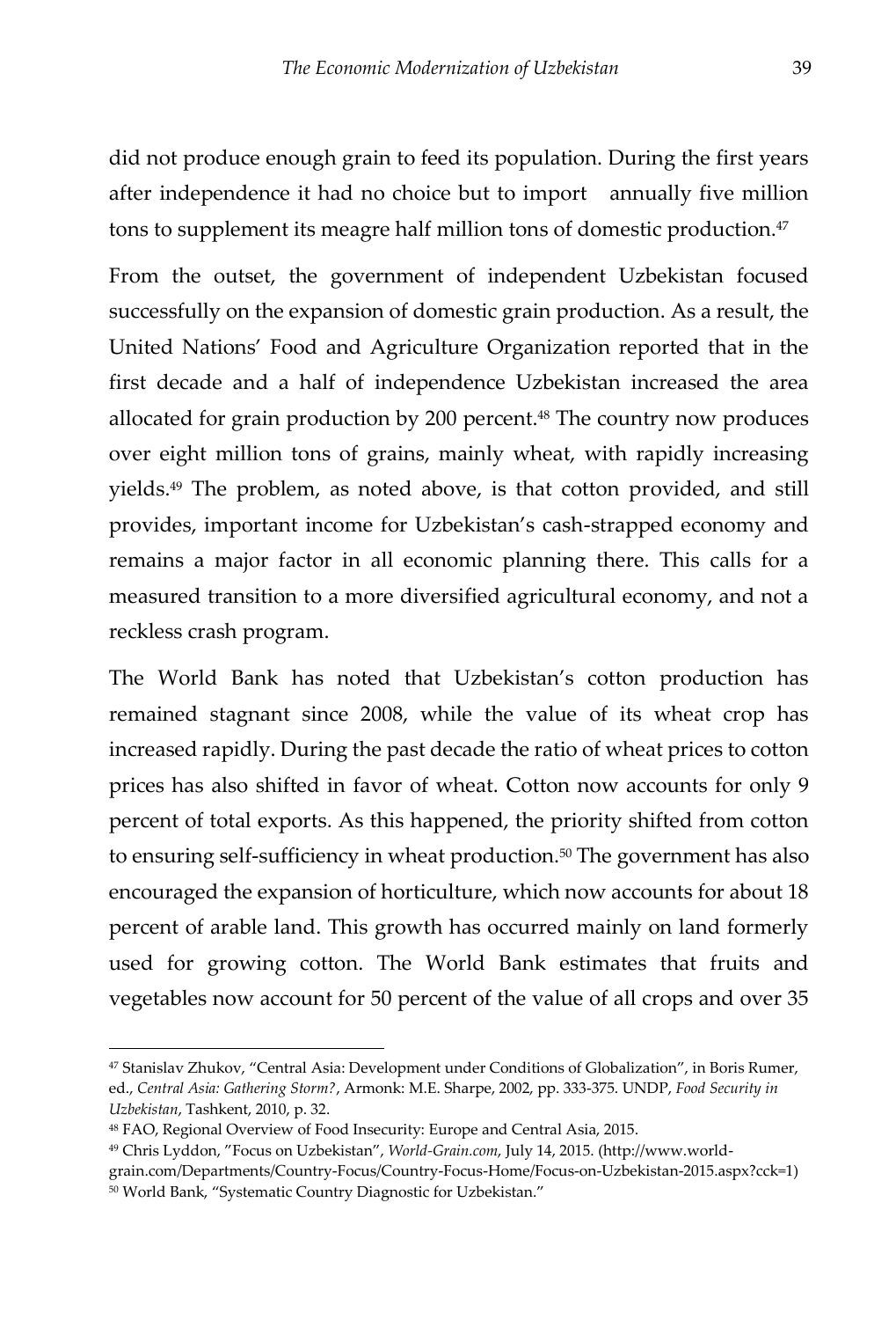did not produce enough grain to feed its population. During the first years after independence it had no choice but to import annually five million tons to supplement its meagre half million tons of domestic production.[47]

From the outset, the government of independent Uzbekistan focused successfully on the expansion of domestic grain production. As a result, the United Nations' Food and Agriculture Organization reported that in the first decade and a half of independence Uzbekistan increased the area allocated for grain production by 200 percent.[48] The country now produces over eight million tons of grains, mainly wheat, with rapidly increasing yields.[49] The problem, as noted above, is that cotton provided, and still provides, important income for Uzbekistan's cash-strapped economy and remains a major factor in all economic planning there. This calls for a measured transition to a more diversified agricultural economy, and not a reckless crash program.

The World Bank has noted that Uzbekistan's cotton production has remained stagnant since 2008, while the value of its wheat crop has increased rapidly. During the past decade the ratio of wheat prices to cotton prices has also shifted in favor of wheat. Cotton now accounts for only 9 percent of total exports. As this happened, the priority shifted from cotton to ensuring self-sufficiency in wheat production.[50] The government has also encouraged the expansion of horticulture, which now accounts for about 18 percent of arable land. This growth has occurred mainly on land formerly used for growing cotton. The World Bank estimates that fruits and vegetables now account for 50 percent of the value of all crops and over 35

---

[47] Stanislav Zhukov, "Central Asia: Development under Conditions of Globalization", in Boris Rumer, ed., *Central Asia: Gathering Storm?*, Armonk: M.E. Sharpe, 2002, pp. 333-375. UNDP, *Food Security in Uzbekistan*, Tashkent, 2010, p. 32.

[48] FAO, Regional Overview of Food Insecurity: Europe and Central Asia, 2015.

[49] Chris Lyddon, "Focus on Uzbekistan", *World-Grain.com*, July 14, 2015. (http://www.world-grain.com/Departments/Country-Focus/Country-Focus-Home/Focus-on-Uzbekistan-2015.aspx?cck=1)

[50] World Bank, "Systematic Country Diagnostic for Uzbekistan."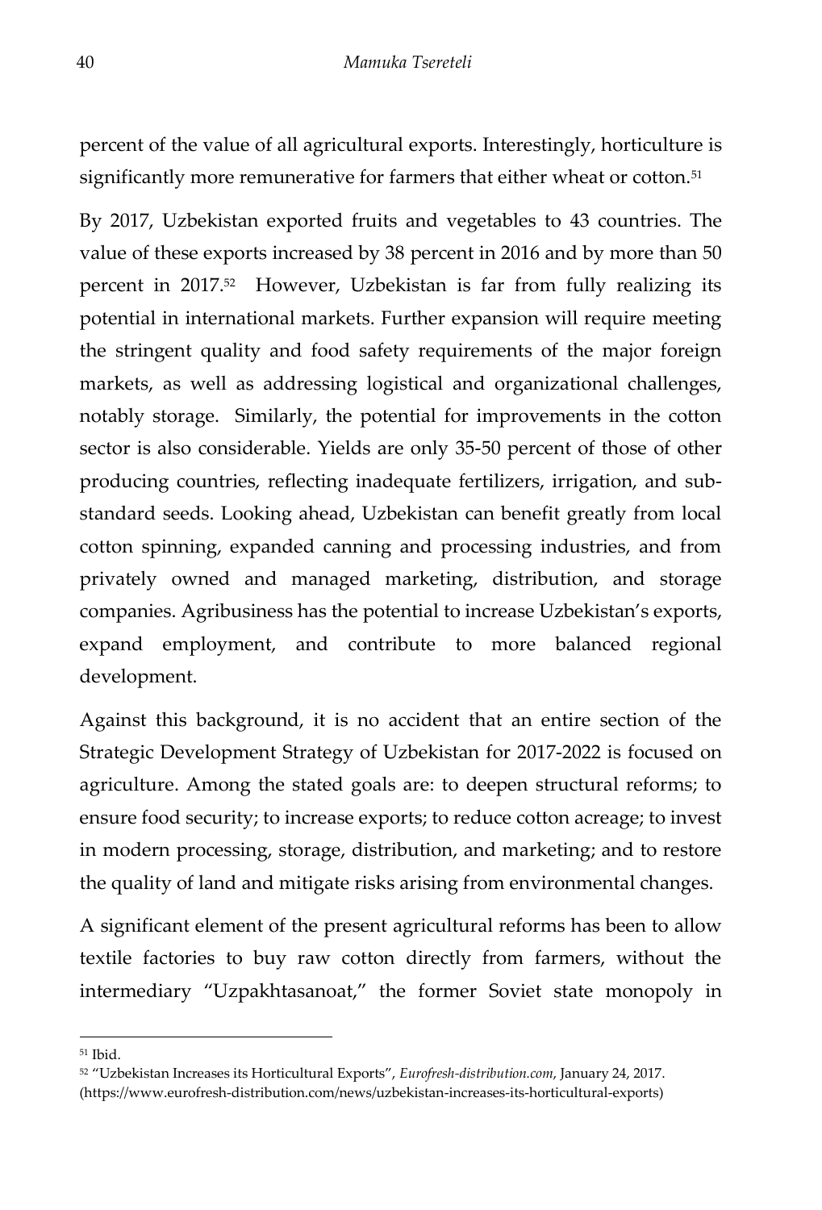percent of the value of all agricultural exports. Interestingly, horticulture is significantly more remunerative for farmers that either wheat or cotton.[51]

By 2017, Uzbekistan exported fruits and vegetables to 43 countries. The value of these exports increased by 38 percent in 2016 and by more than 50 percent in 2017.[52] However, Uzbekistan is far from fully realizing its potential in international markets. Further expansion will require meeting the stringent quality and food safety requirements of the major foreign markets, as well as addressing logistical and organizational challenges, notably storage. Similarly, the potential for improvements in the cotton sector is also considerable. Yields are only 35-50 percent of those of other producing countries, reflecting inadequate fertilizers, irrigation, and sub-standard seeds. Looking ahead, Uzbekistan can benefit greatly from local cotton spinning, expanded canning and processing industries, and from privately owned and managed marketing, distribution, and storage companies. Agribusiness has the potential to increase Uzbekistan's exports, expand employment, and contribute to more balanced regional development.

Against this background, it is no accident that an entire section of the Strategic Development Strategy of Uzbekistan for 2017-2022 is focused on agriculture. Among the stated goals are: to deepen structural reforms; to ensure food security; to increase exports; to reduce cotton acreage; to invest in modern processing, storage, distribution, and marketing; and to restore the quality of land and mitigate risks arising from environmental changes.

A significant element of the present agricultural reforms has been to allow textile factories to buy raw cotton directly from farmers, without the intermediary "Uzpakhtasanoat," the former Soviet state monopoly in

---

[51] Ibid.

[52] "Uzbekistan Increases its Horticultural Exports", *Eurofresh-distribution.com*, January 24, 2017. (https://www.eurofresh-distribution.com/news/uzbekistan-increases-its-horticultural-exports)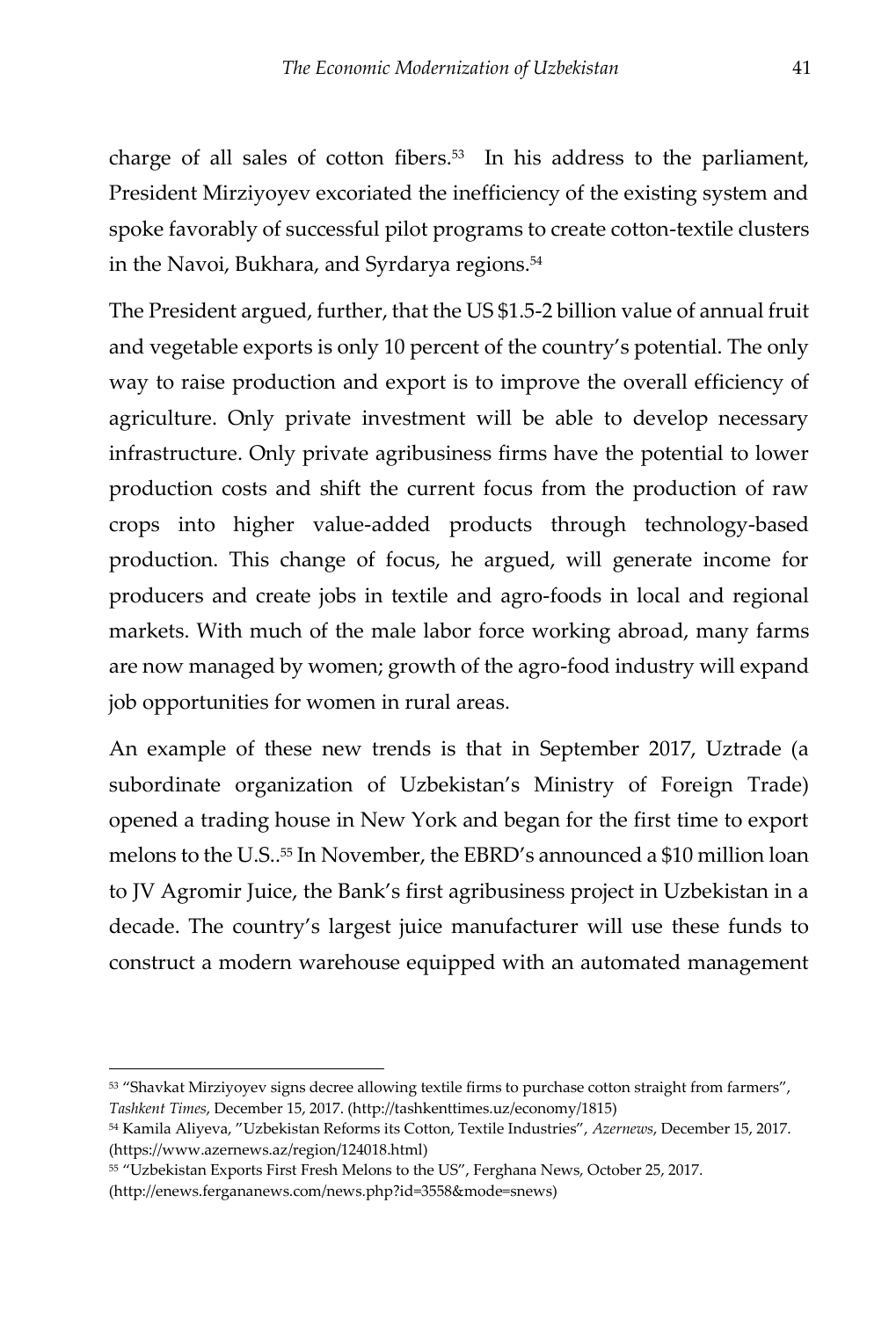charge of all sales of cotton fibers.[53] In his address to the parliament, President Mirziyoyev excoriated the inefficiency of the existing system and spoke favorably of successful pilot programs to create cotton-textile clusters in the Navoi, Bukhara, and Syrdarya regions.[54]

The President argued, further, that the US $1.5-2 billion value of annual fruit and vegetable exports is only 10 percent of the country's potential. The only way to raise production and export is to improve the overall efficiency of agriculture. Only private investment will be able to develop necessary infrastructure. Only private agribusiness firms have the potential to lower production costs and shift the current focus from the production of raw crops into higher value-added products through technology-based production. This change of focus, he argued, will generate income for producers and create jobs in textile and agro-foods in local and regional markets. With much of the male labor force working abroad, many farms are now managed by women; growth of the agro-food industry will expand job opportunities for women in rural areas.

An example of these new trends is that in September 2017, Uztrade (a subordinate organization of Uzbekistan's Ministry of Foreign Trade) opened a trading house in New York and began for the first time to export melons to the U.S..[55] In November, the EBRD's announced a $10 million loan to JV Agromir Juice, the Bank's first agribusiness project in Uzbekistan in a decade. The country's largest juice manufacturer will use these funds to construct a modern warehouse equipped with an automated management

---

[53] "Shavkat Mirziyoyev signs decree allowing textile firms to purchase cotton straight from farmers", *Tashkent Times*, December 15, 2017. (http://tashkenttimes.uz/economy/1815)

[54] Kamila Aliyeva, "Uzbekistan Reforms its Cotton, Textile Industries", *Azernews*, December 15, 2017. (https://www.azernews.az/region/124018.html)

[55] "Uzbekistan Exports First Fresh Melons to the US", Ferghana News, October 25, 2017. (http://enews.fergananews.com/news.php?id=3558&mode=snews)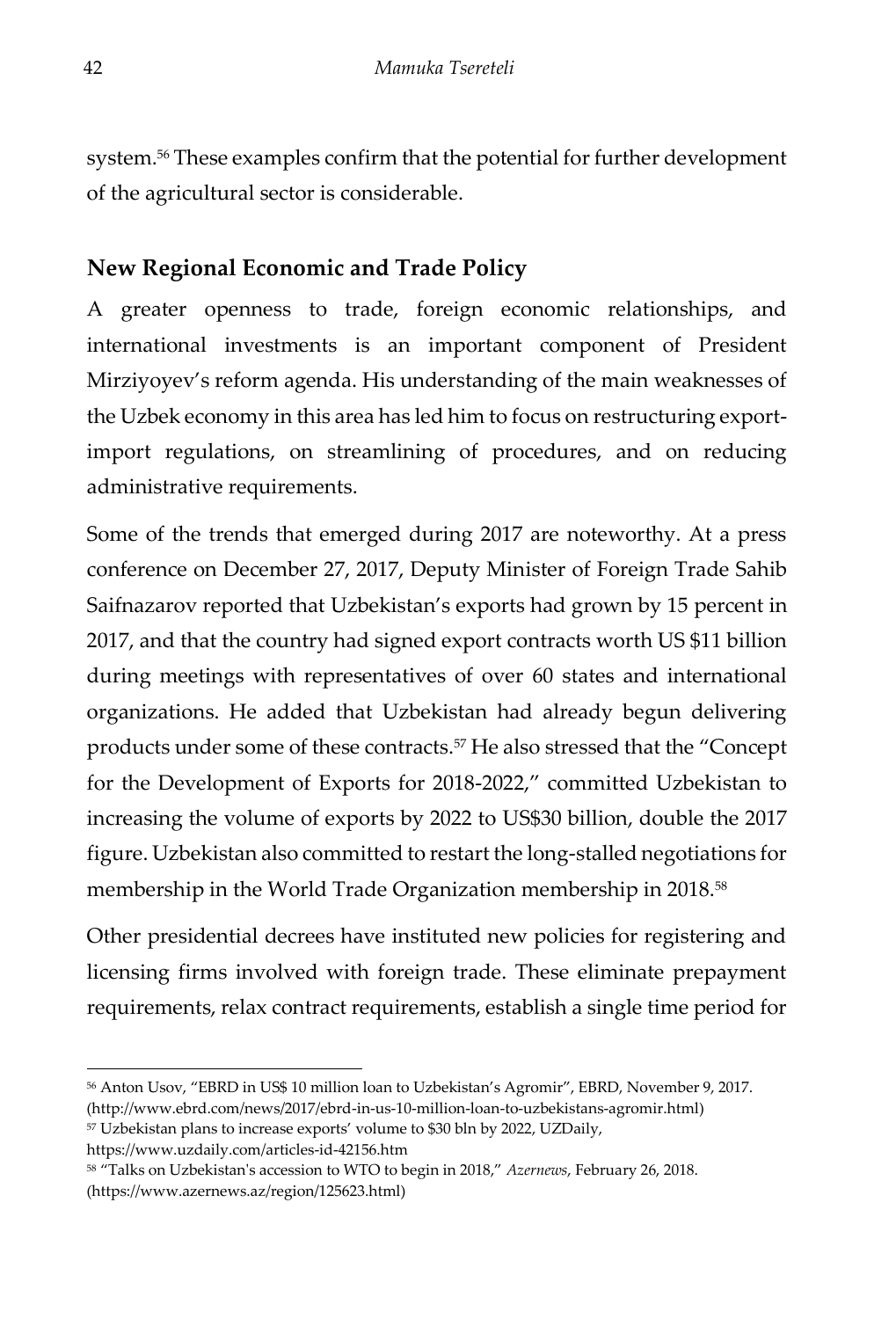system.[56] These examples confirm that the potential for further development of the agricultural sector is considerable.

## New Regional Economic and Trade Policy

A greater openness to trade, foreign economic relationships, and international investments is an important component of President Mirziyoyev's reform agenda. His understanding of the main weaknesses of the Uzbek economy in this area has led him to focus on restructuring export-import regulations, on streamlining of procedures, and on reducing administrative requirements.

Some of the trends that emerged during 2017 are noteworthy. At a press conference on December 27, 2017, Deputy Minister of Foreign Trade Sahib Saifnazarov reported that Uzbekistan's exports had grown by 15 percent in 2017, and that the country had signed export contracts worth US $11 billion during meetings with representatives of over 60 states and international organizations. He added that Uzbekistan had already begun delivering products under some of these contracts.[57] He also stressed that the "Concept for the Development of Exports for 2018-2022," committed Uzbekistan to increasing the volume of exports by 2022 to US$30 billion, double the 2017 figure. Uzbekistan also committed to restart the long-stalled negotiations for membership in the World Trade Organization membership in 2018.[58]

Other presidential decrees have instituted new policies for registering and licensing firms involved with foreign trade. These eliminate prepayment requirements, relax contract requirements, establish a single time period for

---

[56] Anton Usov, "EBRD in US$ 10 million loan to Uzbekistan's Agromir", EBRD, November 9, 2017. (http://www.ebrd.com/news/2017/ebrd-in-us-10-million-loan-to-uzbekistans-agromir.html)

[57] Uzbekistan plans to increase exports' volume to $30 bln by 2022, UZDaily, https://www.uzdaily.com/articles-id-42156.htm

[58] "Talks on Uzbekistan's accession to WTO to begin in 2018," *Azernews*, February 26, 2018. (https://www.azernews.az/region/125623.html)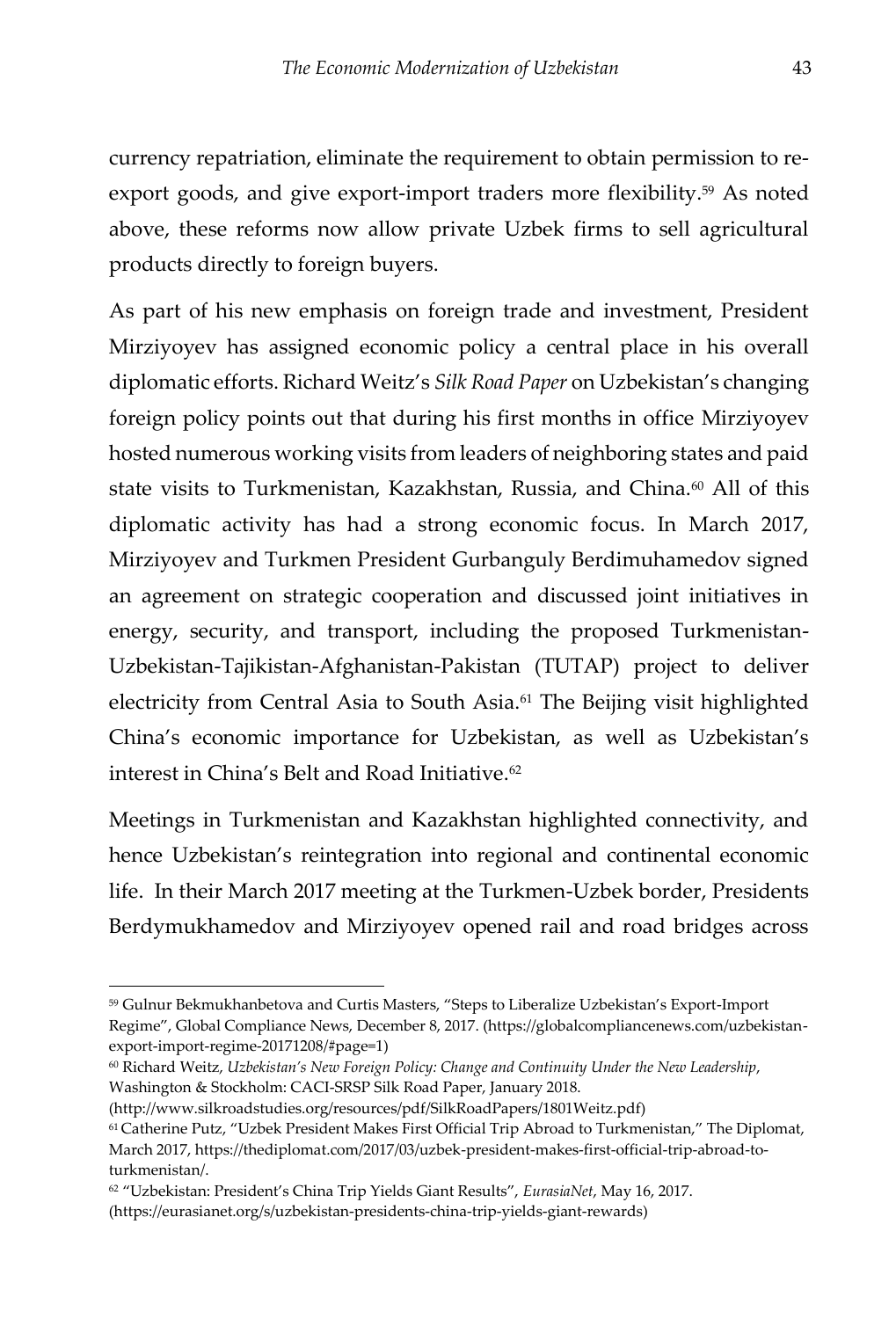currency repatriation, eliminate the requirement to obtain permission to re-export goods, and give export-import traders more flexibility.[59] As noted above, these reforms now allow private Uzbek firms to sell agricultural products directly to foreign buyers.

As part of his new emphasis on foreign trade and investment, President Mirziyoyev has assigned economic policy a central place in his overall diplomatic efforts. Richard Weitz's *Silk Road Paper* on Uzbekistan's changing foreign policy points out that during his first months in office Mirziyoyev hosted numerous working visits from leaders of neighboring states and paid state visits to Turkmenistan, Kazakhstan, Russia, and China.[60] All of this diplomatic activity has had a strong economic focus. In March 2017, Mirziyoyev and Turkmen President Gurbanguly Berdimuhamedov signed an agreement on strategic cooperation and discussed joint initiatives in energy, security, and transport, including the proposed Turkmenistan-Uzbekistan-Tajikistan-Afghanistan-Pakistan (TUTAP) project to deliver electricity from Central Asia to South Asia.[61] The Beijing visit highlighted China's economic importance for Uzbekistan, as well as Uzbekistan's interest in China's Belt and Road Initiative.[62]

Meetings in Turkmenistan and Kazakhstan highlighted connectivity, and hence Uzbekistan's reintegration into regional and continental economic life. In their March 2017 meeting at the Turkmen-Uzbek border, Presidents Berdymukhamedov and Mirziyoyev opened rail and road bridges across

---

[59] Gulnur Bekmukhanbetova and Curtis Masters, "Steps to Liberalize Uzbekistan's Export-Import Regime", Global Compliance News, December 8, 2017. (https://globalcompliancenews.com/uzbekistan-export-import-regime-20171208/#page=1)

[60] Richard Weitz, *Uzbekistan's New Foreign Policy: Change and Continuity Under the New Leadership*, Washington & Stockholm: CACI-SRSP Silk Road Paper, January 2018. (http://www.silkroadstudies.org/resources/pdf/SilkRoadPapers/1801Weitz.pdf)

[61] Catherine Putz, "Uzbek President Makes First Official Trip Abroad to Turkmenistan," The Diplomat, March 2017, https://thediplomat.com/2017/03/uzbek-president-makes-first-official-trip-abroad-to-turkmenistan/.

[62] "Uzbekistan: President's China Trip Yields Giant Results", *EurasiaNet*, May 16, 2017. (https://eurasianet.org/s/uzbekistan-presidents-china-trip-yields-giant-rewards)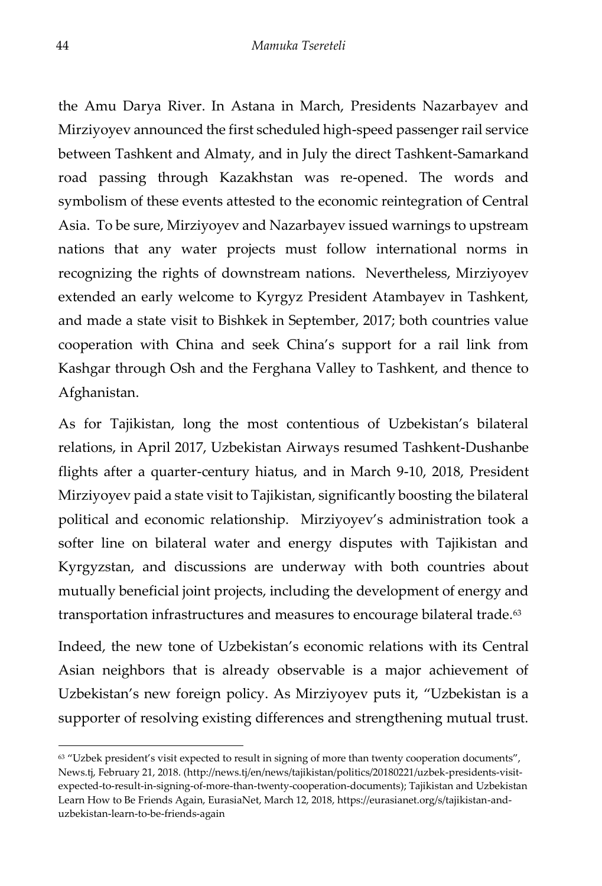the Amu Darya River. In Astana in March, Presidents Nazarbayev and Mirziyoyev announced the first scheduled high-speed passenger rail service between Tashkent and Almaty, and in July the direct Tashkent-Samarkand road passing through Kazakhstan was re-opened. The words and symbolism of these events attested to the economic reintegration of Central Asia. To be sure, Mirziyoyev and Nazarbayev issued warnings to upstream nations that any water projects must follow international norms in recognizing the rights of downstream nations. Nevertheless, Mirziyoyev extended an early welcome to Kyrgyz President Atambayev in Tashkent, and made a state visit to Bishkek in September, 2017; both countries value cooperation with China and seek China's support for a rail link from Kashgar through Osh and the Ferghana Valley to Tashkent, and thence to Afghanistan.

As for Tajikistan, long the most contentious of Uzbekistan's bilateral relations, in April 2017, Uzbekistan Airways resumed Tashkent-Dushanbe flights after a quarter-century hiatus, and in March 9-10, 2018, President Mirziyoyev paid a state visit to Tajikistan, significantly boosting the bilateral political and economic relationship. Mirziyoyev's administration took a softer line on bilateral water and energy disputes with Tajikistan and Kyrgyzstan, and discussions are underway with both countries about mutually beneficial joint projects, including the development of energy and transportation infrastructures and measures to encourage bilateral trade.[63]

Indeed, the new tone of Uzbekistan's economic relations with its Central Asian neighbors that is already observable is a major achievement of Uzbekistan's new foreign policy. As Mirziyoyev puts it, "Uzbekistan is a supporter of resolving existing differences and strengthening mutual trust.

---

[63] "Uzbek president's visit expected to result in signing of more than twenty cooperation documents", News.tj, February 21, 2018. (http://news.tj/en/news/tajikistan/politics/20180221/uzbek-presidents-visit-expected-to-result-in-signing-of-more-than-twenty-cooperation-documents); Tajikistan and Uzbekistan Learn How to Be Friends Again, EurasiaNet, March 12, 2018, https://eurasianet.org/s/tajikistan-and-uzbekistan-learn-to-be-friends-again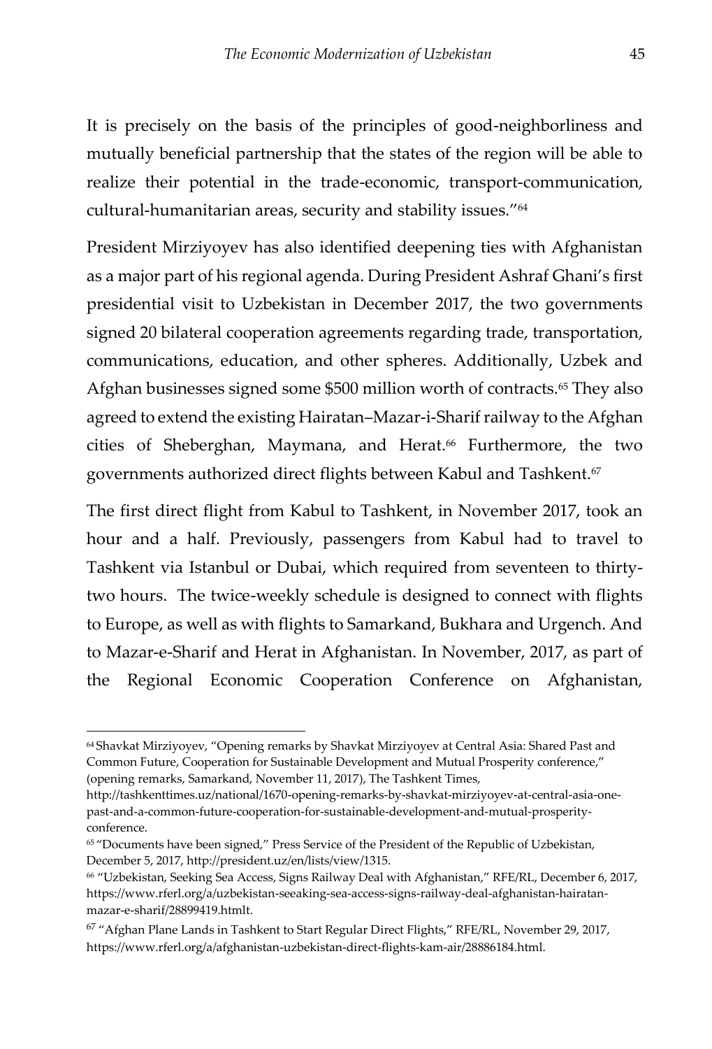It is precisely on the basis of the principles of good-neighborliness and mutually beneficial partnership that the states of the region will be able to realize their potential in the trade-economic, transport-communication, cultural-humanitarian areas, security and stability issues."[64]

President Mirziyoyev has also identified deepening ties with Afghanistan as a major part of his regional agenda. During President Ashraf Ghani's first presidential visit to Uzbekistan in December 2017, the two governments signed 20 bilateral cooperation agreements regarding trade, transportation, communications, education, and other spheres. Additionally, Uzbek and Afghan businesses signed some $500 million worth of contracts.[65] They also agreed to extend the existing Hairatan–Mazar-i-Sharif railway to the Afghan cities of Sheberghan, Maymana, and Herat.[66] Furthermore, the two governments authorized direct flights between Kabul and Tashkent.[67]

The first direct flight from Kabul to Tashkent, in November 2017, took an hour and a half. Previously, passengers from Kabul had to travel to Tashkent via Istanbul or Dubai, which required from seventeen to thirty-two hours. The twice-weekly schedule is designed to connect with flights to Europe, as well as with flights to Samarkand, Bukhara and Urgench. And to Mazar-e-Sharif and Herat in Afghanistan. In November, 2017, as part of the Regional Economic Cooperation Conference on Afghanistan,

---

[64] Shavkat Mirziyoyev, "Opening remarks by Shavkat Mirziyoyev at Central Asia: Shared Past and Common Future, Cooperation for Sustainable Development and Mutual Prosperity conference," (opening remarks, Samarkand, November 11, 2017), The Tashkent Times, http://tashkenttimes.uz/national/1670-opening-remarks-by-shavkat-mirziyoyev-at-central-asia-one-past-and-a-common-future-cooperation-for-sustainable-development-and-mutual-prosperity-conference.

[65] "Documents have been signed," Press Service of the President of the Republic of Uzbekistan, December 5, 2017, http://president.uz/en/lists/view/1315.

[66] "Uzbekistan, Seeking Sea Access, Signs Railway Deal with Afghanistan," RFE/RL, December 6, 2017, https://www.rferl.org/a/uzbekistan-seeaking-sea-access-signs-railway-deal-afghanistan-hairatan-mazar-e-sharif/28899419.htmlt.

[67] "Afghan Plane Lands in Tashkent to Start Regular Direct Flights," RFE/RL, November 29, 2017, https://www.rferl.org/a/afghanistan-uzbekistan-direct-flights-kam-air/28886184.html.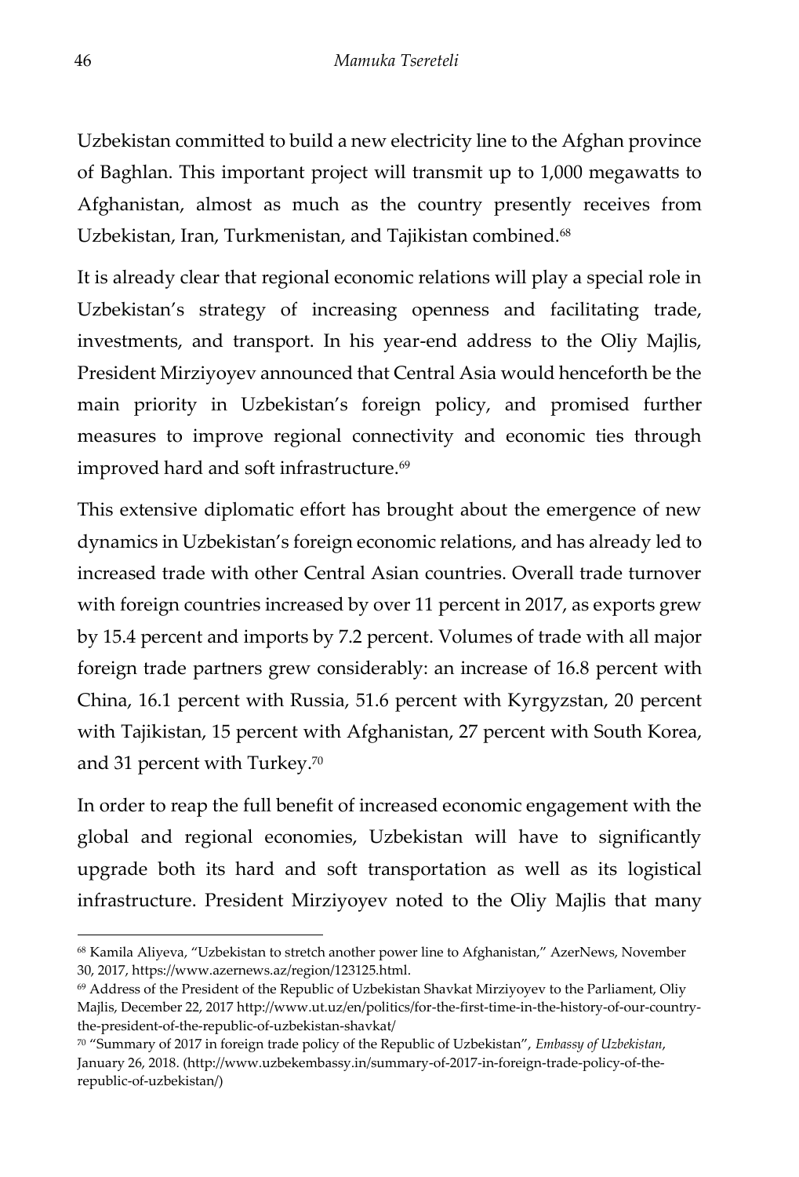Uzbekistan committed to build a new electricity line to the Afghan province of Baghlan. This important project will transmit up to 1,000 megawatts to Afghanistan, almost as much as the country presently receives from Uzbekistan, Iran, Turkmenistan, and Tajikistan combined.[68]

It is already clear that regional economic relations will play a special role in Uzbekistan's strategy of increasing openness and facilitating trade, investments, and transport. In his year-end address to the Oliy Majlis, President Mirziyoyev announced that Central Asia would henceforth be the main priority in Uzbekistan's foreign policy, and promised further measures to improve regional connectivity and economic ties through improved hard and soft infrastructure.[69]

This extensive diplomatic effort has brought about the emergence of new dynamics in Uzbekistan's foreign economic relations, and has already led to increased trade with other Central Asian countries. Overall trade turnover with foreign countries increased by over 11 percent in 2017, as exports grew by 15.4 percent and imports by 7.2 percent. Volumes of trade with all major foreign trade partners grew considerably: an increase of 16.8 percent with China, 16.1 percent with Russia, 51.6 percent with Kyrgyzstan, 20 percent with Tajikistan, 15 percent with Afghanistan, 27 percent with South Korea, and 31 percent with Turkey.[70]

In order to reap the full benefit of increased economic engagement with the global and regional economies, Uzbekistan will have to significantly upgrade both its hard and soft transportation as well as its logistical infrastructure. President Mirziyoyev noted to the Oliy Majlis that many

---

[68] Kamila Aliyeva, "Uzbekistan to stretch another power line to Afghanistan," AzerNews, November 30, 2017, https://www.azernews.az/region/123125.html.

[69] Address of the President of the Republic of Uzbekistan Shavkat Mirziyoyev to the Parliament, Oliy Majlis, December 22, 2017 http://www.ut.uz/en/politics/for-the-first-time-in-the-history-of-our-country-the-president-of-the-republic-of-uzbekistan-shavkat/

[70] "Summary of 2017 in foreign trade policy of the Republic of Uzbekistan", *Embassy of Uzbekistan*, January 26, 2018. (http://www.uzbekembassy.in/summary-of-2017-in-foreign-trade-policy-of-the-republic-of-uzbekistan/)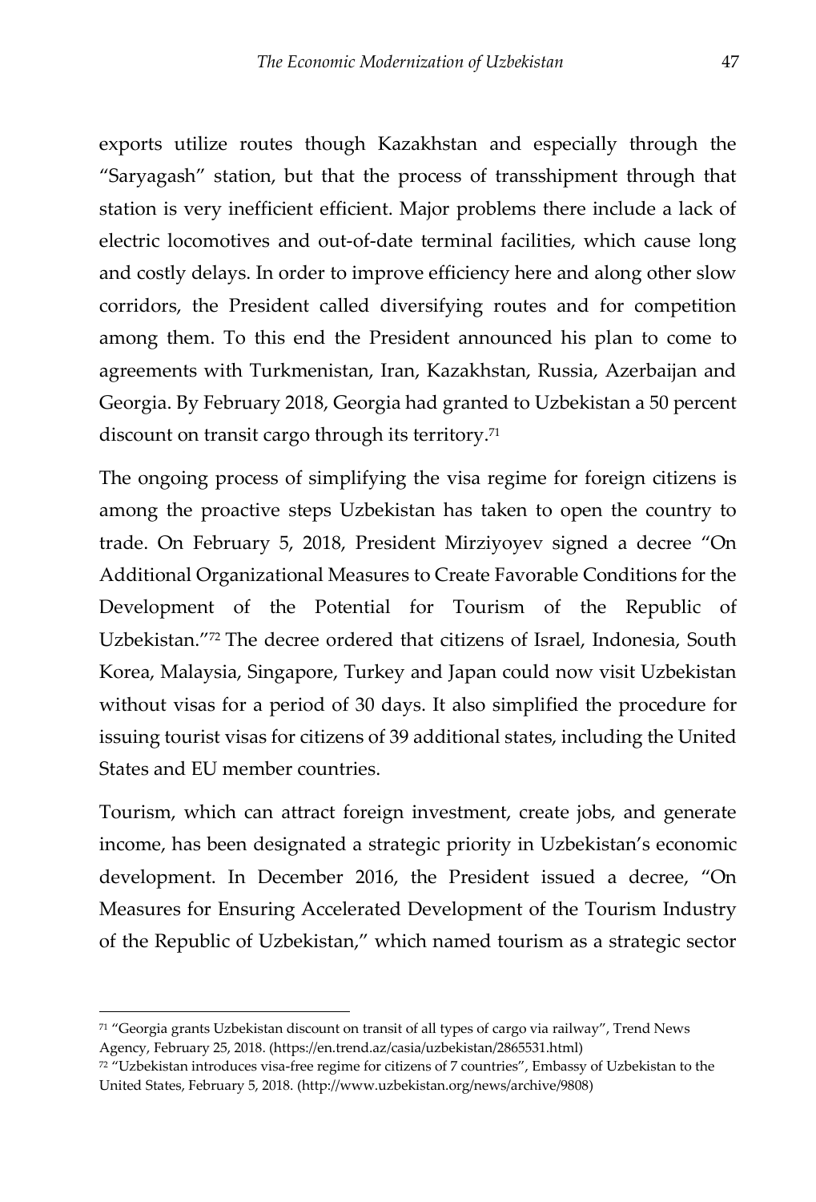exports utilize routes though Kazakhstan and especially through the "Saryagash" station, but that the process of transshipment through that station is very inefficient efficient. Major problems there include a lack of electric locomotives and out-of-date terminal facilities, which cause long and costly delays. In order to improve efficiency here and along other slow corridors, the President called diversifying routes and for competition among them. To this end the President announced his plan to come to agreements with Turkmenistan, Iran, Kazakhstan, Russia, Azerbaijan and Georgia. By February 2018, Georgia had granted to Uzbekistan a 50 percent discount on transit cargo through its territory.[71]

The ongoing process of simplifying the visa regime for foreign citizens is among the proactive steps Uzbekistan has taken to open the country to trade. On February 5, 2018, President Mirziyoyev signed a decree "On Additional Organizational Measures to Create Favorable Conditions for the Development of the Potential for Tourism of the Republic of Uzbekistan."[72] The decree ordered that citizens of Israel, Indonesia, South Korea, Malaysia, Singapore, Turkey and Japan could now visit Uzbekistan without visas for a period of 30 days. It also simplified the procedure for issuing tourist visas for citizens of 39 additional states, including the United States and EU member countries.

Tourism, which can attract foreign investment, create jobs, and generate income, has been designated a strategic priority in Uzbekistan's economic development. In December 2016, the President issued a decree, "On Measures for Ensuring Accelerated Development of the Tourism Industry of the Republic of Uzbekistan," which named tourism as a strategic sector

---

[71] "Georgia grants Uzbekistan discount on transit of all types of cargo via railway", Trend News Agency, February 25, 2018. (https://en.trend.az/casia/uzbekistan/2865531.html)

[72] "Uzbekistan introduces visa-free regime for citizens of 7 countries", Embassy of Uzbekistan to the United States, February 5, 2018. (http://www.uzbekistan.org/news/archive/9808)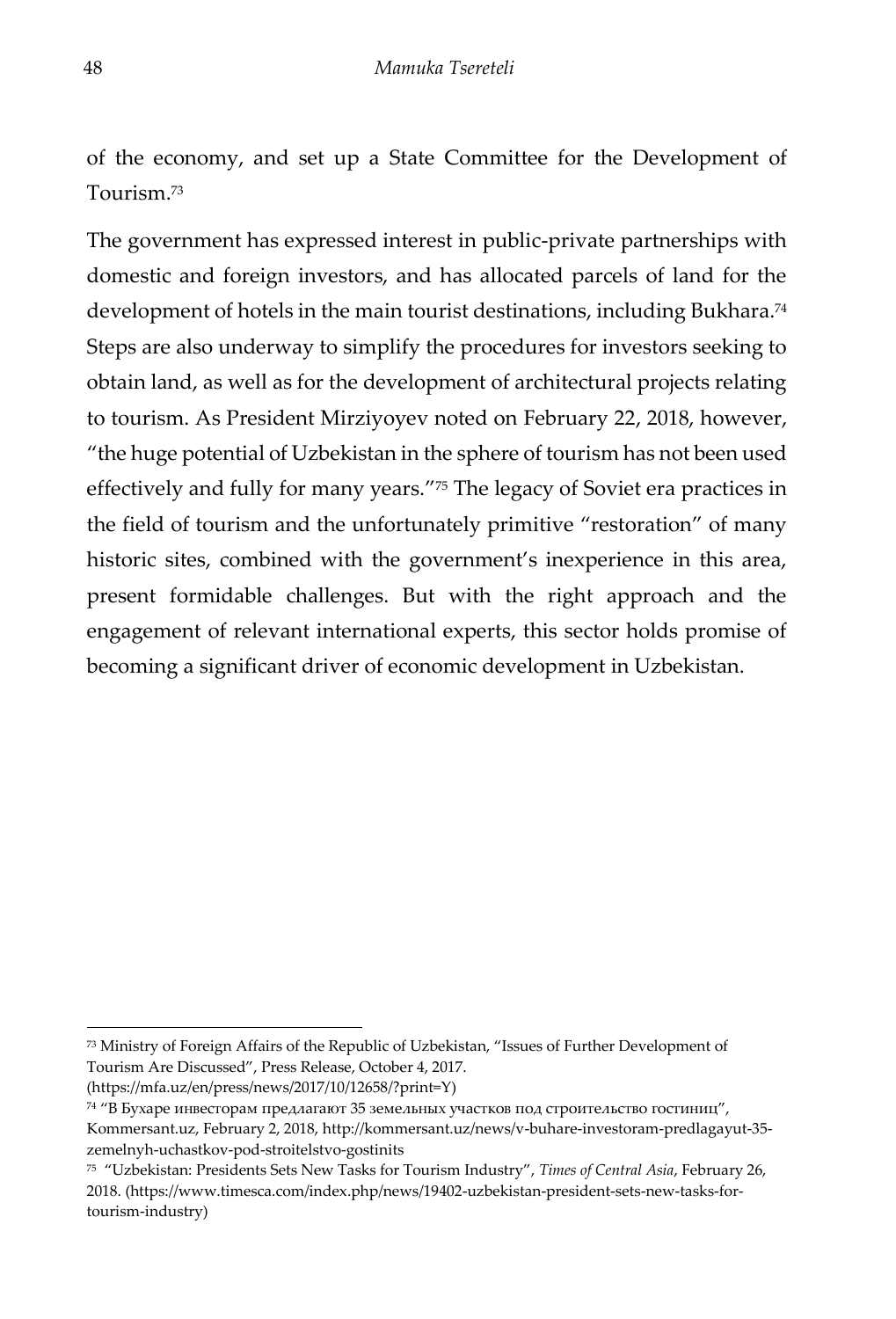of the economy, and set up a State Committee for the Development of Tourism.[73]

The government has expressed interest in public-private partnerships with domestic and foreign investors, and has allocated parcels of land for the development of hotels in the main tourist destinations, including Bukhara.[74] Steps are also underway to simplify the procedures for investors seeking to obtain land, as well as for the development of architectural projects relating to tourism. As President Mirziyoyev noted on February 22, 2018, however, "the huge potential of Uzbekistan in the sphere of tourism has not been used effectively and fully for many years."[75] The legacy of Soviet era practices in the field of tourism and the unfortunately primitive "restoration" of many historic sites, combined with the government's inexperience in this area, present formidable challenges. But with the right approach and the engagement of relevant international experts, this sector holds promise of becoming a significant driver of economic development in Uzbekistan.

---

[73] Ministry of Foreign Affairs of the Republic of Uzbekistan, "Issues of Further Development of Tourism Are Discussed", Press Release, October 4, 2017. (https://mfa.uz/en/press/news/2017/10/12658/?print=Y)

[74] "В Бухаре инвесторам предлагают 35 земельных участков под строительство гостиниц", Kommersant.uz, February 2, 2018, http://kommersant.uz/news/v-buhare-investoram-predlagayut-35-zemelnyh-uchastkov-pod-stroitelstvo-gostinits

[75] "Uzbekistan: Presidents Sets New Tasks for Tourism Industry", *Times of Central Asia*, February 26, 2018. (https://www.timesca.com/index.php/news/19402-uzbekistan-president-sets-new-tasks-for-tourism-industry)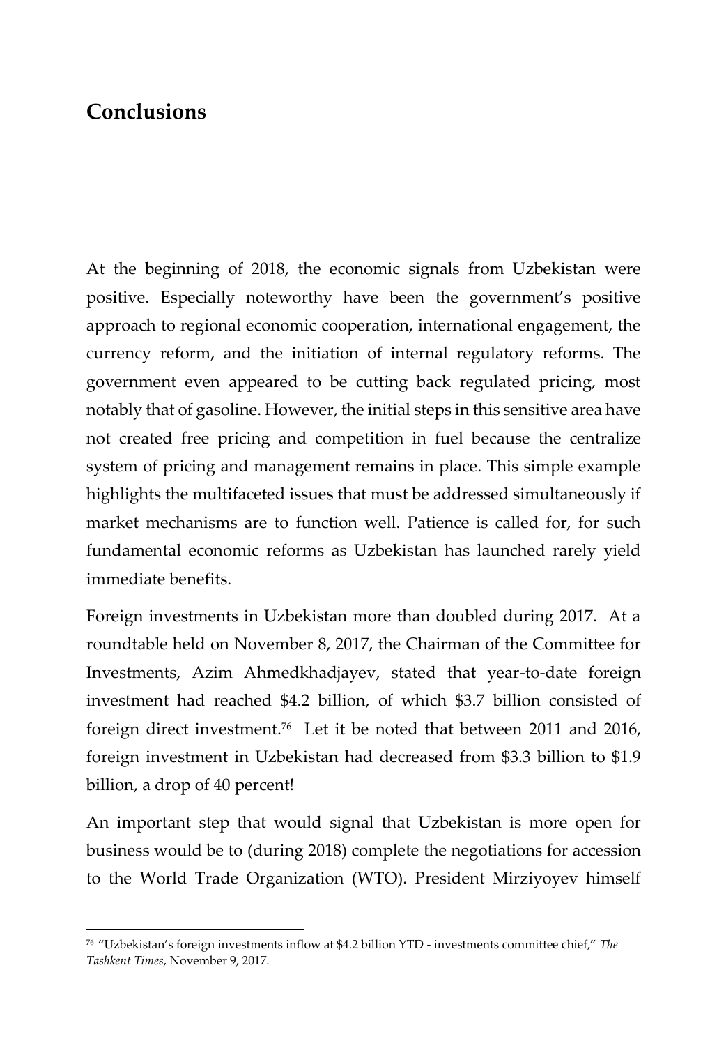## Conclusions

At the beginning of 2018, the economic signals from Uzbekistan were positive. Especially noteworthy have been the government's positive approach to regional economic cooperation, international engagement, the currency reform, and the initiation of internal regulatory reforms. The government even appeared to be cutting back regulated pricing, most notably that of gasoline. However, the initial steps in this sensitive area have not created free pricing and competition in fuel because the centralize system of pricing and management remains in place. This simple example highlights the multifaceted issues that must be addressed simultaneously if market mechanisms are to function well. Patience is called for, for such fundamental economic reforms as Uzbekistan has launched rarely yield immediate benefits.

Foreign investments in Uzbekistan more than doubled during 2017. At a roundtable held on November 8, 2017, the Chairman of the Committee for Investments, Azim Ahmedkhadjayev, stated that year-to-date foreign investment had reached $4.2 billion, of which $3.7 billion consisted of foreign direct investment.[76] Let it be noted that between 2011 and 2016, foreign investment in Uzbekistan had decreased from $3.3 billion to $1.9 billion, a drop of 40 percent!

An important step that would signal that Uzbekistan is more open for business would be to (during 2018) complete the negotiations for accession to the World Trade Organization (WTO). President Mirziyoyev himself

[76] "Uzbekistan's foreign investments inflow at $4.2 billion YTD - investments committee chief," *The Tashkent Times*, November 9, 2017.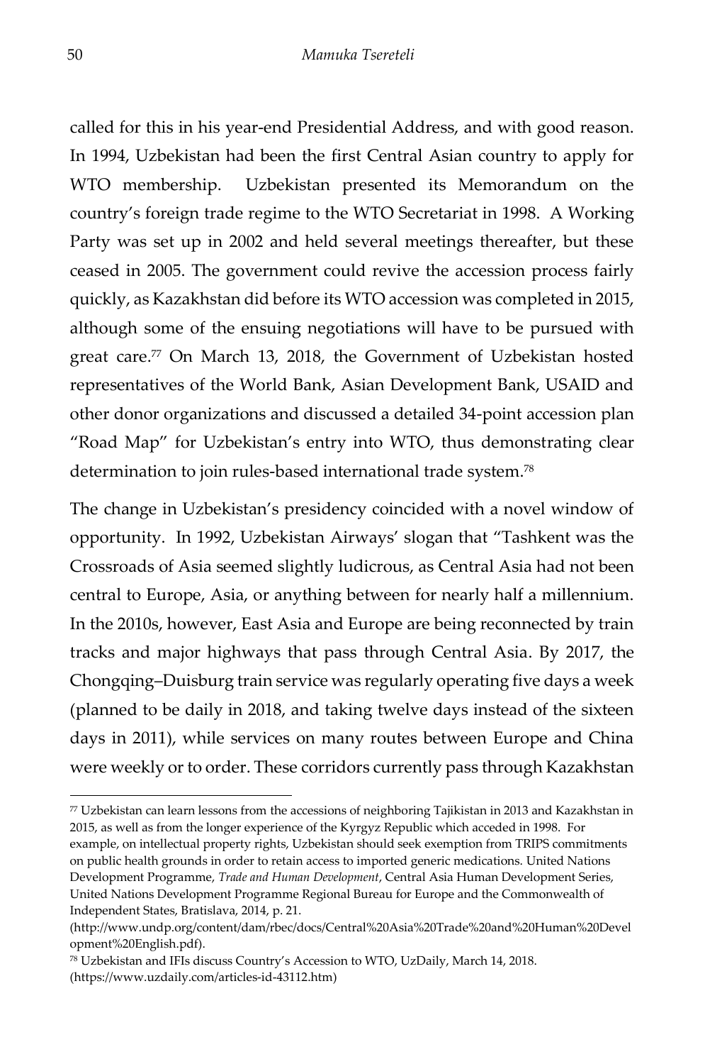called for this in his year-end Presidential Address, and with good reason. In 1994, Uzbekistan had been the first Central Asian country to apply for WTO membership. Uzbekistan presented its Memorandum on the country's foreign trade regime to the WTO Secretariat in 1998. A Working Party was set up in 2002 and held several meetings thereafter, but these ceased in 2005. The government could revive the accession process fairly quickly, as Kazakhstan did before its WTO accession was completed in 2015, although some of the ensuing negotiations will have to be pursued with great care.[77] On March 13, 2018, the Government of Uzbekistan hosted representatives of the World Bank, Asian Development Bank, USAID and other donor organizations and discussed a detailed 34-point accession plan "Road Map" for Uzbekistan's entry into WTO, thus demonstrating clear determination to join rules-based international trade system.[78]

The change in Uzbekistan's presidency coincided with a novel window of opportunity. In 1992, Uzbekistan Airways' slogan that "Tashkent was the Crossroads of Asia seemed slightly ludicrous, as Central Asia had not been central to Europe, Asia, or anything between for nearly half a millennium. In the 2010s, however, East Asia and Europe are being reconnected by train tracks and major highways that pass through Central Asia. By 2017, the Chongqing–Duisburg train service was regularly operating five days a week (planned to be daily in 2018, and taking twelve days instead of the sixteen days in 2011), while services on many routes between Europe and China were weekly or to order. These corridors currently pass through Kazakhstan

---

[77] Uzbekistan can learn lessons from the accessions of neighboring Tajikistan in 2013 and Kazakhstan in 2015, as well as from the longer experience of the Kyrgyz Republic which acceded in 1998. For example, on intellectual property rights, Uzbekistan should seek exemption from TRIPS commitments on public health grounds in order to retain access to imported generic medications. United Nations Development Programme, *Trade and Human Development*, Central Asia Human Development Series, United Nations Development Programme Regional Bureau for Europe and the Commonwealth of Independent States, Bratislava, 2014, p. 21. (http://www.undp.org/content/dam/rbec/docs/Central%20Asia%20Trade%20and%20Human%20Development%20English.pdf).

[78] Uzbekistan and IFIs discuss Country's Accession to WTO, UzDaily, March 14, 2018. (https://www.uzdaily.com/articles-id-43112.htm)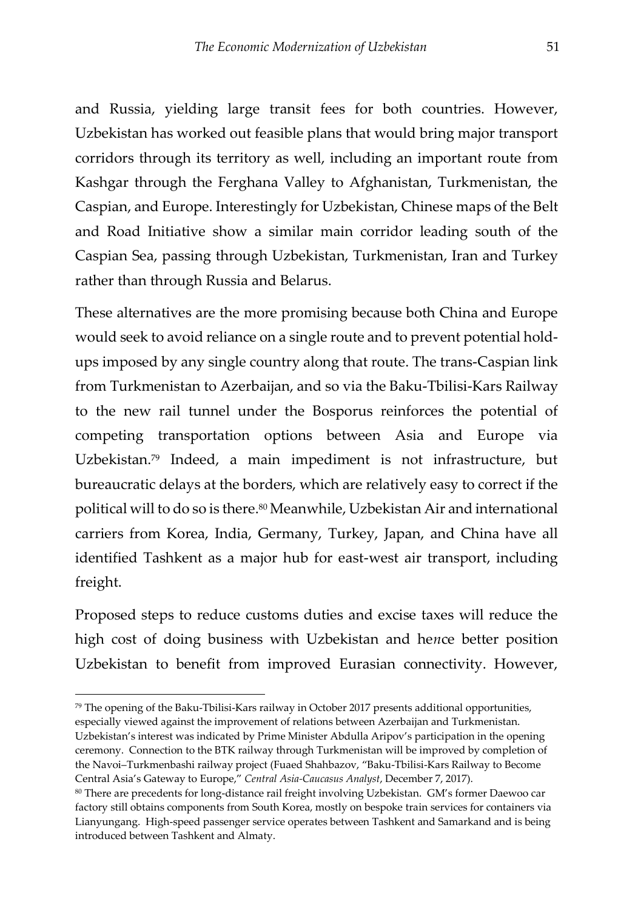and Russia, yielding large transit fees for both countries. However, Uzbekistan has worked out feasible plans that would bring major transport corridors through its territory as well, including an important route from Kashgar through the Ferghana Valley to Afghanistan, Turkmenistan, the Caspian, and Europe. Interestingly for Uzbekistan, Chinese maps of the Belt and Road Initiative show a similar main corridor leading south of the Caspian Sea, passing through Uzbekistan, Turkmenistan, Iran and Turkey rather than through Russia and Belarus.

These alternatives are the more promising because both China and Europe would seek to avoid reliance on a single route and to prevent potential hold-ups imposed by any single country along that route. The trans-Caspian link from Turkmenistan to Azerbaijan, and so via the Baku-Tbilisi-Kars Railway to the new rail tunnel under the Bosporus reinforces the potential of competing transportation options between Asia and Europe via Uzbekistan.[79] Indeed, a main impediment is not infrastructure, but bureaucratic delays at the borders, which are relatively easy to correct if the political will to do so is there.[80] Meanwhile, Uzbekistan Air and international carriers from Korea, India, Germany, Turkey, Japan, and China have all identified Tashkent as a major hub for east-west air transport, including freight.

Proposed steps to reduce customs duties and excise taxes will reduce the high cost of doing business with Uzbekistan and he*n*ce better position Uzbekistan to benefit from improved Eurasian connectivity. However,

---

[79] The opening of the Baku-Tbilisi-Kars railway in October 2017 presents additional opportunities, especially viewed against the improvement of relations between Azerbaijan and Turkmenistan. Uzbekistan's interest was indicated by Prime Minister Abdulla Aripov's participation in the opening ceremony. Connection to the BTK railway through Turkmenistan will be improved by completion of the Navoi–Turkmenbashi railway project (Fuaed Shahbazov, "Baku-Tbilisi-Kars Railway to Become Central Asia's Gateway to Europe," *Central Asia-Caucasus Analyst*, December 7, 2017).

[80] There are precedents for long-distance rail freight involving Uzbekistan. GM's former Daewoo car factory still obtains components from South Korea, mostly on bespoke train services for containers via Lianyungang. High-speed passenger service operates between Tashkent and Samarkand and is being introduced between Tashkent and Almaty.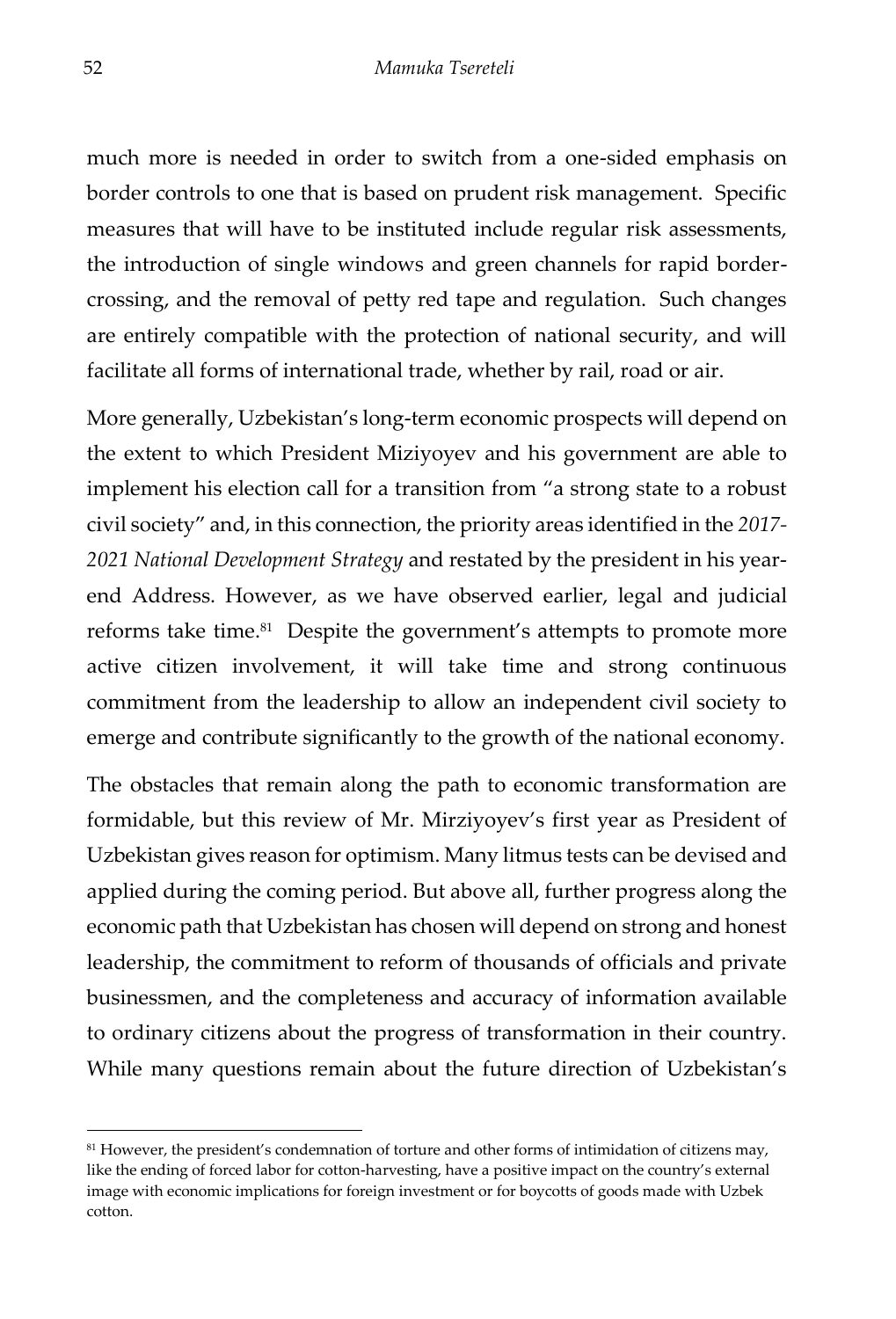much more is needed in order to switch from a one-sided emphasis on border controls to one that is based on prudent risk management. Specific measures that will have to be instituted include regular risk assessments, the introduction of single windows and green channels for rapid border-crossing, and the removal of petty red tape and regulation. Such changes are entirely compatible with the protection of national security, and will facilitate all forms of international trade, whether by rail, road or air.

More generally, Uzbekistan's long-term economic prospects will depend on the extent to which President Miziyoyev and his government are able to implement his election call for a transition from "a strong state to a robust civil society" and, in this connection, the priority areas identified in the *2017-2021 National Development Strategy* and restated by the president in his year-end Address. However, as we have observed earlier, legal and judicial reforms take time.[81] Despite the government's attempts to promote more active citizen involvement, it will take time and strong continuous commitment from the leadership to allow an independent civil society to emerge and contribute significantly to the growth of the national economy.

The obstacles that remain along the path to economic transformation are formidable, but this review of Mr. Mirziyoyev's first year as President of Uzbekistan gives reason for optimism. Many litmus tests can be devised and applied during the coming period. But above all, further progress along the economic path that Uzbekistan has chosen will depend on strong and honest leadership, the commitment to reform of thousands of officials and private businessmen, and the completeness and accuracy of information available to ordinary citizens about the progress of transformation in their country. While many questions remain about the future direction of Uzbekistan's

---

[81] However, the president's condemnation of torture and other forms of intimidation of citizens may, like the ending of forced labor for cotton-harvesting, have a positive impact on the country's external image with economic implications for foreign investment or for boycotts of goods made with Uzbek cotton.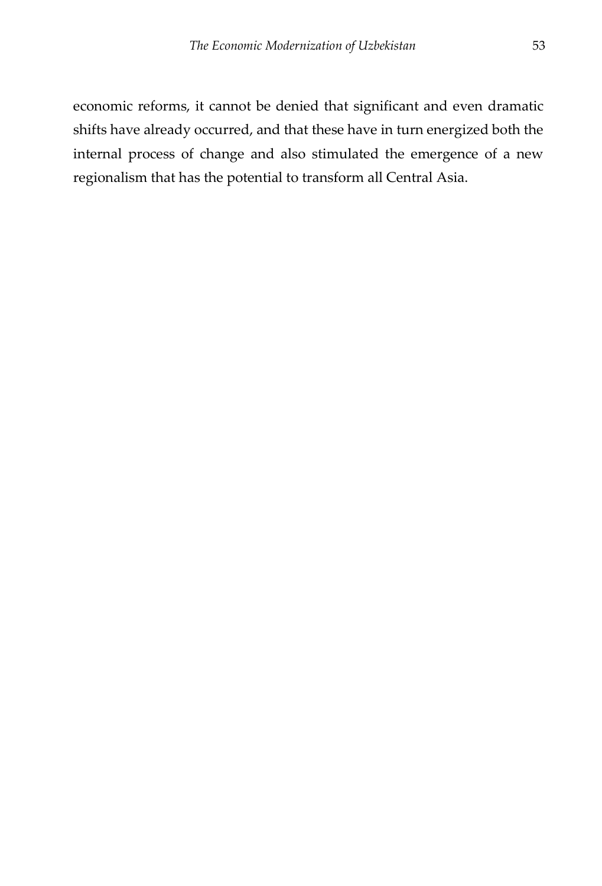economic reforms, it cannot be denied that significant and even dramatic shifts have already occurred, and that these have in turn energized both the internal process of change and also stimulated the emergence of a new regionalism that has the potential to transform all Central Asia.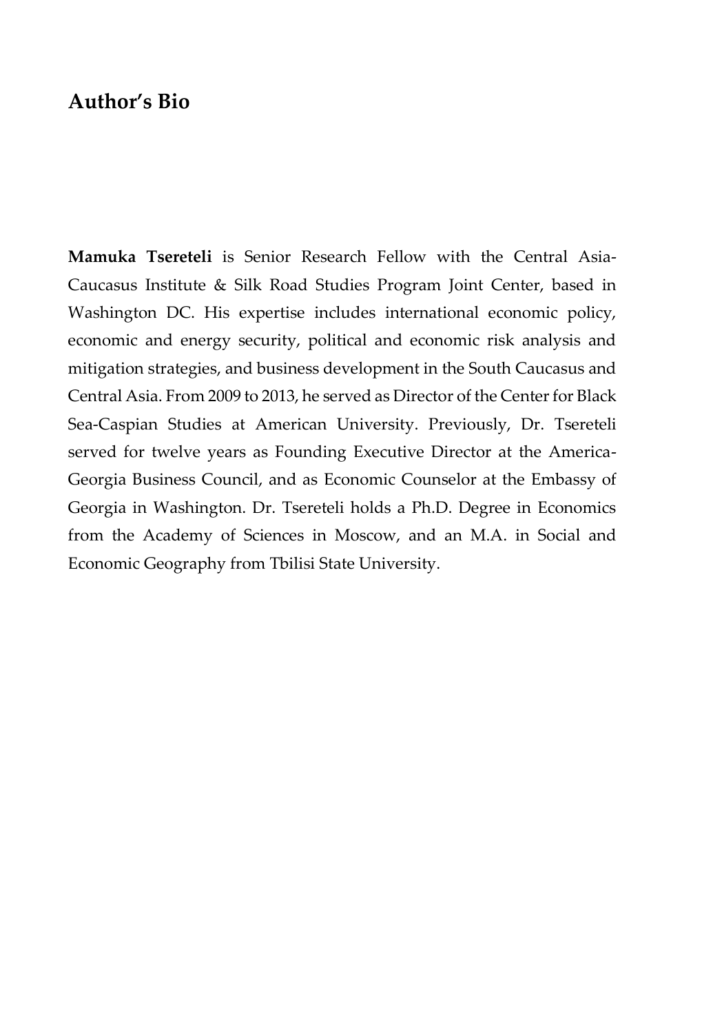## Author's Bio

**Mamuka Tsereteli** is Senior Research Fellow with the Central Asia-Caucasus Institute & Silk Road Studies Program Joint Center, based in Washington DC. His expertise includes international economic policy, economic and energy security, political and economic risk analysis and mitigation strategies, and business development in the South Caucasus and Central Asia. From 2009 to 2013, he served as Director of the Center for Black Sea-Caspian Studies at American University. Previously, Dr. Tsereteli served for twelve years as Founding Executive Director at the America-Georgia Business Council, and as Economic Counselor at the Embassy of Georgia in Washington. Dr. Tsereteli holds a Ph.D. Degree in Economics from the Academy of Sciences in Moscow, and an M.A. in Social and Economic Geography from Tbilisi State University.